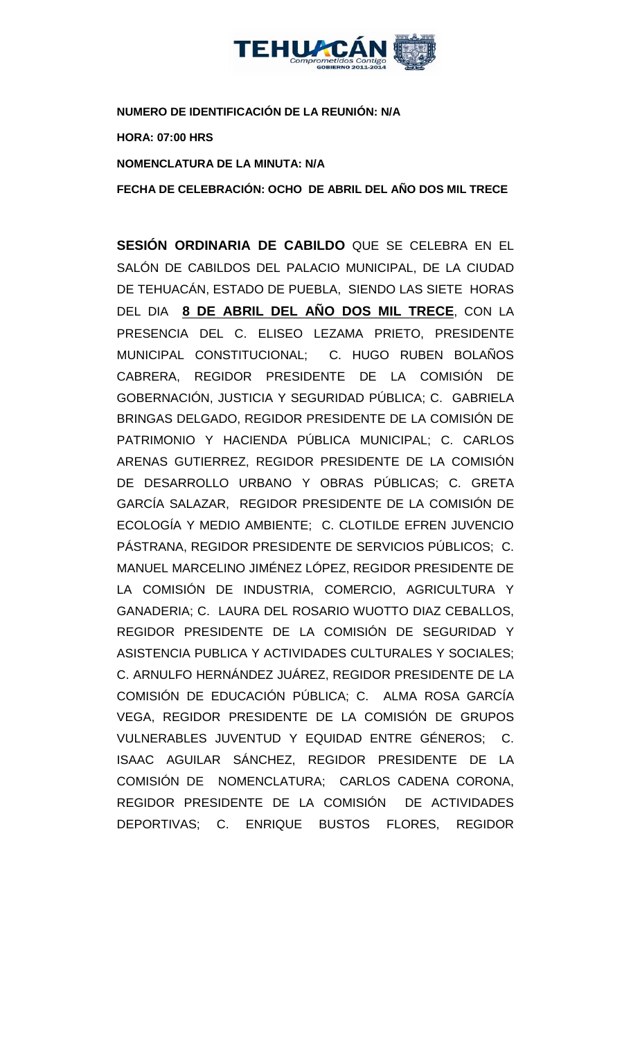**NUMERO DE IDENTIFICACIÓN DE LA REUNIÓN: N/A**

**HORA: 07:00 HRS**

**NOMENCLATURA DE LA MINUTA: N/A**

**FECHA DE CELEBRACIÓN: OCHO DE ABRIL DEL AÑO DOS MIL TRECE**

**SESIÓN ORDINARIA DE CABILDO** QUE SE CELEBRA EN EL SALÓN DE CABILDOS DEL PALACIO MUNICIPAL, DE LA CIUDAD DE TEHUACÁN, ESTADO DE PUEBLA, SIENDO LAS SIETE HORAS DEL DIA **8 DE ABRIL DEL AÑO DOS MIL TRECE**, CON LA PRESENCIA DEL C. ELISEO LEZAMA PRIETO, PRESIDENTE MUNICIPAL CONSTITUCIONAL; C. HUGO RUBEN BOLAÑOS CABRERA, REGIDOR PRESIDENTE DE LA COMISIÓN DE GOBERNACIÓN, JUSTICIA Y SEGURIDAD PÚBLICA; C. GABRIELA BRINGAS DELGADO, REGIDOR PRESIDENTE DE LA COMISIÓN DE PATRIMONIO Y HACIENDA PÚBLICA MUNICIPAL; C. CARLOS ARENAS GUTIERREZ, REGIDOR PRESIDENTE DE LA COMISIÓN DE DESARROLLO URBANO Y OBRAS PÚBLICAS; C. GRETA GARCÍA SALAZAR, REGIDOR PRESIDENTE DE LA COMISIÓN DE ECOLOGÍA Y MEDIO AMBIENTE; C. CLOTILDE EFREN JUVENCIO PÁSTRANA, REGIDOR PRESIDENTE DE SERVICIOS PÚBLICOS; C. MANUEL MARCELINO JIMÉNEZ LÓPEZ, REGIDOR PRESIDENTE DE LA COMISIÓN DE INDUSTRIA, COMERCIO, AGRICULTURA Y GANADERIA; C. LAURA DEL ROSARIO WUOTTO DIAZ CEBALLOS, REGIDOR PRESIDENTE DE LA COMISIÓN DE SEGURIDAD Y ASISTENCIA PUBLICA Y ACTIVIDADES CULTURALES Y SOCIALES; C. ARNULFO HERNÁNDEZ JUÁREZ, REGIDOR PRESIDENTE DE LA COMISIÓN DE EDUCACIÓN PÚBLICA; C. ALMA ROSA GARCÍA VEGA, REGIDOR PRESIDENTE DE LA COMISIÓN DE GRUPOS VULNERABLES JUVENTUD Y EQUIDAD ENTRE GÉNEROS; C. ISAAC AGUILAR SÁNCHEZ, REGIDOR PRESIDENTE DE LA COMISIÓN DE NOMENCLATURA; CARLOS CADENA CORONA, REGIDOR PRESIDENTE DE LA COMISIÓN DE ACTIVIDADES DEPORTIVAS; C. ENRIQUE BUSTOS FLORES, REGIDOR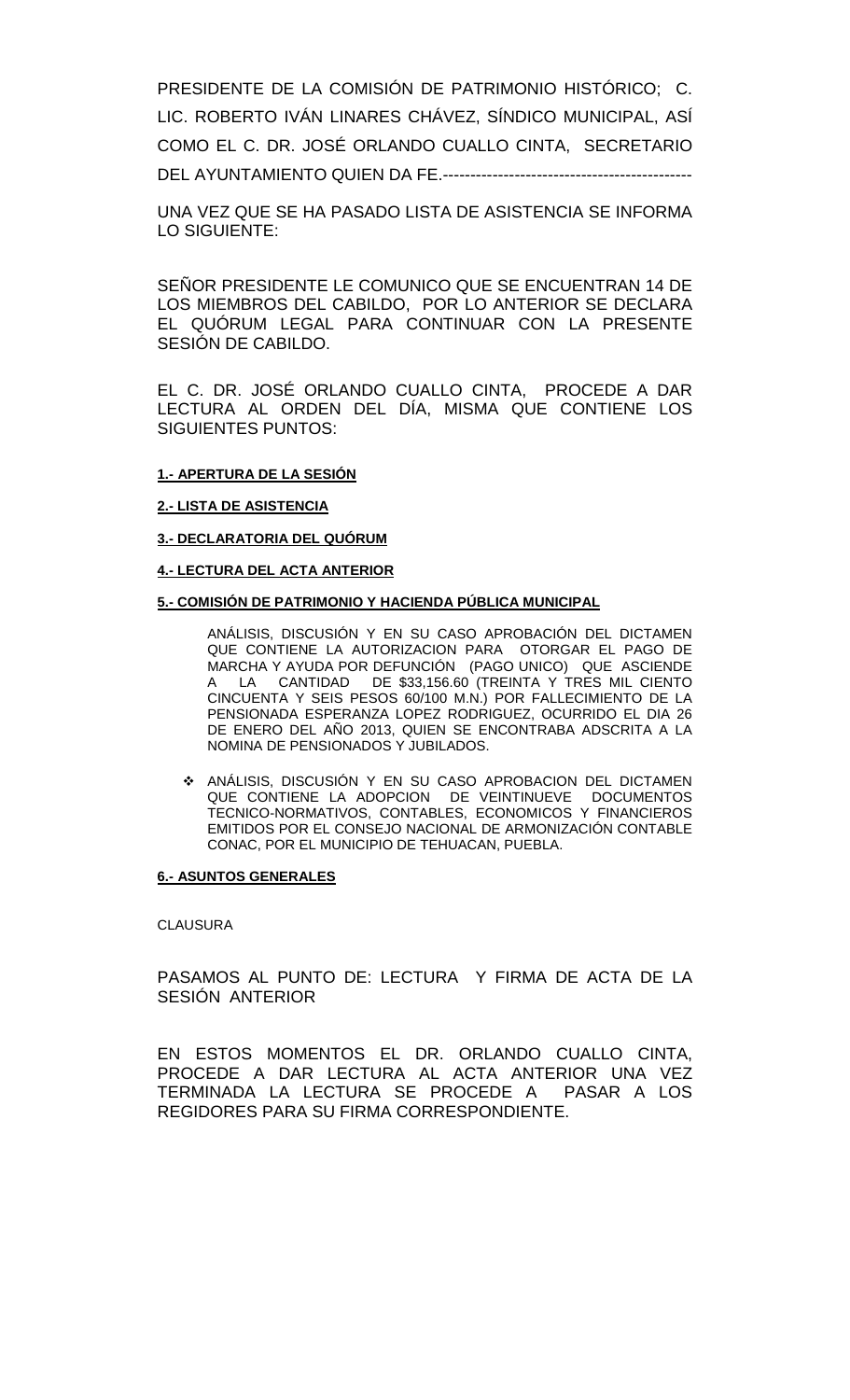PRESIDENTE DE LA COMISIÓN DE PATRIMONIO HISTÓRICO; C. LIC. ROBERTO IVÁN LINARES CHÁVEZ, SÍNDICO MUNICIPAL, ASÍ COMO EL C. DR. JOSÉ ORLANDO CUALLO CINTA, SECRETARIO DEL AYUNTAMIENTO QUIEN DA FE.----------------------------------------------

UNA VEZ QUE SE HA PASADO LISTA DE ASISTENCIA SE INFORMA LO SIGUIENTE:

SEÑOR PRESIDENTE LE COMUNICO QUE SE ENCUENTRAN 14 DE LOS MIEMBROS DEL CABILDO, POR LO ANTERIOR SE DECLARA EL QUÓRUM LEGAL PARA CONTINUAR CON LA PRESENTE SESIÓN DE CABILDO.

EL C. DR. JOSÉ ORLANDO CUALLO CINTA, PROCEDE A DAR LECTURA AL ORDEN DEL DÍA, MISMA QUE CONTIENE LOS SIGUIENTES PUNTOS:

**1.- APERTURA DE LA SESIÓN**

**2.- LISTA DE ASISTENCIA**

**3.- DECLARATORIA DEL QUÓRUM**

**4.- LECTURA DEL ACTA ANTERIOR**

**5.- COMISIÓN DE PATRIMONIO Y HACIENDA PÚBLICA MUNICIPAL**

ANÁLISIS, DISCUSIÓN Y EN SU CASO APROBACIÓN DEL DICTAMEN QUE CONTIENE LA AUTORIZACION PARA OTORGAR EL PAGO DE MARCHA Y AYUDA POR DEFUNCIÓN (PAGO UNICO) QUE ASCIENDE A LA CANTIDAD DE $33,156.60 (TREINTA Y TRES MIL CIENTO CINCUENTA Y SEIS PESOS 60/100 M.N.) POR FALLECIMIENTO DE LA PENSIONADA ESPERANZA LOPEZ RODRIGUEZ, OCURRIDO EL DIA 26 DE ENERO DEL AÑO 2013, QUIEN SE ENCONTRABA ADSCRITA A LA NOMINA DE PENSIONADOS Y JUBILADOS.

- ANÁLISIS, DISCUSIÓN Y EN SU CASO APROBACION DEL DICTAMEN QUE CONTIENE LA ADOPCION DE VEINTINUEVE DOCUMENTOS TECNICO-NORMATIVOS, CONTABLES, ECONOMICOS Y FINANCIEROS EMITIDOS POR EL CONSEJO NACIONAL DE ARMONIZACIÓN CONTABLE CONAC, POR EL MUNICIPIO DE TEHUACAN, PUEBLA.

**6.- ASUNTOS GENERALES**

CLAUSURA

PASAMOS AL PUNTO DE: LECTURA Y FIRMA DE ACTA DE LA SESIÓN ANTERIOR

EN ESTOS MOMENTOS EL DR. ORLANDO CUALLO CINTA, PROCEDE A DAR LECTURA AL ACTA ANTERIOR UNA VEZ TERMINADA LA LECTURA SE PROCEDE A PASAR A LOS REGIDORES PARA SU FIRMA CORRESPONDIENTE.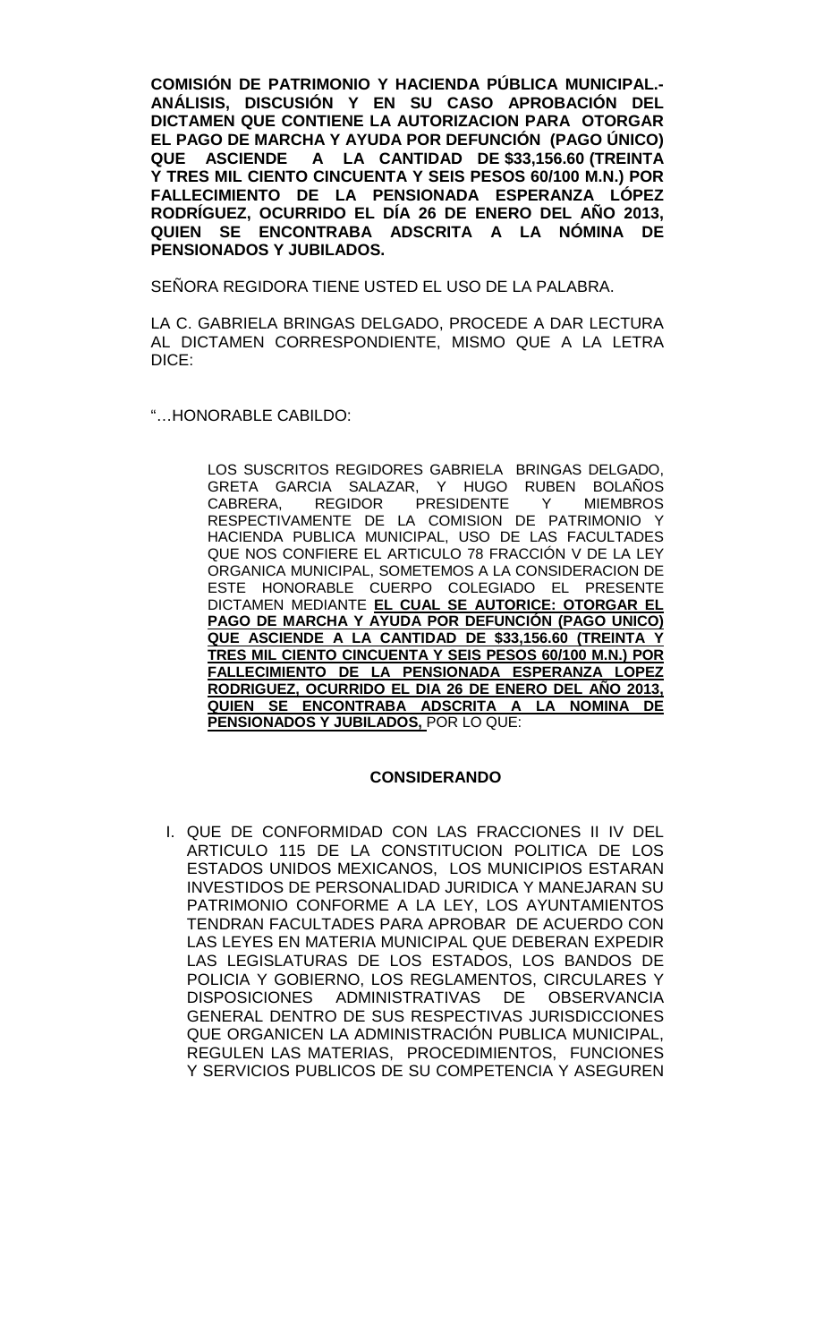**COMISIÓN DE PATRIMONIO Y HACIENDA PÚBLICA MUNICIPAL.- ANÁLISIS, DISCUSIÓN Y EN SU CASO APROBACIÓN DEL DICTAMEN QUE CONTIENE LA AUTORIZACION PARA OTORGAR EL PAGO DE MARCHA Y AYUDA POR DEFUNCIÓN (PAGO ÚNICO) QUE ASCIENDE A LA CANTIDAD DE $33,156.60 (TREINTA Y TRES MIL CIENTO CINCUENTA Y SEIS PESOS 60/100 M.N.) POR FALLECIMIENTO DE LA PENSIONADA ESPERANZA LÓPEZ RODRÍGUEZ, OCURRIDO EL DÍA 26 DE ENERO DEL AÑO 2013, QUIEN SE ENCONTRABA ADSCRITA A LA NÓMINA DE PENSIONADOS Y JUBILADOS.**

SEÑORA REGIDORA TIENE USTED EL USO DE LA PALABRA.

LA C. GABRIELA BRINGAS DELGADO, PROCEDE A DAR LECTURA AL DICTAMEN CORRESPONDIENTE, MISMO QUE A LA LETRA DICE:

"…HONORABLE CABILDO:

> LOS SUSCRITOS REGIDORES GABRIELA BRINGAS DELGADO, GRETA GARCIA SALAZAR, Y HUGO RUBEN BOLAÑOS CABRERA, REGIDOR PRESIDENTE Y MIEMBROS RESPECTIVAMENTE DE LA COMISION DE PATRIMONIO Y HACIENDA PUBLICA MUNICIPAL, USO DE LAS FACULTADES QUE NOS CONFIERE EL ARTICULO 78 FRACCIÓN V DE LA LEY ORGANICA MUNICIPAL, SOMETEMOS A LA CONSIDERACION DE ESTE HONORABLE CUERPO COLEGIADO EL PRESENTE DICTAMEN MEDIANTE **EL CUAL SE AUTORICE: OTORGAR EL PAGO DE MARCHA Y AYUDA POR DEFUNCIÓN (PAGO UNICO) QUE ASCIENDE A LA CANTIDAD DE $33,156.60 (TREINTA Y TRES MIL CIENTO CINCUENTA Y SEIS PESOS 60/100 M.N.) POR FALLECIMIENTO DE LA PENSIONADA ESPERANZA LOPEZ RODRIGUEZ, OCURRIDO EL DIA 26 DE ENERO DEL AÑO 2013, QUIEN SE ENCONTRABA ADSCRITA A LA NOMINA DE PENSIONADOS Y JUBILADOS,** POR LO QUE:

**CONSIDERANDO**

I. QUE DE CONFORMIDAD CON LAS FRACCIONES II IV DEL ARTICULO 115 DE LA CONSTITUCION POLITICA DE LOS ESTADOS UNIDOS MEXICANOS, LOS MUNICIPIOS ESTARAN INVESTIDOS DE PERSONALIDAD JURIDICA Y MANEJARAN SU PATRIMONIO CONFORME A LA LEY, LOS AYUNTAMIENTOS TENDRAN FACULTADES PARA APROBAR DE ACUERDO CON LAS LEYES EN MATERIA MUNICIPAL QUE DEBERAN EXPEDIR LAS LEGISLATURAS DE LOS ESTADOS, LOS BANDOS DE POLICIA Y GOBIERNO, LOS REGLAMENTOS, CIRCULARES Y DISPOSICIONES ADMINISTRATIVAS DE OBSERVANCIA GENERAL DENTRO DE SUS RESPECTIVAS JURISDICCIONES QUE ORGANICEN LA ADMINISTRACIÓN PUBLICA MUNICIPAL, REGULEN LAS MATERIAS, PROCEDIMIENTOS, FUNCIONES Y SERVICIOS PUBLICOS DE SU COMPETENCIA Y ASEGUREN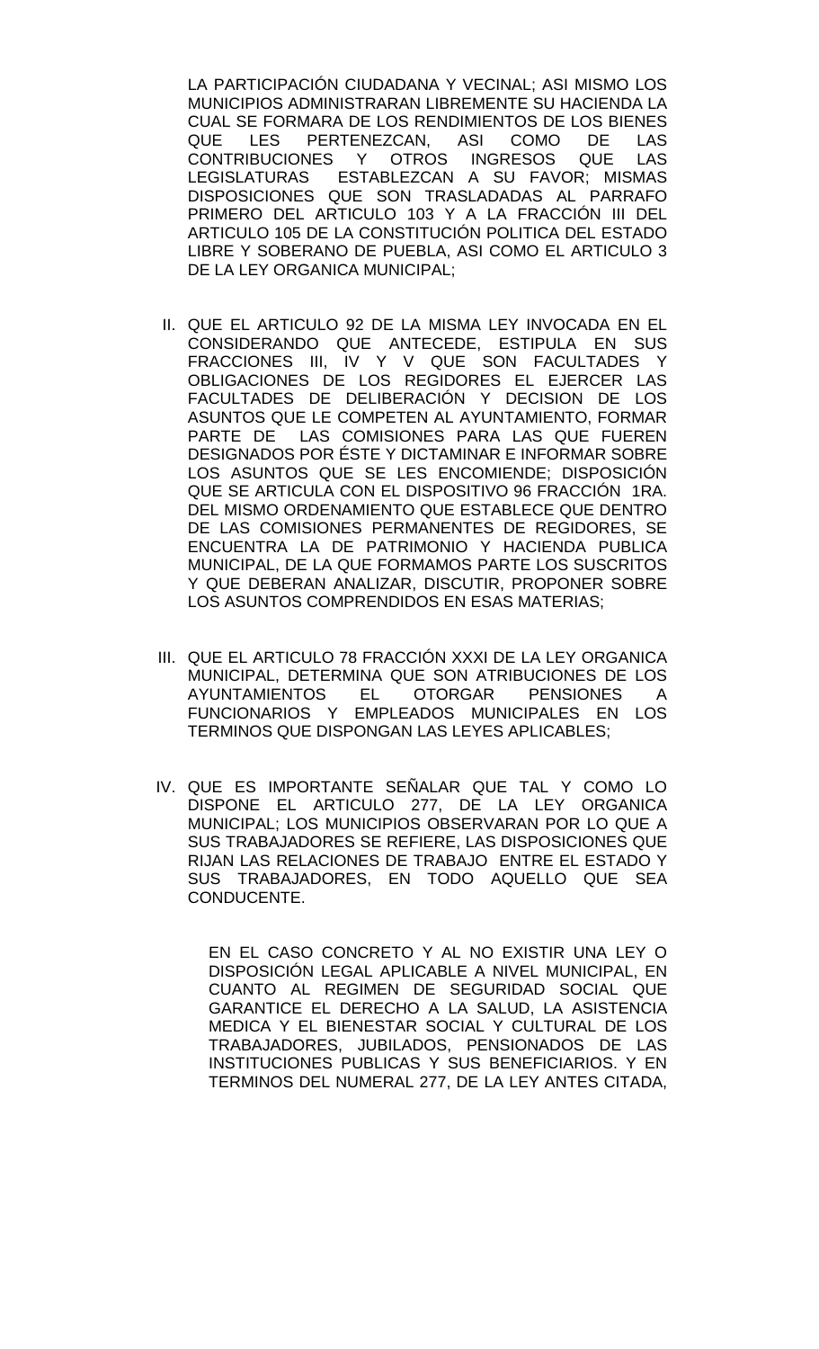LA PARTICIPACIÓN CIUDADANA Y VECINAL; ASI MISMO LOS MUNICIPIOS ADMINISTRARAN LIBREMENTE SU HACIENDA LA CUAL SE FORMARA DE LOS RENDIMIENTOS DE LOS BIENES QUE LES PERTENEZCAN, ASI COMO DE LAS CONTRIBUCIONES Y OTROS INGRESOS QUE LAS LEGISLATURAS ESTABLEZCAN A SU FAVOR; MISMAS DISPOSICIONES QUE SON TRASLADADAS AL PARRAFO PRIMERO DEL ARTICULO 103 Y A LA FRACCIÓN III DEL ARTICULO 105 DE LA CONSTITUCIÓN POLITICA DEL ESTADO LIBRE Y SOBERANO DE PUEBLA, ASI COMO EL ARTICULO 3 DE LA LEY ORGANICA MUNICIPAL;

II. QUE EL ARTICULO 92 DE LA MISMA LEY INVOCADA EN EL CONSIDERANDO QUE ANTECEDE, ESTIPULA EN SUS FRACCIONES III, IV Y V QUE SON FACULTADES Y OBLIGACIONES DE LOS REGIDORES EL EJERCER LAS FACULTADES DE DELIBERACIÓN Y DECISION DE LOS ASUNTOS QUE LE COMPETEN AL AYUNTAMIENTO, FORMAR PARTE DE LAS COMISIONES PARA LAS QUE FUEREN DESIGNADOS POR ÉSTE Y DICTAMINAR E INFORMAR SOBRE LOS ASUNTOS QUE SE LES ENCOMIENDE; DISPOSICIÓN QUE SE ARTICULA CON EL DISPOSITIVO 96 FRACCIÓN 1RA. DEL MISMO ORDENAMIENTO QUE ESTABLECE QUE DENTRO DE LAS COMISIONES PERMANENTES DE REGIDORES, SE ENCUENTRA LA DE PATRIMONIO Y HACIENDA PUBLICA MUNICIPAL, DE LA QUE FORMAMOS PARTE LOS SUSCRITOS Y QUE DEBERAN ANALIZAR, DISCUTIR, PROPONER SOBRE LOS ASUNTOS COMPRENDIDOS EN ESAS MATERIAS;

III. QUE EL ARTICULO 78 FRACCIÓN XXXI DE LA LEY ORGANICA MUNICIPAL, DETERMINA QUE SON ATRIBUCIONES DE LOS AYUNTAMIENTOS EL OTORGAR PENSIONES A FUNCIONARIOS Y EMPLEADOS MUNICIPALES EN LOS TERMINOS QUE DISPONGAN LAS LEYES APLICABLES;

IV. QUE ES IMPORTANTE SEÑALAR QUE TAL Y COMO LO DISPONE EL ARTICULO 277, DE LA LEY ORGANICA MUNICIPAL; LOS MUNICIPIOS OBSERVARAN POR LO QUE A SUS TRABAJADORES SE REFIERE, LAS DISPOSICIONES QUE RIJAN LAS RELACIONES DE TRABAJO ENTRE EL ESTADO Y SUS TRABAJADORES, EN TODO AQUELLO QUE SEA CONDUCENTE.

EN EL CASO CONCRETO Y AL NO EXISTIR UNA LEY O DISPOSICIÓN LEGAL APLICABLE A NIVEL MUNICIPAL, EN CUANTO AL REGIMEN DE SEGURIDAD SOCIAL QUE GARANTICE EL DERECHO A LA SALUD, LA ASISTENCIA MEDICA Y EL BIENESTAR SOCIAL Y CULTURAL DE LOS TRABAJADORES, JUBILADOS, PENSIONADOS DE LAS INSTITUCIONES PUBLICAS Y SUS BENEFICIARIOS. Y EN TERMINOS DEL NUMERAL 277, DE LA LEY ANTES CITADA,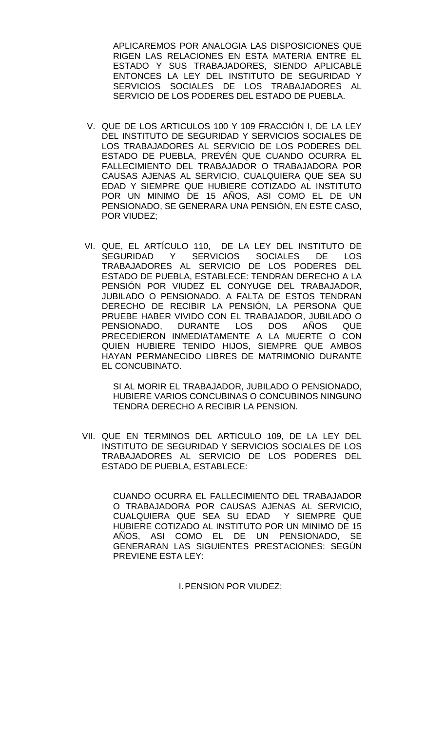APLICAREMOS POR ANALOGIA LAS DISPOSICIONES QUE RIGEN LAS RELACIONES EN ESTA MATERIA ENTRE EL ESTADO Y SUS TRABAJADORES, SIENDO APLICABLE ENTONCES LA LEY DEL INSTITUTO DE SEGURIDAD Y SERVICIOS SOCIALES DE LOS TRABAJADORES AL SERVICIO DE LOS PODERES DEL ESTADO DE PUEBLA.

V. QUE DE LOS ARTICULOS 100 Y 109 FRACCIÓN I, DE LA LEY DEL INSTITUTO DE SEGURIDAD Y SERVICIOS SOCIALES DE LOS TRABAJADORES AL SERVICIO DE LOS PODERES DEL ESTADO DE PUEBLA, PREVÉN QUE CUANDO OCURRA EL FALLECIMIENTO DEL TRABAJADOR O TRABAJADORA POR CAUSAS AJENAS AL SERVICIO, CUALQUIERA QUE SEA SU EDAD Y SIEMPRE QUE HUBIERE COTIZADO AL INSTITUTO POR UN MINIMO DE 15 AÑOS, ASI COMO EL DE UN PENSIONADO, SE GENERARA UNA PENSIÓN, EN ESTE CASO, POR VIUDEZ;

VI. QUE, EL ARTÍCULO 110, DE LA LEY DEL INSTITUTO DE SEGURIDAD Y SERVICIOS SOCIALES DE LOS TRABAJADORES AL SERVICIO DE LOS PODERES DEL ESTADO DE PUEBLA, ESTABLECE: TENDRAN DERECHO A LA PENSIÓN POR VIUDEZ EL CONYUGE DEL TRABAJADOR, JUBILADO O PENSIONADO. A FALTA DE ESTOS TENDRAN DERECHO DE RECIBIR LA PENSIÓN, LA PERSONA QUE PRUEBE HABER VIVIDO CON EL TRABAJADOR, JUBILADO O PENSIONADO, DURANTE LOS DOS AÑOS QUE PRECEDIERON INMEDIATAMENTE A LA MUERTE O CON QUIEN HUBIERE TENIDO HIJOS, SIEMPRE QUE AMBOS HAYAN PERMANECIDO LIBRES DE MATRIMONIO DURANTE EL CONCUBINATO.

SI AL MORIR EL TRABAJADOR, JUBILADO O PENSIONADO, HUBIERE VARIOS CONCUBINAS O CONCUBINOS NINGUNO TENDRA DERECHO A RECIBIR LA PENSION.

VII. QUE EN TERMINOS DEL ARTICULO 109, DE LA LEY DEL INSTITUTO DE SEGURIDAD Y SERVICIOS SOCIALES DE LOS TRABAJADORES AL SERVICIO DE LOS PODERES DEL ESTADO DE PUEBLA, ESTABLECE:

CUANDO OCURRA EL FALLECIMIENTO DEL TRABAJADOR O TRABAJADORA POR CAUSAS AJENAS AL SERVICIO, CUALQUIERA QUE SEA SU EDAD Y SIEMPRE QUE HUBIERE COTIZADO AL INSTITUTO POR UN MINIMO DE 15 AÑOS, ASI COMO EL DE UN PENSIONADO, SE GENERARAN LAS SIGUIENTES PRESTACIONES: SEGÚN PREVIENE ESTA LEY:

I. PENSION POR VIUDEZ;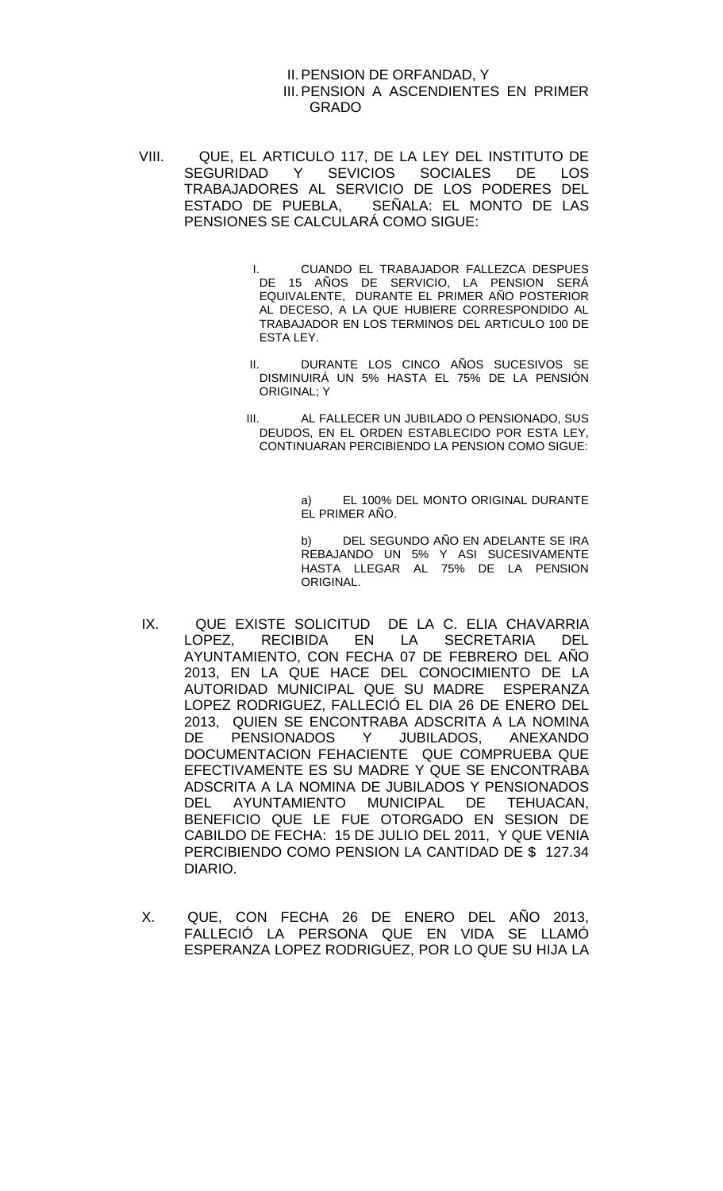II. PENSION DE ORFANDAD, Y
III. PENSION A ASCENDIENTES EN PRIMER GRADO

VIII. QUE, EL ARTICULO 117, DE LA LEY DEL INSTITUTO DE SEGURIDAD Y SEVICIOS SOCIALES DE LOS TRABAJADORES AL SERVICIO DE LOS PODERES DEL ESTADO DE PUEBLA, SEÑALA: EL MONTO DE LAS PENSIONES SE CALCULARÁ COMO SIGUE:

> I. CUANDO EL TRABAJADOR FALLEZCA DESPUES DE 15 AÑOS DE SERVICIO, LA PENSION SERÁ EQUIVALENTE, DURANTE EL PRIMER AÑO POSTERIOR AL DECESO, A LA QUE HUBIERE CORRESPONDIDO AL TRABAJADOR EN LOS TERMINOS DEL ARTICULO 100 DE ESTA LEY.
>
> II. DURANTE LOS CINCO AÑOS SUCESIVOS SE DISMINUIRÁ UN 5% HASTA EL 75% DE LA PENSIÓN ORIGINAL; Y
>
> III. AL FALLECER UN JUBILADO O PENSIONADO, SUS DEUDOS, EN EL ORDEN ESTABLECIDO POR ESTA LEY, CONTINUARAN PERCIBIENDO LA PENSION COMO SIGUE:
>
> > a) EL 100% DEL MONTO ORIGINAL DURANTE EL PRIMER AÑO.
> >
> > b) DEL SEGUNDO AÑO EN ADELANTE SE IRA REBAJANDO UN 5% Y ASI SUCESIVAMENTE HASTA LLEGAR AL 75% DE LA PENSION ORIGINAL.

IX. QUE EXISTE SOLICITUD DE LA C. ELIA CHAVARRIA LOPEZ, RECIBIDA EN LA SECRETARIA DEL AYUNTAMIENTO, CON FECHA 07 DE FEBRERO DEL AÑO 2013, EN LA QUE HACE DEL CONOCIMIENTO DE LA AUTORIDAD MUNICIPAL QUE SU MADRE ESPERANZA LOPEZ RODRIGUEZ, FALLECIÓ EL DIA 26 DE ENERO DEL 2013, QUIEN SE ENCONTRABA ADSCRITA A LA NOMINA DE PENSIONADOS Y JUBILADOS, ANEXANDO DOCUMENTACION FEHACIENTE QUE COMPRUEBA QUE EFECTIVAMENTE ES SU MADRE Y QUE SE ENCONTRABA ADSCRITA A LA NOMINA DE JUBILADOS Y PENSIONADOS DEL AYUNTAMIENTO MUNICIPAL DE TEHUACAN, BENEFICIO QUE LE FUE OTORGADO EN SESION DE CABILDO DE FECHA: 15 DE JULIO DEL 2011, Y QUE VENIA PERCIBIENDO COMO PENSION LA CANTIDAD DE $ 127.34 DIARIO.

X. QUE, CON FECHA 26 DE ENERO DEL AÑO 2013, FALLECIÓ LA PERSONA QUE EN VIDA SE LLAMÓ ESPERANZA LOPEZ RODRIGUEZ, POR LO QUE SU HIJA LA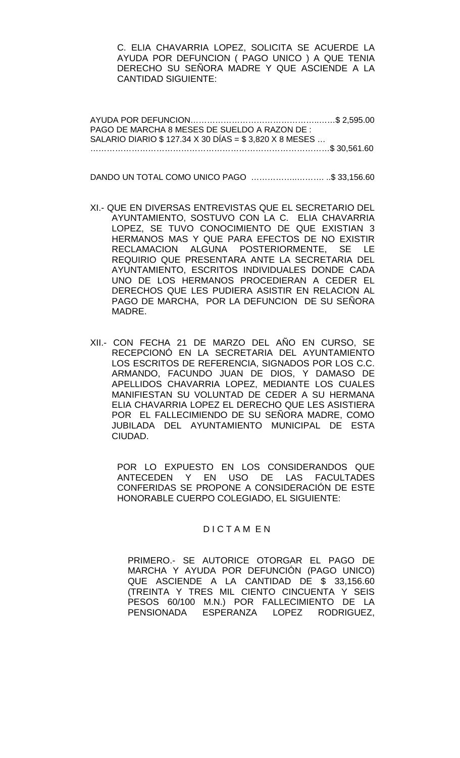C. ELIA CHAVARRIA LOPEZ, SOLICITA SE ACUERDE LA AYUDA POR DEFUNCION ( PAGO UNICO ) A QUE TENIA DERECHO SU SEÑORA MADRE Y QUE ASCIENDE A LA CANTIDAD SIGUIENTE:

AYUDA POR DEFUNCION……………………………………………..…..$ 2,595.00
PAGO DE MARCHA 8 MESES DE SUELDO A RAZON DE :
SALARIO DIARIO $ 127.34 X 30 DÍAS = $ 3,820 X 8 MESES …
……………………………………………………………………………$ 30,561.60

DANDO UN TOTAL COMO UNICO PAGO ……………..……… ..$ 33,156.60

XI.- QUE EN DIVERSAS ENTREVISTAS QUE EL SECRETARIO DEL AYUNTAMIENTO, SOSTUVO CON LA C. ELIA CHAVARRIA LOPEZ, SE TUVO CONOCIMIENTO DE QUE EXISTIAN 3 HERMANOS MAS Y QUE PARA EFECTOS DE NO EXISTIR RECLAMACION ALGUNA POSTERIORMENTE, SE LE REQUIRIO QUE PRESENTARA ANTE LA SECRETARIA DEL AYUNTAMIENTO, ESCRITOS INDIVIDUALES DONDE CADA UNO DE LOS HERMANOS PROCEDIERAN A CEDER EL DERECHOS QUE LES PUDIERA ASISTIR EN RELACION AL PAGO DE MARCHA, POR LA DEFUNCION DE SU SEÑORA MADRE.

XII.- CON FECHA 21 DE MARZO DEL AÑO EN CURSO, SE RECEPCIONÓ EN LA SECRETARIA DEL AYUNTAMIENTO LOS ESCRITOS DE REFERENCIA, SIGNADOS POR LOS C.C. ARMANDO, FACUNDO JUAN DE DIOS, Y DAMASO DE APELLIDOS CHAVARRIA LOPEZ, MEDIANTE LOS CUALES MANIFIESTAN SU VOLUNTAD DE CEDER A SU HERMANA ELIA CHAVARRIA LOPEZ EL DERECHO QUE LES ASISTIERA POR EL FALLECIMIENDO DE SU SEÑORA MADRE, COMO JUBILADA DEL AYUNTAMIENTO MUNICIPAL DE ESTA CIUDAD.

POR LO EXPUESTO EN LOS CONSIDERANDOS QUE ANTECEDEN Y EN USO DE LAS FACULTADES CONFERIDAS SE PROPONE A CONSIDERACIÓN DE ESTE HONORABLE CUERPO COLEGIADO, EL SIGUIENTE:

D I C T A M E N

PRIMERO.- SE AUTORICE OTORGAR EL PAGO DE MARCHA Y AYUDA POR DEFUNCIÓN (PAGO UNICO) QUE ASCIENDE A LA CANTIDAD DE $ 33,156.60 (TREINTA Y TRES MIL CIENTO CINCUENTA Y SEIS PESOS 60/100 M.N.) POR FALLECIMIENTO DE LA PENSIONADA ESPERANZA LOPEZ RODRIGUEZ,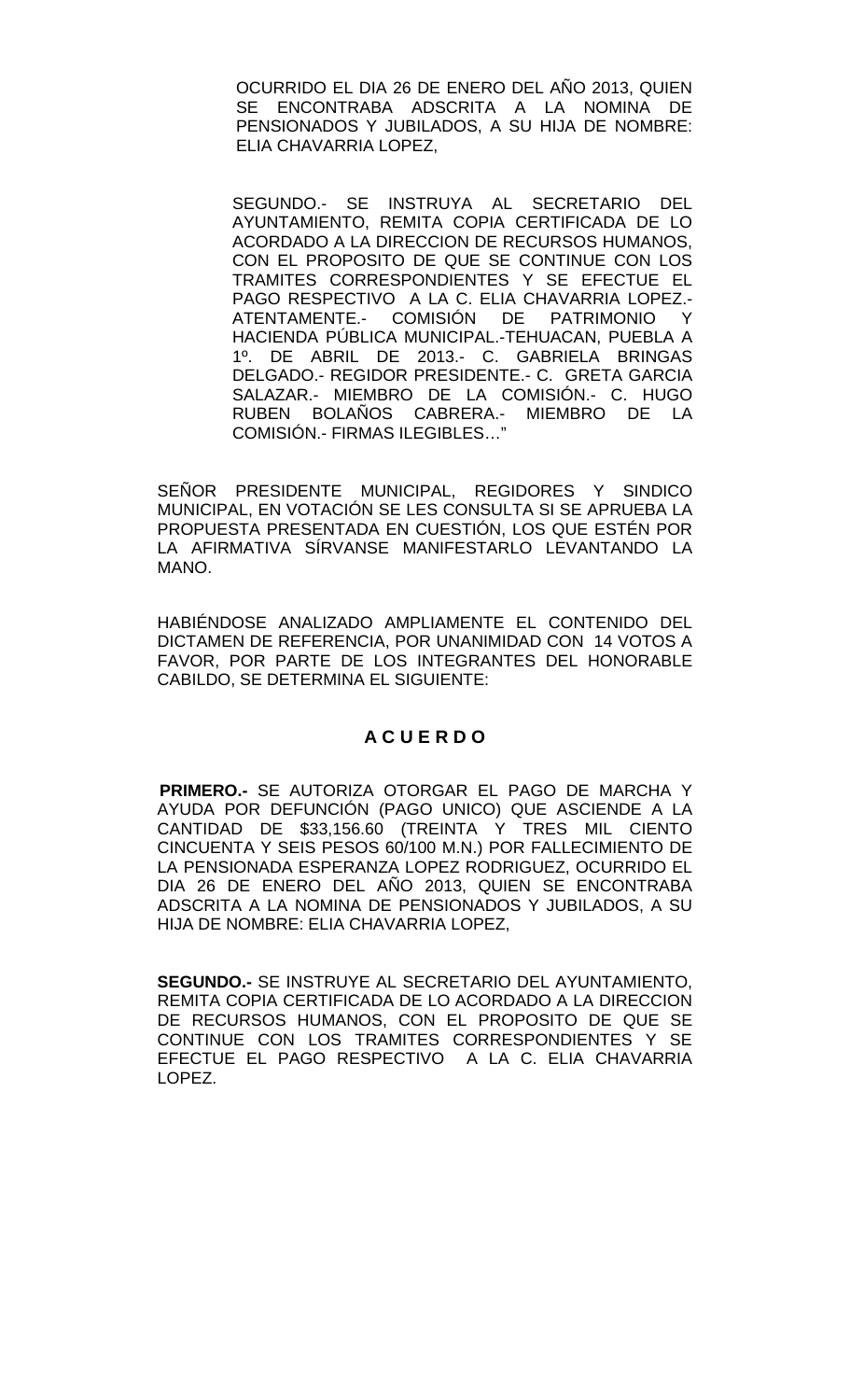OCURRIDO EL DIA 26 DE ENERO DEL AÑO 2013, QUIEN SE ENCONTRABA ADSCRITA A LA NOMINA DE PENSIONADOS Y JUBILADOS, A SU HIJA DE NOMBRE: ELIA CHAVARRIA LOPEZ,

SEGUNDO.- SE INSTRUYA AL SECRETARIO DEL AYUNTAMIENTO, REMITA COPIA CERTIFICADA DE LO ACORDADO A LA DIRECCION DE RECURSOS HUMANOS, CON EL PROPOSITO DE QUE SE CONTINUE CON LOS TRAMITES CORRESPONDIENTES Y SE EFECTUE EL PAGO RESPECTIVO A LA C. ELIA CHAVARRIA LOPEZ.- ATENTAMENTE.- COMISIÓN DE PATRIMONIO Y HACIENDA PÚBLICA MUNICIPAL.-TEHUACAN, PUEBLA A 1º. DE ABRIL DE 2013.- C. GABRIELA BRINGAS DELGADO.- REGIDOR PRESIDENTE.- C. GRETA GARCIA SALAZAR.- MIEMBRO DE LA COMISIÓN.- C. HUGO RUBEN BOLAÑOS CABRERA.- MIEMBRO DE LA COMISIÓN.- FIRMAS ILEGIBLES…"

SEÑOR PRESIDENTE MUNICIPAL, REGIDORES Y SINDICO MUNICIPAL, EN VOTACIÓN SE LES CONSULTA SI SE APRUEBA LA PROPUESTA PRESENTADA EN CUESTIÓN, LOS QUE ESTÉN POR LA AFIRMATIVA SÍRVANSE MANIFESTARLO LEVANTANDO LA MANO.

HABIÉNDOSE ANALIZADO AMPLIAMENTE EL CONTENIDO DEL DICTAMEN DE REFERENCIA, POR UNANIMIDAD CON 14 VOTOS A FAVOR, POR PARTE DE LOS INTEGRANTES DEL HONORABLE CABILDO, SE DETERMINA EL SIGUIENTE:

## A C U E R D O

**PRIMERO.-** SE AUTORIZA OTORGAR EL PAGO DE MARCHA Y AYUDA POR DEFUNCIÓN (PAGO UNICO) QUE ASCIENDE A LA CANTIDAD DE $33,156.60 (TREINTA Y TRES MIL CIENTO CINCUENTA Y SEIS PESOS 60/100 M.N.) POR FALLECIMIENTO DE LA PENSIONADA ESPERANZA LOPEZ RODRIGUEZ, OCURRIDO EL DIA 26 DE ENERO DEL AÑO 2013, QUIEN SE ENCONTRABA ADSCRITA A LA NOMINA DE PENSIONADOS Y JUBILADOS, A SU HIJA DE NOMBRE: ELIA CHAVARRIA LOPEZ,

**SEGUNDO.-** SE INSTRUYE AL SECRETARIO DEL AYUNTAMIENTO, REMITA COPIA CERTIFICADA DE LO ACORDADO A LA DIRECCION DE RECURSOS HUMANOS, CON EL PROPOSITO DE QUE SE CONTINUE CON LOS TRAMITES CORRESPONDIENTES Y SE EFECTUE EL PAGO RESPECTIVO A LA C. ELIA CHAVARRIA LOPEZ.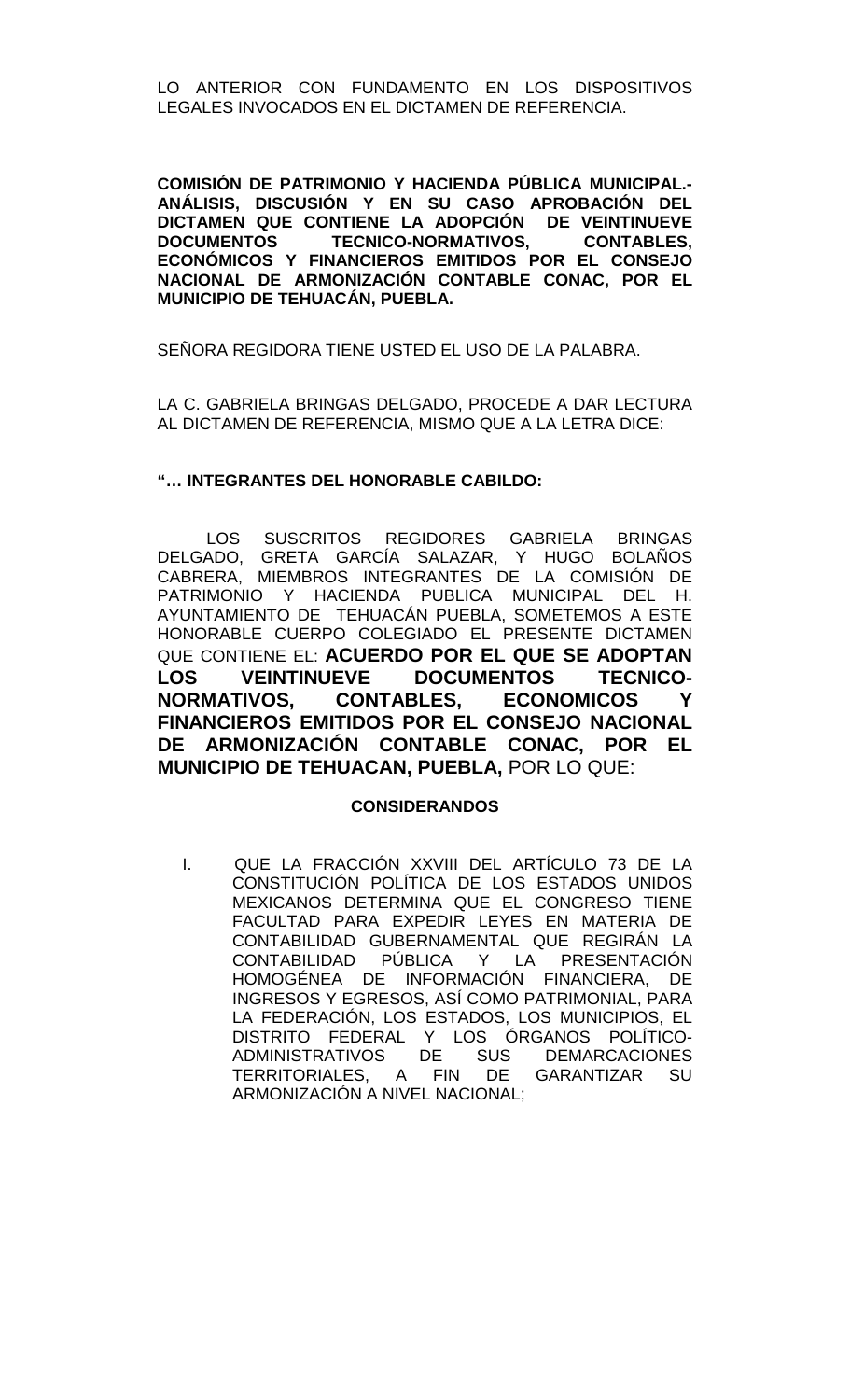LO ANTERIOR CON FUNDAMENTO EN LOS DISPOSITIVOS LEGALES INVOCADOS EN EL DICTAMEN DE REFERENCIA.

**COMISIÓN DE PATRIMONIO Y HACIENDA PÚBLICA MUNICIPAL.- ANÁLISIS, DISCUSIÓN Y EN SU CASO APROBACIÓN DEL DICTAMEN QUE CONTIENE LA ADOPCIÓN DE VEINTINUEVE DOCUMENTOS TECNICO-NORMATIVOS, CONTABLES, ECONÓMICOS Y FINANCIEROS EMITIDOS POR EL CONSEJO NACIONAL DE ARMONIZACIÓN CONTABLE CONAC, POR EL MUNICIPIO DE TEHUACÁN, PUEBLA.**

SEÑORA REGIDORA TIENE USTED EL USO DE LA PALABRA.

LA C. GABRIELA BRINGAS DELGADO, PROCEDE A DAR LECTURA AL DICTAMEN DE REFERENCIA, MISMO QUE A LA LETRA DICE:

**"… INTEGRANTES DEL HONORABLE CABILDO:**

LOS SUSCRITOS REGIDORES GABRIELA BRINGAS DELGADO, GRETA GARCÍA SALAZAR, Y HUGO BOLAÑOS CABRERA, MIEMBROS INTEGRANTES DE LA COMISIÓN DE PATRIMONIO Y HACIENDA PUBLICA MUNICIPAL DEL H. AYUNTAMIENTO DE TEHUACÁN PUEBLA, SOMETEMOS A ESTE HONORABLE CUERPO COLEGIADO EL PRESENTE DICTAMEN QUE CONTIENE EL: **ACUERDO POR EL QUE SE ADOPTAN LOS VEINTINUEVE DOCUMENTOS TECNICO-NORMATIVOS, CONTABLES, ECONOMICOS Y FINANCIEROS EMITIDOS POR EL CONSEJO NACIONAL DE ARMONIZACIÓN CONTABLE CONAC, POR EL MUNICIPIO DE TEHUACAN, PUEBLA,** POR LO QUE:

**CONSIDERANDOS**

I. QUE LA FRACCIÓN XXVIII DEL ARTÍCULO 73 DE LA CONSTITUCIÓN POLÍTICA DE LOS ESTADOS UNIDOS MEXICANOS DETERMINA QUE EL CONGRESO TIENE FACULTAD PARA EXPEDIR LEYES EN MATERIA DE CONTABILIDAD GUBERNAMENTAL QUE REGIRÁN LA CONTABILIDAD PÚBLICA Y LA PRESENTACIÓN HOMOGÉNEA DE INFORMACIÓN FINANCIERA, DE INGRESOS Y EGRESOS, ASÍ COMO PATRIMONIAL, PARA LA FEDERACIÓN, LOS ESTADOS, LOS MUNICIPIOS, EL DISTRITO FEDERAL Y LOS ÓRGANOS POLÍTICO-ADMINISTRATIVOS DE SUS DEMARCACIONES TERRITORIALES, A FIN DE GARANTIZAR SU ARMONIZACIÓN A NIVEL NACIONAL;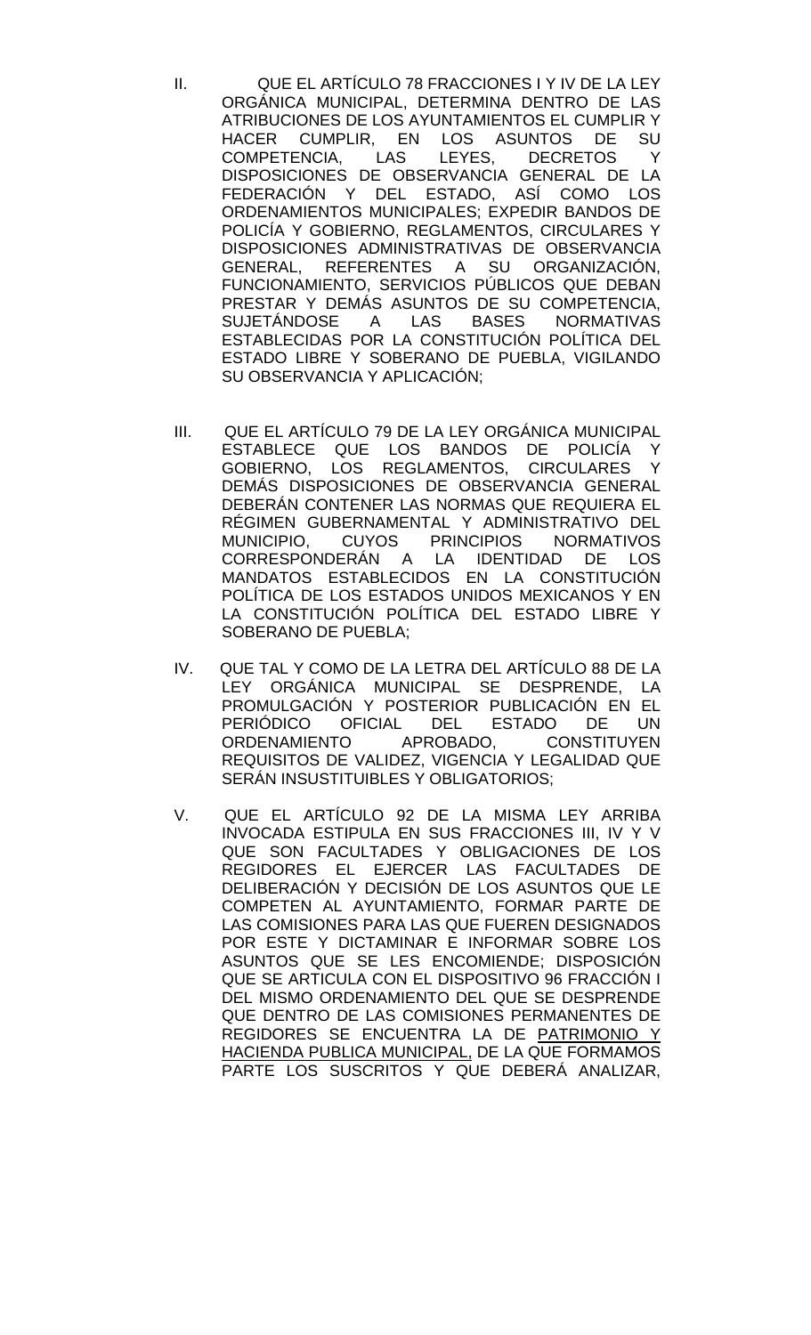II. QUE EL ARTÍCULO 78 FRACCIONES I Y IV DE LA LEY ORGÁNICA MUNICIPAL, DETERMINA DENTRO DE LAS ATRIBUCIONES DE LOS AYUNTAMIENTOS EL CUMPLIR Y HACER CUMPLIR, EN LOS ASUNTOS DE SU COMPETENCIA, LAS LEYES, DECRETOS Y DISPOSICIONES DE OBSERVANCIA GENERAL DE LA FEDERACIÓN Y DEL ESTADO, ASÍ COMO LOS ORDENAMIENTOS MUNICIPALES; EXPEDIR BANDOS DE POLICÍA Y GOBIERNO, REGLAMENTOS, CIRCULARES Y DISPOSICIONES ADMINISTRATIVAS DE OBSERVANCIA GENERAL, REFERENTES A SU ORGANIZACIÓN, FUNCIONAMIENTO, SERVICIOS PÚBLICOS QUE DEBAN PRESTAR Y DEMÁS ASUNTOS DE SU COMPETENCIA, SUJETÁNDOSE A LAS BASES NORMATIVAS ESTABLECIDAS POR LA CONSTITUCIÓN POLÍTICA DEL ESTADO LIBRE Y SOBERANO DE PUEBLA, VIGILANDO SU OBSERVANCIA Y APLICACIÓN;

III. QUE EL ARTÍCULO 79 DE LA LEY ORGÁNICA MUNICIPAL ESTABLECE QUE LOS BANDOS DE POLICÍA Y GOBIERNO, LOS REGLAMENTOS, CIRCULARES Y DEMÁS DISPOSICIONES DE OBSERVANCIA GENERAL DEBERÁN CONTENER LAS NORMAS QUE REQUIERA EL RÉGIMEN GUBERNAMENTAL Y ADMINISTRATIVO DEL MUNICIPIO, CUYOS PRINCIPIOS NORMATIVOS CORRESPONDERÁN A LA IDENTIDAD DE LOS MANDATOS ESTABLECIDOS EN LA CONSTITUCIÓN POLÍTICA DE LOS ESTADOS UNIDOS MEXICANOS Y EN LA CONSTITUCIÓN POLÍTICA DEL ESTADO LIBRE Y SOBERANO DE PUEBLA;

IV. QUE TAL Y COMO DE LA LETRA DEL ARTÍCULO 88 DE LA LEY ORGÁNICA MUNICIPAL SE DESPRENDE, LA PROMULGACIÓN Y POSTERIOR PUBLICACIÓN EN EL PERIÓDICO OFICIAL DEL ESTADO DE UN ORDENAMIENTO APROBADO, CONSTITUYEN REQUISITOS DE VALIDEZ, VIGENCIA Y LEGALIDAD QUE SERÁN INSUSTITUIBLES Y OBLIGATORIOS;

V. QUE EL ARTÍCULO 92 DE LA MISMA LEY ARRIBA INVOCADA ESTIPULA EN SUS FRACCIONES III, IV Y V QUE SON FACULTADES Y OBLIGACIONES DE LOS REGIDORES EL EJERCER LAS FACULTADES DE DELIBERACIÓN Y DECISIÓN DE LOS ASUNTOS QUE LE COMPETEN AL AYUNTAMIENTO, FORMAR PARTE DE LAS COMISIONES PARA LAS QUE FUEREN DESIGNADOS POR ESTE Y DICTAMINAR E INFORMAR SOBRE LOS ASUNTOS QUE SE LES ENCOMIENDE; DISPOSICIÓN QUE SE ARTICULA CON EL DISPOSITIVO 96 FRACCIÓN I DEL MISMO ORDENAMIENTO DEL QUE SE DESPRENDE QUE DENTRO DE LAS COMISIONES PERMANENTES DE REGIDORES SE ENCUENTRA LA DE PATRIMONIO Y HACIENDA PUBLICA MUNICIPAL, DE LA QUE FORMAMOS PARTE LOS SUSCRITOS Y QUE DEBERÁ ANALIZAR,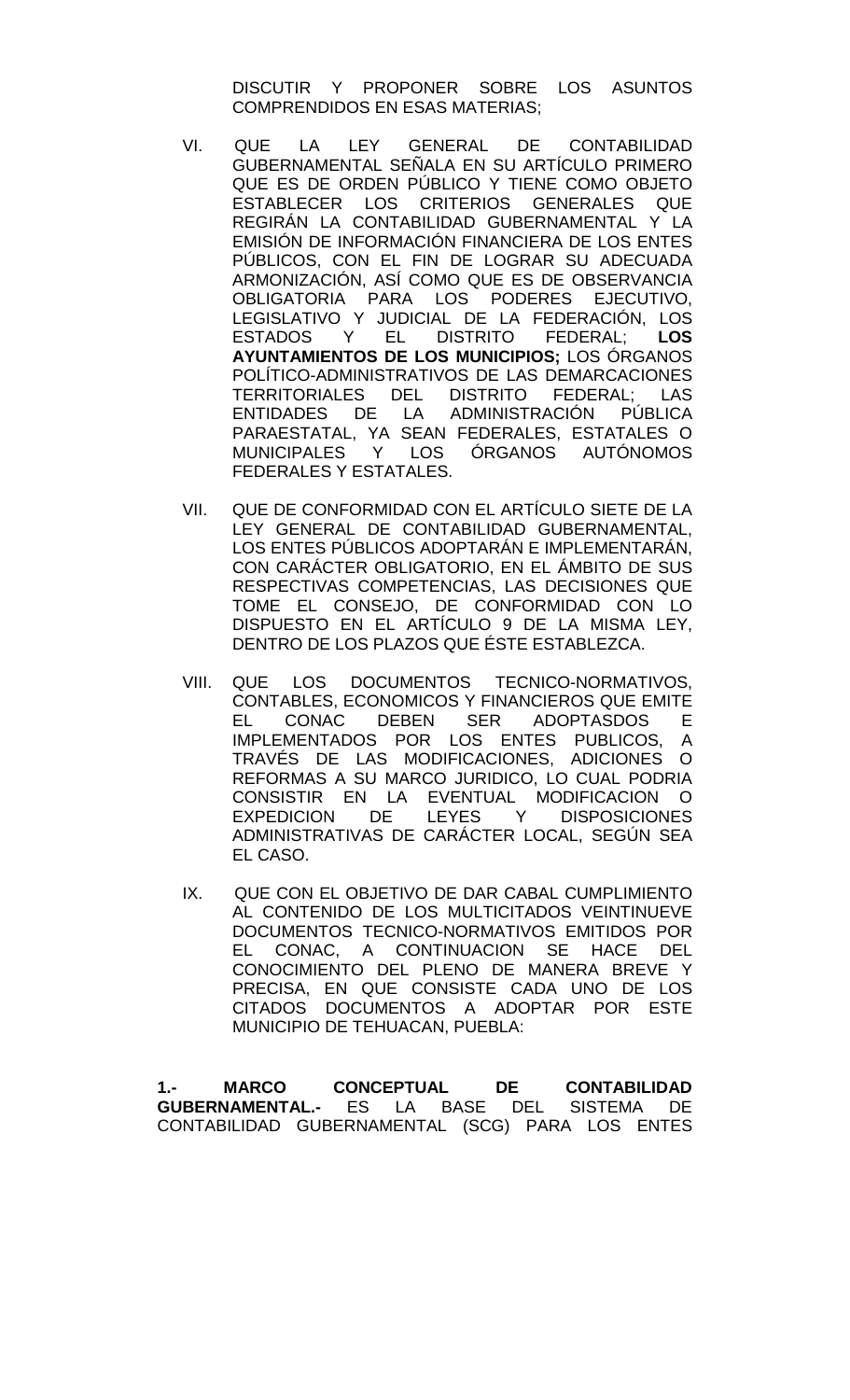DISCUTIR Y PROPONER SOBRE LOS ASUNTOS COMPRENDIDOS EN ESAS MATERIAS;

VI. QUE LA LEY GENERAL DE CONTABILIDAD GUBERNAMENTAL SEÑALA EN SU ARTÍCULO PRIMERO QUE ES DE ORDEN PÚBLICO Y TIENE COMO OBJETO ESTABLECER LOS CRITERIOS GENERALES QUE REGIRÁN LA CONTABILIDAD GUBERNAMENTAL Y LA EMISIÓN DE INFORMACIÓN FINANCIERA DE LOS ENTES PÚBLICOS, CON EL FIN DE LOGRAR SU ADECUADA ARMONIZACIÓN, ASÍ COMO QUE ES DE OBSERVANCIA OBLIGATORIA PARA LOS PODERES EJECUTIVO, LEGISLATIVO Y JUDICIAL DE LA FEDERACIÓN, LOS ESTADOS Y EL DISTRITO FEDERAL; **LOS AYUNTAMIENTOS DE LOS MUNICIPIOS;** LOS ÓRGANOS POLÍTICO-ADMINISTRATIVOS DE LAS DEMARCACIONES TERRITORIALES DEL DISTRITO FEDERAL; LAS ENTIDADES DE LA ADMINISTRACIÓN PÚBLICA PARAESTATAL, YA SEAN FEDERALES, ESTATALES O MUNICIPALES Y LOS ÓRGANOS AUTÓNOMOS FEDERALES Y ESTATALES.

VII. QUE DE CONFORMIDAD CON EL ARTÍCULO SIETE DE LA LEY GENERAL DE CONTABILIDAD GUBERNAMENTAL, LOS ENTES PÚBLICOS ADOPTARÁN E IMPLEMENTARÁN, CON CARÁCTER OBLIGATORIO, EN EL ÁMBITO DE SUS RESPECTIVAS COMPETENCIAS, LAS DECISIONES QUE TOME EL CONSEJO, DE CONFORMIDAD CON LO DISPUESTO EN EL ARTÍCULO 9 DE LA MISMA LEY, DENTRO DE LOS PLAZOS QUE ÉSTE ESTABLEZCA.

VIII. QUE LOS DOCUMENTOS TECNICO-NORMATIVOS, CONTABLES, ECONOMICOS Y FINANCIEROS QUE EMITE EL CONAC DEBEN SER ADOPTASDOS E IMPLEMENTADOS POR LOS ENTES PUBLICOS, A TRAVÉS DE LAS MODIFICACIONES, ADICIONES O REFORMAS A SU MARCO JURIDICO, LO CUAL PODRIA CONSISTIR EN LA EVENTUAL MODIFICACION O EXPEDICION DE LEYES Y DISPOSICIONES ADMINISTRATIVAS DE CARÁCTER LOCAL, SEGÚN SEA EL CASO.

IX. QUE CON EL OBJETIVO DE DAR CABAL CUMPLIMIENTO AL CONTENIDO DE LOS MULTICITADOS VEINTINUEVE DOCUMENTOS TECNICO-NORMATIVOS EMITIDOS POR EL CONAC, A CONTINUACION SE HACE DEL CONOCIMIENTO DEL PLENO DE MANERA BREVE Y PRECISA, EN QUE CONSISTE CADA UNO DE LOS CITADOS DOCUMENTOS A ADOPTAR POR ESTE MUNICIPIO DE TEHUACAN, PUEBLA:

**1.- MARCO CONCEPTUAL DE CONTABILIDAD GUBERNAMENTAL.-** ES LA BASE DEL SISTEMA DE CONTABILIDAD GUBERNAMENTAL (SCG) PARA LOS ENTES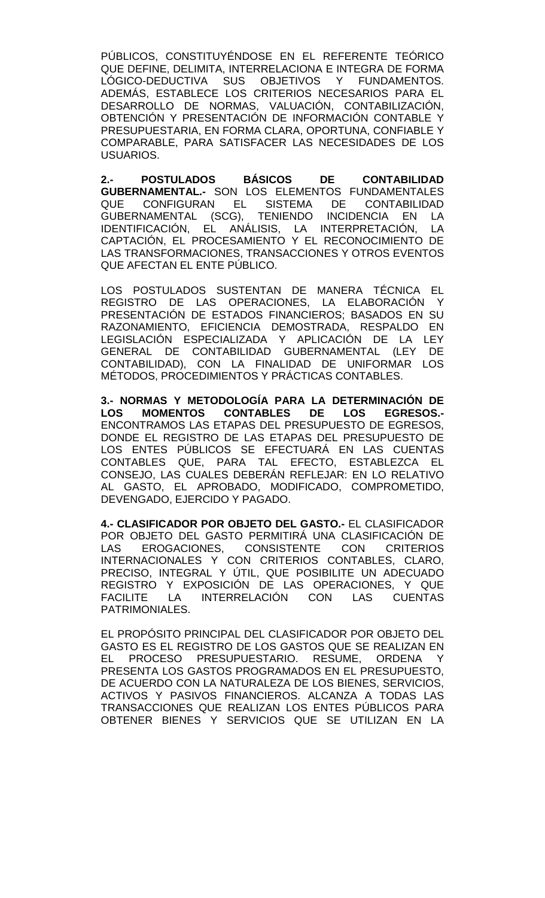PÚBLICOS, CONSTITUYÉNDOSE EN EL REFERENTE TEÓRICO QUE DEFINE, DELIMITA, INTERRELACIONA E INTEGRA DE FORMA LÓGICO-DEDUCTIVA SUS OBJETIVOS Y FUNDAMENTOS. ADEMÁS, ESTABLECE LOS CRITERIOS NECESARIOS PARA EL DESARROLLO DE NORMAS, VALUACIÓN, CONTABILIZACIÓN, OBTENCIÓN Y PRESENTACIÓN DE INFORMACIÓN CONTABLE Y PRESUPUESTARIA, EN FORMA CLARA, OPORTUNA, CONFIABLE Y COMPARABLE, PARA SATISFACER LAS NECESIDADES DE LOS USUARIOS.

**2.- POSTULADOS BÁSICOS DE CONTABILIDAD GUBERNAMENTAL.-** SON LOS ELEMENTOS FUNDAMENTALES QUE CONFIGURAN EL SISTEMA DE CONTABILIDAD GUBERNAMENTAL (SCG), TENIENDO INCIDENCIA EN LA IDENTIFICACIÓN, EL ANÁLISIS, LA INTERPRETACIÓN, LA CAPTACIÓN, EL PROCESAMIENTO Y EL RECONOCIMIENTO DE LAS TRANSFORMACIONES, TRANSACCIONES Y OTROS EVENTOS QUE AFECTAN EL ENTE PÚBLICO.

LOS POSTULADOS SUSTENTAN DE MANERA TÉCNICA EL REGISTRO DE LAS OPERACIONES, LA ELABORACIÓN Y PRESENTACIÓN DE ESTADOS FINANCIEROS; BASADOS EN SU RAZONAMIENTO, EFICIENCIA DEMOSTRADA, RESPALDO EN LEGISLACIÓN ESPECIALIZADA Y APLICACIÓN DE LA LEY GENERAL DE CONTABILIDAD GUBERNAMENTAL (LEY DE CONTABILIDAD), CON LA FINALIDAD DE UNIFORMAR LOS MÉTODOS, PROCEDIMIENTOS Y PRÁCTICAS CONTABLES.

**3.- NORMAS Y METODOLOGÍA PARA LA DETERMINACIÓN DE LOS MOMENTOS CONTABLES DE LOS EGRESOS.-** ENCONTRAMOS LAS ETAPAS DEL PRESUPUESTO DE EGRESOS, DONDE EL REGISTRO DE LAS ETAPAS DEL PRESUPUESTO DE LOS ENTES PÚBLICOS SE EFECTUARÁ EN LAS CUENTAS CONTABLES QUE, PARA TAL EFECTO, ESTABLEZCA EL CONSEJO, LAS CUALES DEBERÁN REFLEJAR: EN LO RELATIVO AL GASTO, EL APROBADO, MODIFICADO, COMPROMETIDO, DEVENGADO, EJERCIDO Y PAGADO.

**4.- CLASIFICADOR POR OBJETO DEL GASTO.-** EL CLASIFICADOR POR OBJETO DEL GASTO PERMITIRÁ UNA CLASIFICACIÓN DE LAS EROGACIONES, CONSISTENTE CON CRITERIOS INTERNACIONALES Y CON CRITERIOS CONTABLES, CLARO, PRECISO, INTEGRAL Y ÚTIL, QUE POSIBILITE UN ADECUADO REGISTRO Y EXPOSICIÓN DE LAS OPERACIONES, Y QUE FACILITE LA INTERRELACIÓN CON LAS CUENTAS PATRIMONIALES.

EL PROPÓSITO PRINCIPAL DEL CLASIFICADOR POR OBJETO DEL GASTO ES EL REGISTRO DE LOS GASTOS QUE SE REALIZAN EN EL PROCESO PRESUPUESTARIO. RESUME, ORDENA Y PRESENTA LOS GASTOS PROGRAMADOS EN EL PRESUPUESTO, DE ACUERDO CON LA NATURALEZA DE LOS BIENES, SERVICIOS, ACTIVOS Y PASIVOS FINANCIEROS. ALCANZA A TODAS LAS TRANSACCIONES QUE REALIZAN LOS ENTES PÚBLICOS PARA OBTENER BIENES Y SERVICIOS QUE SE UTILIZAN EN LA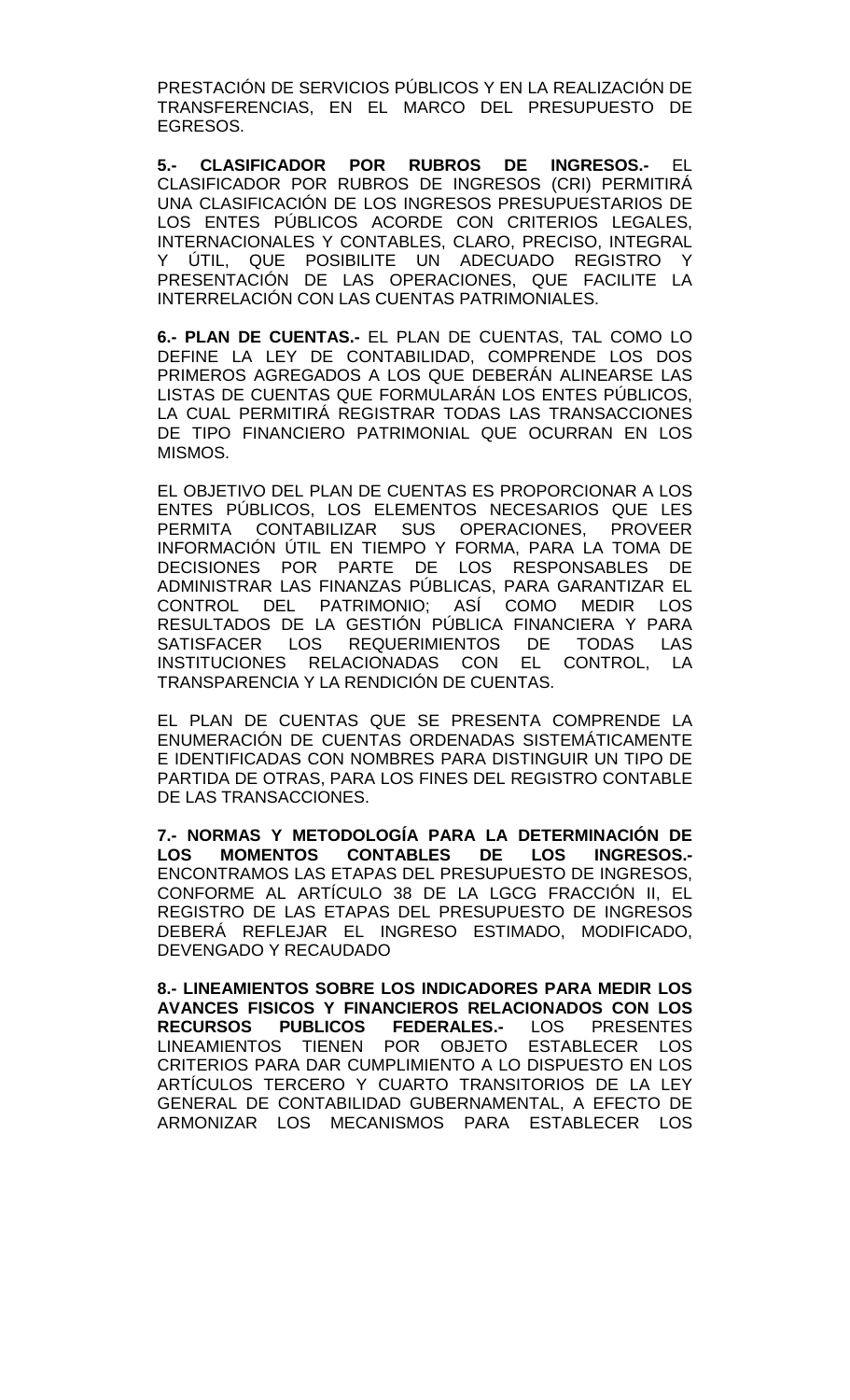PRESTACIÓN DE SERVICIOS PÚBLICOS Y EN LA REALIZACIÓN DE TRANSFERENCIAS, EN EL MARCO DEL PRESUPUESTO DE EGRESOS.

**5.- CLASIFICADOR POR RUBROS DE INGRESOS.-** EL CLASIFICADOR POR RUBROS DE INGRESOS (CRI) PERMITIRÁ UNA CLASIFICACIÓN DE LOS INGRESOS PRESUPUESTARIOS DE LOS ENTES PÚBLICOS ACORDE CON CRITERIOS LEGALES, INTERNACIONALES Y CONTABLES, CLARO, PRECISO, INTEGRAL Y ÚTIL, QUE POSIBILITE UN ADECUADO REGISTRO Y PRESENTACIÓN DE LAS OPERACIONES, QUE FACILITE LA INTERRELACIÓN CON LAS CUENTAS PATRIMONIALES.

**6.- PLAN DE CUENTAS.-** EL PLAN DE CUENTAS, TAL COMO LO DEFINE LA LEY DE CONTABILIDAD, COMPRENDE LOS DOS PRIMEROS AGREGADOS A LOS QUE DEBERÁN ALINEARSE LAS LISTAS DE CUENTAS QUE FORMULARÁN LOS ENTES PÚBLICOS, LA CUAL PERMITIRÁ REGISTRAR TODAS LAS TRANSACCIONES DE TIPO FINANCIERO PATRIMONIAL QUE OCURRAN EN LOS MISMOS.

EL OBJETIVO DEL PLAN DE CUENTAS ES PROPORCIONAR A LOS ENTES PÚBLICOS, LOS ELEMENTOS NECESARIOS QUE LES PERMITA CONTABILIZAR SUS OPERACIONES, PROVEER INFORMACIÓN ÚTIL EN TIEMPO Y FORMA, PARA LA TOMA DE DECISIONES POR PARTE DE LOS RESPONSABLES DE ADMINISTRAR LAS FINANZAS PÚBLICAS, PARA GARANTIZAR EL CONTROL DEL PATRIMONIO; ASÍ COMO MEDIR LOS RESULTADOS DE LA GESTIÓN PÚBLICA FINANCIERA Y PARA SATISFACER LOS REQUERIMIENTOS DE TODAS LAS INSTITUCIONES RELACIONADAS CON EL CONTROL, LA TRANSPARENCIA Y LA RENDICIÓN DE CUENTAS.

EL PLAN DE CUENTAS QUE SE PRESENTA COMPRENDE LA ENUMERACIÓN DE CUENTAS ORDENADAS SISTEMÁTICAMENTE E IDENTIFICADAS CON NOMBRES PARA DISTINGUIR UN TIPO DE PARTIDA DE OTRAS, PARA LOS FINES DEL REGISTRO CONTABLE DE LAS TRANSACCIONES.

**7.- NORMAS Y METODOLOGÍA PARA LA DETERMINACIÓN DE LOS MOMENTOS CONTABLES DE LOS INGRESOS.-** ENCONTRAMOS LAS ETAPAS DEL PRESUPUESTO DE INGRESOS, CONFORME AL ARTÍCULO 38 DE LA LGCG FRACCIÓN II, EL REGISTRO DE LAS ETAPAS DEL PRESUPUESTO DE INGRESOS DEBERÁ REFLEJAR EL INGRESO ESTIMADO, MODIFICADO, DEVENGADO Y RECAUDADO

**8.- LINEAMIENTOS SOBRE LOS INDICADORES PARA MEDIR LOS AVANCES FISICOS Y FINANCIEROS RELACIONADOS CON LOS RECURSOS PUBLICOS FEDERALES.-** LOS PRESENTES LINEAMIENTOS TIENEN POR OBJETO ESTABLECER LOS CRITERIOS PARA DAR CUMPLIMIENTO A LO DISPUESTO EN LOS ARTÍCULOS TERCERO Y CUARTO TRANSITORIOS DE LA LEY GENERAL DE CONTABILIDAD GUBERNAMENTAL, A EFECTO DE ARMONIZAR LOS MECANISMOS PARA ESTABLECER LOS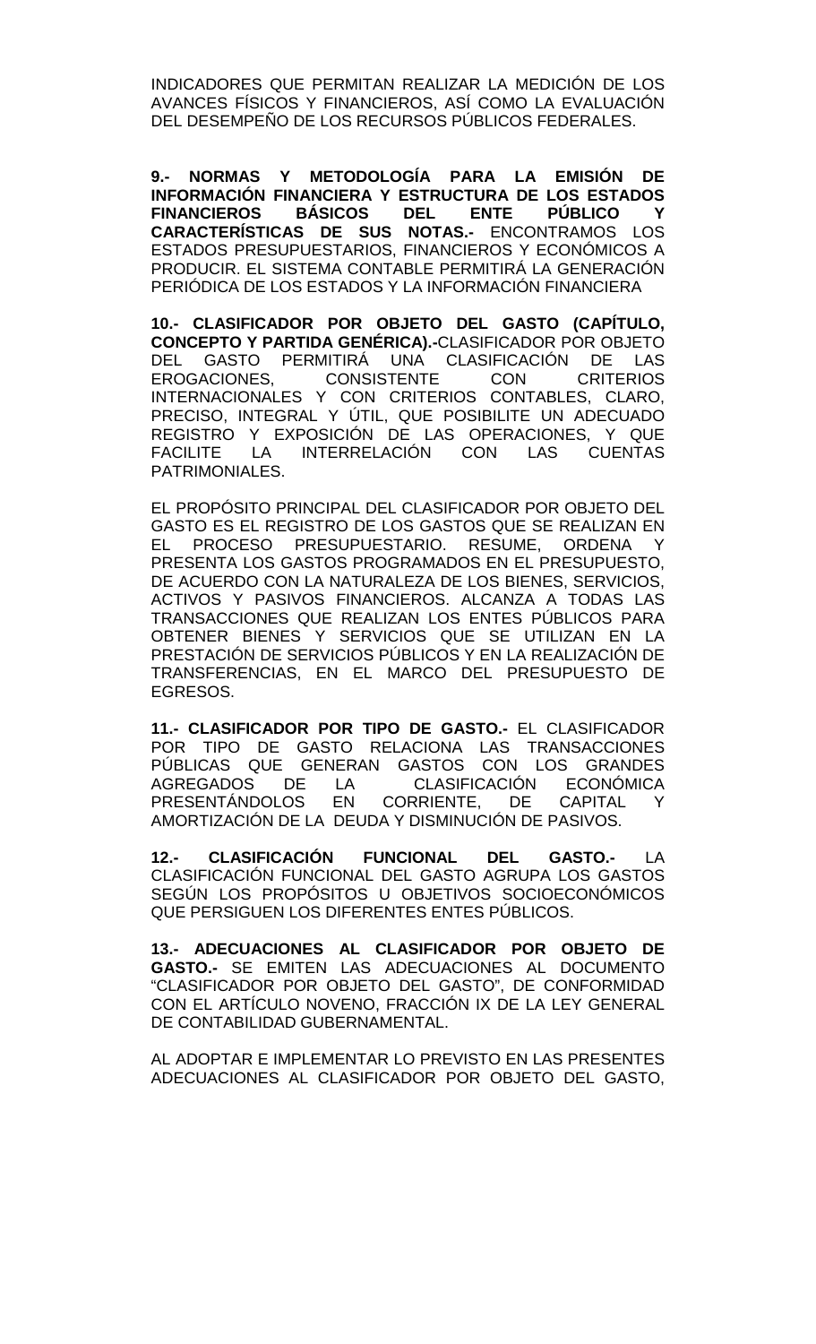INDICADORES QUE PERMITAN REALIZAR LA MEDICIÓN DE LOS AVANCES FÍSICOS Y FINANCIEROS, ASÍ COMO LA EVALUACIÓN DEL DESEMPEÑO DE LOS RECURSOS PÚBLICOS FEDERALES.

**9.- NORMAS Y METODOLOGÍA PARA LA EMISIÓN DE INFORMACIÓN FINANCIERA Y ESTRUCTURA DE LOS ESTADOS FINANCIEROS BÁSICOS DEL ENTE PÚBLICO Y CARACTERÍSTICAS DE SUS NOTAS.-** ENCONTRAMOS LOS ESTADOS PRESUPUESTARIOS, FINANCIEROS Y ECONÓMICOS A PRODUCIR. EL SISTEMA CONTABLE PERMITIRÁ LA GENERACIÓN PERIÓDICA DE LOS ESTADOS Y LA INFORMACIÓN FINANCIERA

**10.- CLASIFICADOR POR OBJETO DEL GASTO (CAPÍTULO, CONCEPTO Y PARTIDA GENÉRICA).-**CLASIFICADOR POR OBJETO DEL GASTO PERMITIRÁ UNA CLASIFICACIÓN DE LAS EROGACIONES, CONSISTENTE CON CRITERIOS INTERNACIONALES Y CON CRITERIOS CONTABLES, CLARO, PRECISO, INTEGRAL Y ÚTIL, QUE POSIBILITE UN ADECUADO REGISTRO Y EXPOSICIÓN DE LAS OPERACIONES, Y QUE FACILITE LA INTERRELACIÓN CON LAS CUENTAS PATRIMONIALES.

EL PROPÓSITO PRINCIPAL DEL CLASIFICADOR POR OBJETO DEL GASTO ES EL REGISTRO DE LOS GASTOS QUE SE REALIZAN EN EL PROCESO PRESUPUESTARIO. RESUME, ORDENA Y PRESENTA LOS GASTOS PROGRAMADOS EN EL PRESUPUESTO, DE ACUERDO CON LA NATURALEZA DE LOS BIENES, SERVICIOS, ACTIVOS Y PASIVOS FINANCIEROS. ALCANZA A TODAS LAS TRANSACCIONES QUE REALIZAN LOS ENTES PÚBLICOS PARA OBTENER BIENES Y SERVICIOS QUE SE UTILIZAN EN LA PRESTACIÓN DE SERVICIOS PÚBLICOS Y EN LA REALIZACIÓN DE TRANSFERENCIAS, EN EL MARCO DEL PRESUPUESTO DE EGRESOS.

**11.- CLASIFICADOR POR TIPO DE GASTO.-** EL CLASIFICADOR POR TIPO DE GASTO RELACIONA LAS TRANSACCIONES PÚBLICAS QUE GENERAN GASTOS CON LOS GRANDES AGREGADOS DE LA CLASIFICACIÓN ECONÓMICA PRESENTÁNDOLOS EN CORRIENTE, DE CAPITAL Y AMORTIZACIÓN DE LA DEUDA Y DISMINUCIÓN DE PASIVOS.

**12.- CLASIFICACIÓN FUNCIONAL DEL GASTO.-** LA CLASIFICACIÓN FUNCIONAL DEL GASTO AGRUPA LOS GASTOS SEGÚN LOS PROPÓSITOS U OBJETIVOS SOCIOECONÓMICOS QUE PERSIGUEN LOS DIFERENTES ENTES PÚBLICOS.

**13.- ADECUACIONES AL CLASIFICADOR POR OBJETO DE GASTO.-** SE EMITEN LAS ADECUACIONES AL DOCUMENTO "CLASIFICADOR POR OBJETO DEL GASTO", DE CONFORMIDAD CON EL ARTÍCULO NOVENO, FRACCIÓN IX DE LA LEY GENERAL DE CONTABILIDAD GUBERNAMENTAL.

AL ADOPTAR E IMPLEMENTAR LO PREVISTO EN LAS PRESENTES ADECUACIONES AL CLASIFICADOR POR OBJETO DEL GASTO,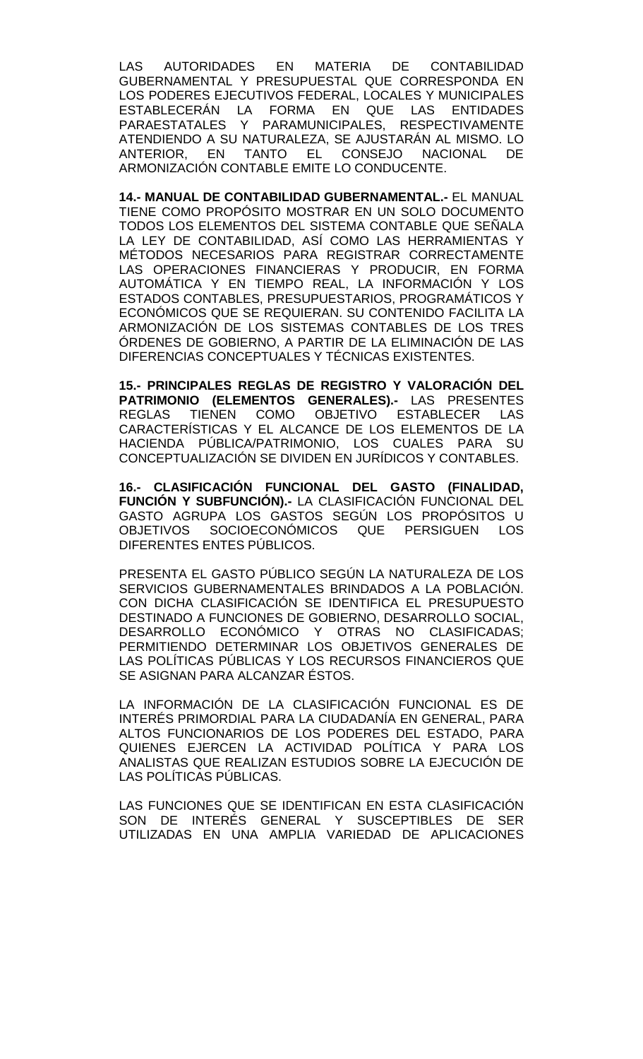LAS AUTORIDADES EN MATERIA DE CONTABILIDAD GUBERNAMENTAL Y PRESUPUESTAL QUE CORRESPONDA EN LOS PODERES EJECUTIVOS FEDERAL, LOCALES Y MUNICIPALES ESTABLECERÁN LA FORMA EN QUE LAS ENTIDADES PARAESTATALES Y PARAMUNICIPALES, RESPECTIVAMENTE ATENDIENDO A SU NATURALEZA, SE AJUSTARÁN AL MISMO. LO ANTERIOR, EN TANTO EL CONSEJO NACIONAL DE ARMONIZACIÓN CONTABLE EMITE LO CONDUCENTE.

**14.- MANUAL DE CONTABILIDAD GUBERNAMENTAL.-** EL MANUAL TIENE COMO PROPÓSITO MOSTRAR EN UN SOLO DOCUMENTO TODOS LOS ELEMENTOS DEL SISTEMA CONTABLE QUE SEÑALA LA LEY DE CONTABILIDAD, ASÍ COMO LAS HERRAMIENTAS Y MÉTODOS NECESARIOS PARA REGISTRAR CORRECTAMENTE LAS OPERACIONES FINANCIERAS Y PRODUCIR, EN FORMA AUTOMÁTICA Y EN TIEMPO REAL, LA INFORMACIÓN Y LOS ESTADOS CONTABLES, PRESUPUESTARIOS, PROGRAMÁTICOS Y ECONÓMICOS QUE SE REQUIERAN. SU CONTENIDO FACILITA LA ARMONIZACIÓN DE LOS SISTEMAS CONTABLES DE LOS TRES ÓRDENES DE GOBIERNO, A PARTIR DE LA ELIMINACIÓN DE LAS DIFERENCIAS CONCEPTUALES Y TÉCNICAS EXISTENTES.

**15.- PRINCIPALES REGLAS DE REGISTRO Y VALORACIÓN DEL PATRIMONIO (ELEMENTOS GENERALES).-** LAS PRESENTES REGLAS TIENEN COMO OBJETIVO ESTABLECER LAS CARACTERÍSTICAS Y EL ALCANCE DE LOS ELEMENTOS DE LA HACIENDA PÚBLICA/PATRIMONIO, LOS CUALES PARA SU CONCEPTUALIZACIÓN SE DIVIDEN EN JURÍDICOS Y CONTABLES.

**16.- CLASIFICACIÓN FUNCIONAL DEL GASTO (FINALIDAD, FUNCIÓN Y SUBFUNCIÓN).-** LA CLASIFICACIÓN FUNCIONAL DEL GASTO AGRUPA LOS GASTOS SEGÚN LOS PROPÓSITOS U OBJETIVOS SOCIOECONÓMICOS QUE PERSIGUEN LOS DIFERENTES ENTES PÚBLICOS.

PRESENTA EL GASTO PÚBLICO SEGÚN LA NATURALEZA DE LOS SERVICIOS GUBERNAMENTALES BRINDADOS A LA POBLACIÓN. CON DICHA CLASIFICACIÓN SE IDENTIFICA EL PRESUPUESTO DESTINADO A FUNCIONES DE GOBIERNO, DESARROLLO SOCIAL, DESARROLLO ECONÓMICO Y OTRAS NO CLASIFICADAS; PERMITIENDO DETERMINAR LOS OBJETIVOS GENERALES DE LAS POLÍTICAS PÚBLICAS Y LOS RECURSOS FINANCIEROS QUE SE ASIGNAN PARA ALCANZAR ÉSTOS.

LA INFORMACIÓN DE LA CLASIFICACIÓN FUNCIONAL ES DE INTERÉS PRIMORDIAL PARA LA CIUDADANÍA EN GENERAL, PARA ALTOS FUNCIONARIOS DE LOS PODERES DEL ESTADO, PARA QUIENES EJERCEN LA ACTIVIDAD POLÍTICA Y PARA LOS ANALISTAS QUE REALIZAN ESTUDIOS SOBRE LA EJECUCIÓN DE LAS POLÍTICAS PÚBLICAS.

LAS FUNCIONES QUE SE IDENTIFICAN EN ESTA CLASIFICACIÓN SON DE INTERÉS GENERAL Y SUSCEPTIBLES DE SER UTILIZADAS EN UNA AMPLIA VARIEDAD DE APLICACIONES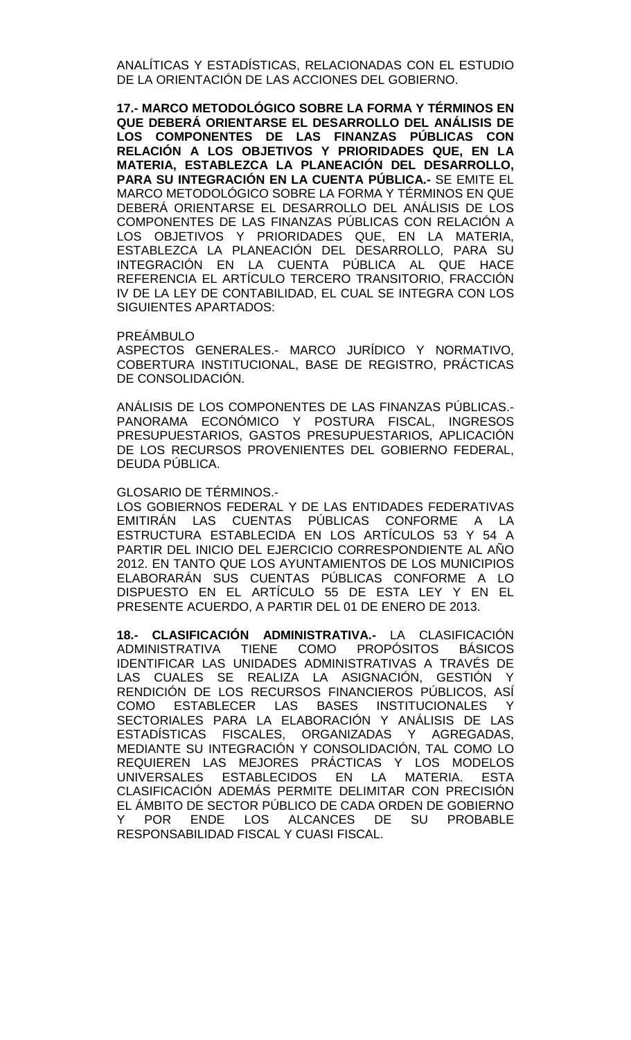ANALÍTICAS Y ESTADÍSTICAS, RELACIONADAS CON EL ESTUDIO DE LA ORIENTACIÓN DE LAS ACCIONES DEL GOBIERNO.

**17.- MARCO METODOLÓGICO SOBRE LA FORMA Y TÉRMINOS EN QUE DEBERÁ ORIENTARSE EL DESARROLLO DEL ANÁLISIS DE LOS COMPONENTES DE LAS FINANZAS PÚBLICAS CON RELACIÓN A LOS OBJETIVOS Y PRIORIDADES QUE, EN LA MATERIA, ESTABLEZCA LA PLANEACIÓN DEL DESARROLLO, PARA SU INTEGRACIÓN EN LA CUENTA PÚBLICA.-** SE EMITE EL MARCO METODOLÓGICO SOBRE LA FORMA Y TÉRMINOS EN QUE DEBERÁ ORIENTARSE EL DESARROLLO DEL ANÁLISIS DE LOS COMPONENTES DE LAS FINANZAS PÚBLICAS CON RELACIÓN A LOS OBJETIVOS Y PRIORIDADES QUE, EN LA MATERIA, ESTABLEZCA LA PLANEACIÓN DEL DESARROLLO, PARA SU INTEGRACIÓN EN LA CUENTA PÚBLICA AL QUE HACE REFERENCIA EL ARTÍCULO TERCERO TRANSITORIO, FRACCIÓN IV DE LA LEY DE CONTABILIDAD, EL CUAL SE INTEGRA CON LOS SIGUIENTES APARTADOS:

PREÁMBULO
ASPECTOS GENERALES.- MARCO JURÍDICO Y NORMATIVO, COBERTURA INSTITUCIONAL, BASE DE REGISTRO, PRÁCTICAS DE CONSOLIDACIÓN.

ANÁLISIS DE LOS COMPONENTES DE LAS FINANZAS PÚBLICAS.- PANORAMA ECONÓMICO Y POSTURA FISCAL, INGRESOS PRESUPUESTARIOS, GASTOS PRESUPUESTARIOS, APLICACIÓN DE LOS RECURSOS PROVENIENTES DEL GOBIERNO FEDERAL, DEUDA PÚBLICA.

GLOSARIO DE TÉRMINOS.-
LOS GOBIERNOS FEDERAL Y DE LAS ENTIDADES FEDERATIVAS EMITIRÁN LAS CUENTAS PÚBLICAS CONFORME A LA ESTRUCTURA ESTABLECIDA EN LOS ARTÍCULOS 53 Y 54 A PARTIR DEL INICIO DEL EJERCICIO CORRESPONDIENTE AL AÑO 2012. EN TANTO QUE LOS AYUNTAMIENTOS DE LOS MUNICIPIOS ELABORARÁN SUS CUENTAS PÚBLICAS CONFORME A LO DISPUESTO EN EL ARTÍCULO 55 DE ESTA LEY Y EN EL PRESENTE ACUERDO, A PARTIR DEL 01 DE ENERO DE 2013.

**18.- CLASIFICACIÓN ADMINISTRATIVA.-** LA CLASIFICACIÓN ADMINISTRATIVA TIENE COMO PROPÓSITOS BÁSICOS IDENTIFICAR LAS UNIDADES ADMINISTRATIVAS A TRAVÉS DE LAS CUALES SE REALIZA LA ASIGNACIÓN, GESTIÓN Y RENDICIÓN DE LOS RECURSOS FINANCIEROS PÚBLICOS, ASÍ COMO ESTABLECER LAS BASES INSTITUCIONALES Y SECTORIALES PARA LA ELABORACIÓN Y ANÁLISIS DE LAS ESTADÍSTICAS FISCALES, ORGANIZADAS Y AGREGADAS, MEDIANTE SU INTEGRACIÓN Y CONSOLIDACIÓN, TAL COMO LO REQUIEREN LAS MEJORES PRÁCTICAS Y LOS MODELOS UNIVERSALES ESTABLECIDOS EN LA MATERIA. ESTA CLASIFICACIÓN ADEMÁS PERMITE DELIMITAR CON PRECISIÓN EL ÁMBITO DE SECTOR PÚBLICO DE CADA ORDEN DE GOBIERNO Y POR ENDE LOS ALCANCES DE SU PROBABLE RESPONSABILIDAD FISCAL Y CUASI FISCAL.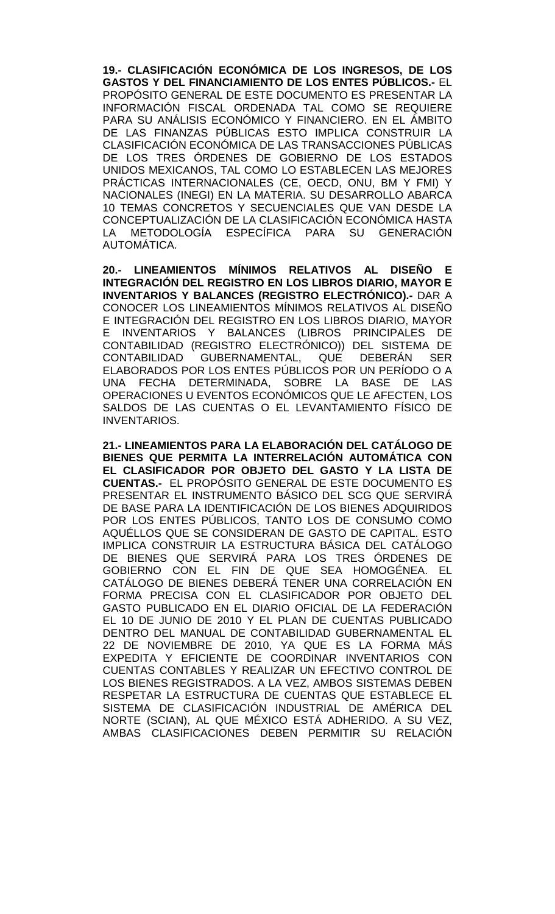**19.- CLASIFICACIÓN ECONÓMICA DE LOS INGRESOS, DE LOS GASTOS Y DEL FINANCIAMIENTO DE LOS ENTES PÚBLICOS.-** EL PROPÓSITO GENERAL DE ESTE DOCUMENTO ES PRESENTAR LA INFORMACIÓN FISCAL ORDENADA TAL COMO SE REQUIERE PARA SU ANÁLISIS ECONÓMICO Y FINANCIERO. EN EL ÁMBITO DE LAS FINANZAS PÚBLICAS ESTO IMPLICA CONSTRUIR LA CLASIFICACIÓN ECONÓMICA DE LAS TRANSACCIONES PÚBLICAS DE LOS TRES ÓRDENES DE GOBIERNO DE LOS ESTADOS UNIDOS MEXICANOS, TAL COMO LO ESTABLECEN LAS MEJORES PRÁCTICAS INTERNACIONALES (CE, OECD, ONU, BM Y FMI) Y NACIONALES (INEGI) EN LA MATERIA. SU DESARROLLO ABARCA 10 TEMAS CONCRETOS Y SECUENCIALES QUE VAN DESDE LA CONCEPTUALIZACIÓN DE LA CLASIFICACIÓN ECONÓMICA HASTA LA METODOLOGÍA ESPECÍFICA PARA SU GENERACIÓN AUTOMÁTICA.

**20.- LINEAMIENTOS MÍNIMOS RELATIVOS AL DISEÑO E INTEGRACIÓN DEL REGISTRO EN LOS LIBROS DIARIO, MAYOR E INVENTARIOS Y BALANCES (REGISTRO ELECTRÓNICO).-** DAR A CONOCER LOS LINEAMIENTOS MÍNIMOS RELATIVOS AL DISEÑO E INTEGRACIÓN DEL REGISTRO EN LOS LIBROS DIARIO, MAYOR E INVENTARIOS Y BALANCES (LIBROS PRINCIPALES DE CONTABILIDAD (REGISTRO ELECTRÓNICO)) DEL SISTEMA DE CONTABILIDAD GUBERNAMENTAL, QUE DEBERÁN SER ELABORADOS POR LOS ENTES PÚBLICOS POR UN PERÍODO O A UNA FECHA DETERMINADA, SOBRE LA BASE DE LAS OPERACIONES U EVENTOS ECONÓMICOS QUE LE AFECTEN, LOS SALDOS DE LAS CUENTAS O EL LEVANTAMIENTO FÍSICO DE INVENTARIOS.

**21.- LINEAMIENTOS PARA LA ELABORACIÓN DEL CATÁLOGO DE BIENES QUE PERMITA LA INTERRELACIÓN AUTOMÁTICA CON EL CLASIFICADOR POR OBJETO DEL GASTO Y LA LISTA DE CUENTAS.-** EL PROPÓSITO GENERAL DE ESTE DOCUMENTO ES PRESENTAR EL INSTRUMENTO BÁSICO DEL SCG QUE SERVIRÁ DE BASE PARA LA IDENTIFICACIÓN DE LOS BIENES ADQUIRIDOS POR LOS ENTES PÚBLICOS, TANTO LOS DE CONSUMO COMO AQUÉLLOS QUE SE CONSIDERAN DE GASTO DE CAPITAL. ESTO IMPLICA CONSTRUIR LA ESTRUCTURA BÁSICA DEL CATÁLOGO DE BIENES QUE SERVIRÁ PARA LOS TRES ÓRDENES DE GOBIERNO CON EL FIN DE QUE SEA HOMOGÉNEA. EL CATÁLOGO DE BIENES DEBERÁ TENER UNA CORRELACIÓN EN FORMA PRECISA CON EL CLASIFICADOR POR OBJETO DEL GASTO PUBLICADO EN EL DIARIO OFICIAL DE LA FEDERACIÓN EL 10 DE JUNIO DE 2010 Y EL PLAN DE CUENTAS PUBLICADO DENTRO DEL MANUAL DE CONTABILIDAD GUBERNAMENTAL EL 22 DE NOVIEMBRE DE 2010, YA QUE ES LA FORMA MÁS EXPEDITA Y EFICIENTE DE COORDINAR INVENTARIOS CON CUENTAS CONTABLES Y REALIZAR UN EFECTIVO CONTROL DE LOS BIENES REGISTRADOS. A LA VEZ, AMBOS SISTEMAS DEBEN RESPETAR LA ESTRUCTURA DE CUENTAS QUE ESTABLECE EL SISTEMA DE CLASIFICACIÓN INDUSTRIAL DE AMÉRICA DEL NORTE (SCIAN), AL QUE MÉXICO ESTÁ ADHERIDO. A SU VEZ, AMBAS CLASIFICACIONES DEBEN PERMITIR SU RELACIÓN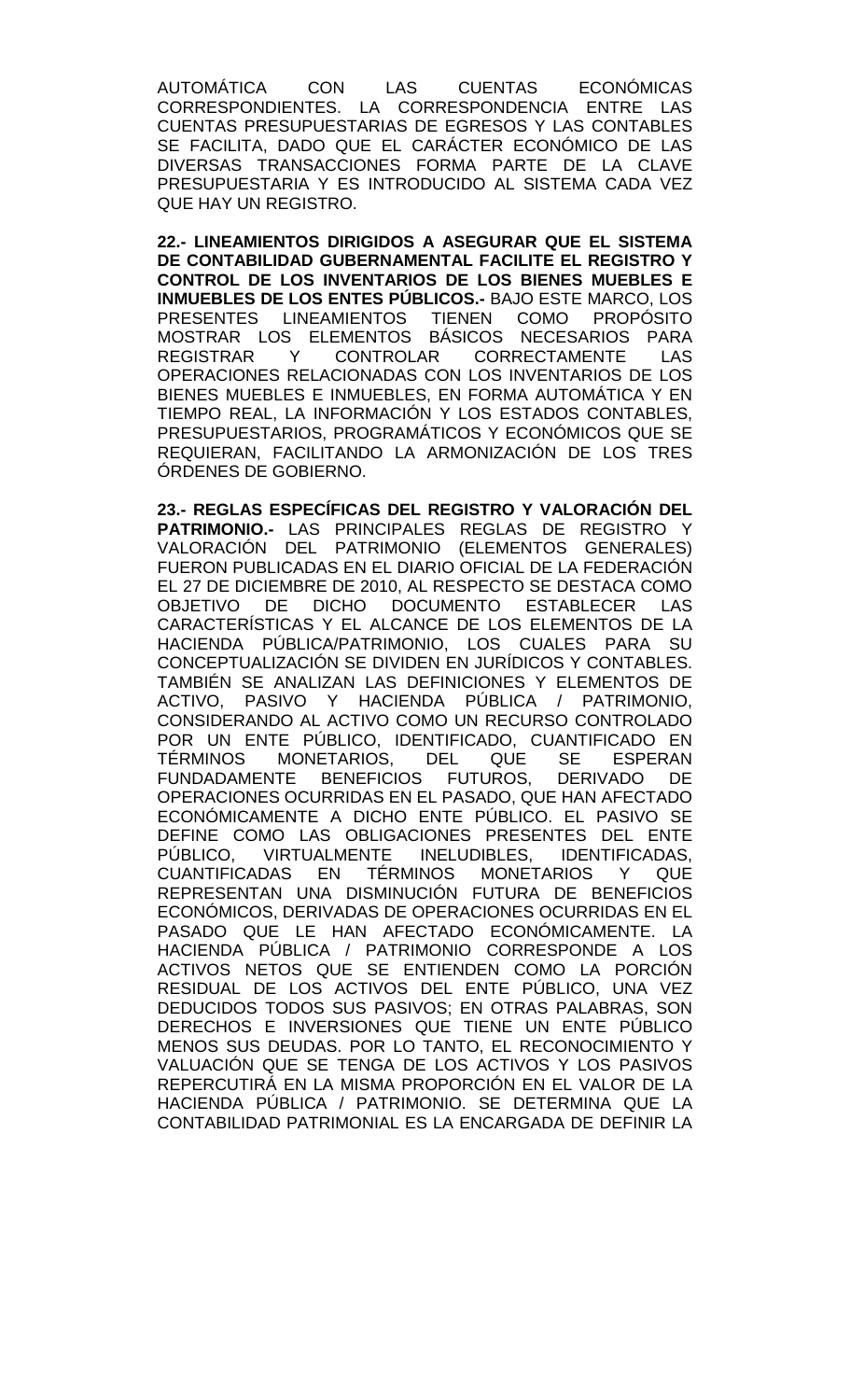AUTOMÁTICA CON LAS CUENTAS ECONÓMICAS CORRESPONDIENTES. LA CORRESPONDENCIA ENTRE LAS CUENTAS PRESUPUESTARIAS DE EGRESOS Y LAS CONTABLES SE FACILITA, DADO QUE EL CARÁCTER ECONÓMICO DE LAS DIVERSAS TRANSACCIONES FORMA PARTE DE LA CLAVE PRESUPUESTARIA Y ES INTRODUCIDO AL SISTEMA CADA VEZ QUE HAY UN REGISTRO.

**22.- LINEAMIENTOS DIRIGIDOS A ASEGURAR QUE EL SISTEMA DE CONTABILIDAD GUBERNAMENTAL FACILITE EL REGISTRO Y CONTROL DE LOS INVENTARIOS DE LOS BIENES MUEBLES E INMUEBLES DE LOS ENTES PÚBLICOS.-** BAJO ESTE MARCO, LOS PRESENTES LINEAMIENTOS TIENEN COMO PROPÓSITO MOSTRAR LOS ELEMENTOS BÁSICOS NECESARIOS PARA REGISTRAR Y CONTROLAR CORRECTAMENTE LAS OPERACIONES RELACIONADAS CON LOS INVENTARIOS DE LOS BIENES MUEBLES E INMUEBLES, EN FORMA AUTOMÁTICA Y EN TIEMPO REAL, LA INFORMACIÓN Y LOS ESTADOS CONTABLES, PRESUPUESTARIOS, PROGRAMÁTICOS Y ECONÓMICOS QUE SE REQUIERAN, FACILITANDO LA ARMONIZACIÓN DE LOS TRES ÓRDENES DE GOBIERNO.

**23.- REGLAS ESPECÍFICAS DEL REGISTRO Y VALORACIÓN DEL PATRIMONIO.-** LAS PRINCIPALES REGLAS DE REGISTRO Y VALORACIÓN DEL PATRIMONIO (ELEMENTOS GENERALES) FUERON PUBLICADAS EN EL DIARIO OFICIAL DE LA FEDERACIÓN EL 27 DE DICIEMBRE DE 2010, AL RESPECTO SE DESTACA COMO OBJETIVO DE DICHO DOCUMENTO ESTABLECER LAS CARACTERÍSTICAS Y EL ALCANCE DE LOS ELEMENTOS DE LA HACIENDA PÚBLICA/PATRIMONIO, LOS CUALES PARA SU CONCEPTUALIZACIÓN SE DIVIDEN EN JURÍDICOS Y CONTABLES. TAMBIÉN SE ANALIZAN LAS DEFINICIONES Y ELEMENTOS DE ACTIVO, PASIVO Y HACIENDA PÚBLICA / PATRIMONIO, CONSIDERANDO AL ACTIVO COMO UN RECURSO CONTROLADO POR UN ENTE PÚBLICO, IDENTIFICADO, CUANTIFICADO EN TÉRMINOS MONETARIOS, DEL QUE SE ESPERAN FUNDADAMENTE BENEFICIOS FUTUROS, DERIVADO DE OPERACIONES OCURRIDAS EN EL PASADO, QUE HAN AFECTADO ECONÓMICAMENTE A DICHO ENTE PÚBLICO. EL PASIVO SE DEFINE COMO LAS OBLIGACIONES PRESENTES DEL ENTE PÚBLICO, VIRTUALMENTE INELUDIBLES, IDENTIFICADAS, CUANTIFICADAS EN TÉRMINOS MONETARIOS Y QUE REPRESENTAN UNA DISMINUCIÓN FUTURA DE BENEFICIOS ECONÓMICOS, DERIVADAS DE OPERACIONES OCURRIDAS EN EL PASADO QUE LE HAN AFECTADO ECONÓMICAMENTE. LA HACIENDA PÚBLICA / PATRIMONIO CORRESPONDE A LOS ACTIVOS NETOS QUE SE ENTIENDEN COMO LA PORCIÓN RESIDUAL DE LOS ACTIVOS DEL ENTE PÚBLICO, UNA VEZ DEDUCIDOS TODOS SUS PASIVOS; EN OTRAS PALABRAS, SON DERECHOS E INVERSIONES QUE TIENE UN ENTE PÚBLICO MENOS SUS DEUDAS. POR LO TANTO, EL RECONOCIMIENTO Y VALUACIÓN QUE SE TENGA DE LOS ACTIVOS Y LOS PASIVOS REPERCUTIRÁ EN LA MISMA PROPORCIÓN EN EL VALOR DE LA HACIENDA PÚBLICA / PATRIMONIO. SE DETERMINA QUE LA CONTABILIDAD PATRIMONIAL ES LA ENCARGADA DE DEFINIR LA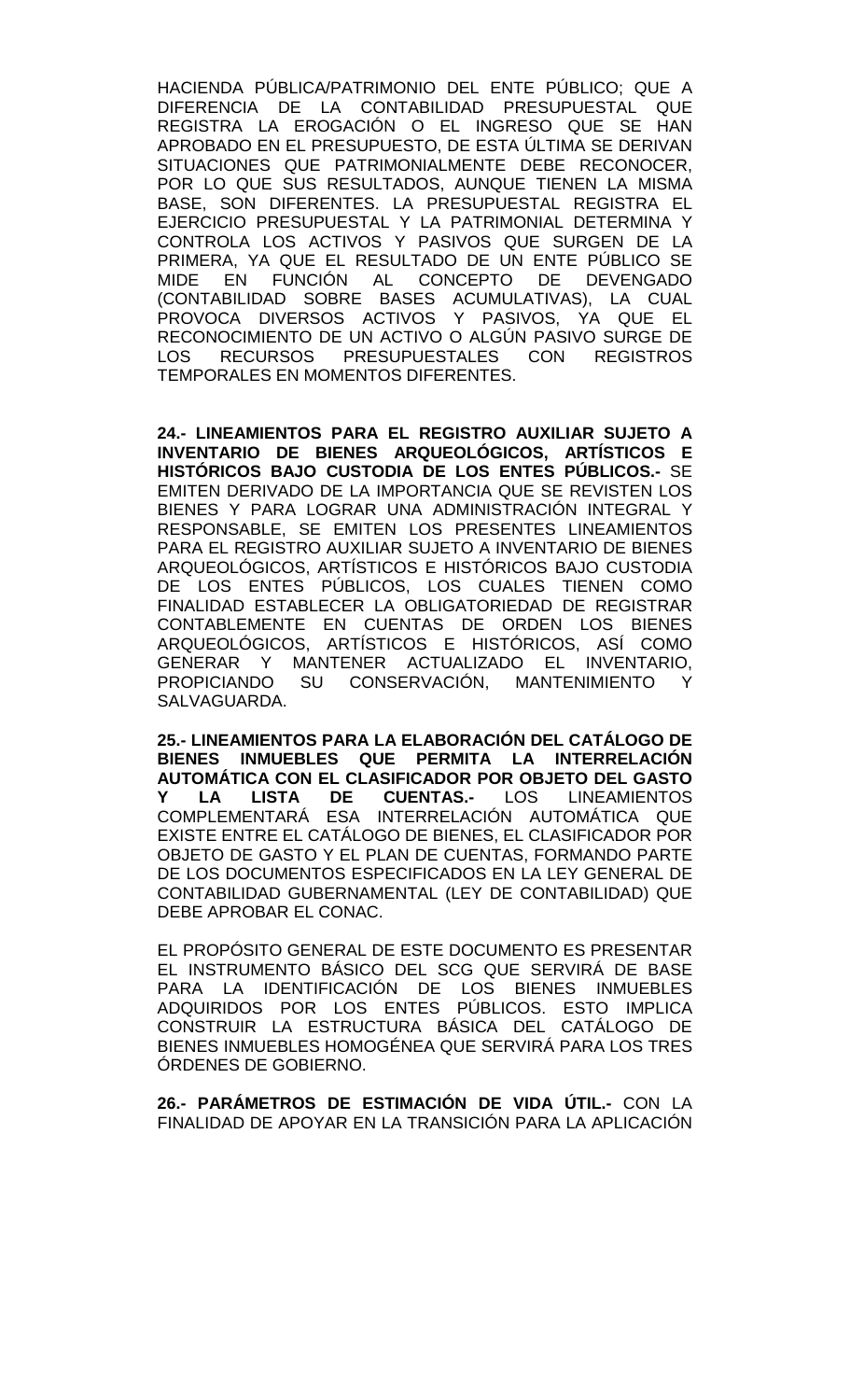HACIENDA PÚBLICA/PATRIMONIO DEL ENTE PÚBLICO; QUE A DIFERENCIA DE LA CONTABILIDAD PRESUPUESTAL QUE REGISTRA LA EROGACIÓN O EL INGRESO QUE SE HAN APROBADO EN EL PRESUPUESTO, DE ESTA ÚLTIMA SE DERIVAN SITUACIONES QUE PATRIMONIALMENTE DEBE RECONOCER, POR LO QUE SUS RESULTADOS, AUNQUE TIENEN LA MISMA BASE, SON DIFERENTES. LA PRESUPUESTAL REGISTRA EL EJERCICIO PRESUPUESTAL Y LA PATRIMONIAL DETERMINA Y CONTROLA LOS ACTIVOS Y PASIVOS QUE SURGEN DE LA PRIMERA, YA QUE EL RESULTADO DE UN ENTE PÚBLICO SE MIDE EN FUNCIÓN AL CONCEPTO DE DEVENGADO (CONTABILIDAD SOBRE BASES ACUMULATIVAS), LA CUAL PROVOCA DIVERSOS ACTIVOS Y PASIVOS, YA QUE EL RECONOCIMIENTO DE UN ACTIVO O ALGÚN PASIVO SURGE DE LOS RECURSOS PRESUPUESTALES CON REGISTROS TEMPORALES EN MOMENTOS DIFERENTES.

**24.- LINEAMIENTOS PARA EL REGISTRO AUXILIAR SUJETO A INVENTARIO DE BIENES ARQUEOLÓGICOS, ARTÍSTICOS E HISTÓRICOS BAJO CUSTODIA DE LOS ENTES PÚBLICOS.-** SE EMITEN DERIVADO DE LA IMPORTANCIA QUE SE REVISTEN LOS BIENES Y PARA LOGRAR UNA ADMINISTRACIÓN INTEGRAL Y RESPONSABLE, SE EMITEN LOS PRESENTES LINEAMIENTOS PARA EL REGISTRO AUXILIAR SUJETO A INVENTARIO DE BIENES ARQUEOLÓGICOS, ARTÍSTICOS E HISTÓRICOS BAJO CUSTODIA DE LOS ENTES PÚBLICOS, LOS CUALES TIENEN COMO FINALIDAD ESTABLECER LA OBLIGATORIEDAD DE REGISTRAR CONTABLEMENTE EN CUENTAS DE ORDEN LOS BIENES ARQUEOLÓGICOS, ARTÍSTICOS E HISTÓRICOS, ASÍ COMO GENERAR Y MANTENER ACTUALIZADO EL INVENTARIO, PROPICIANDO SU CONSERVACIÓN, MANTENIMIENTO Y SALVAGUARDA.

**25.- LINEAMIENTOS PARA LA ELABORACIÓN DEL CATÁLOGO DE BIENES INMUEBLES QUE PERMITA LA INTERRELACIÓN AUTOMÁTICA CON EL CLASIFICADOR POR OBJETO DEL GASTO Y LA LISTA DE CUENTAS.-** LOS LINEAMIENTOS COMPLEMENTARÁ ESA INTERRELACIÓN AUTOMÁTICA QUE EXISTE ENTRE EL CATÁLOGO DE BIENES, EL CLASIFICADOR POR OBJETO DE GASTO Y EL PLAN DE CUENTAS, FORMANDO PARTE DE LOS DOCUMENTOS ESPECIFICADOS EN LA LEY GENERAL DE CONTABILIDAD GUBERNAMENTAL (LEY DE CONTABILIDAD) QUE DEBE APROBAR EL CONAC.

EL PROPÓSITO GENERAL DE ESTE DOCUMENTO ES PRESENTAR EL INSTRUMENTO BÁSICO DEL SCG QUE SERVIRÁ DE BASE PARA LA IDENTIFICACIÓN DE LOS BIENES INMUEBLES ADQUIRIDOS POR LOS ENTES PÚBLICOS. ESTO IMPLICA CONSTRUIR LA ESTRUCTURA BÁSICA DEL CATÁLOGO DE BIENES INMUEBLES HOMOGÉNEA QUE SERVIRÁ PARA LOS TRES ÓRDENES DE GOBIERNO.

**26.- PARÁMETROS DE ESTIMACIÓN DE VIDA ÚTIL.-** CON LA FINALIDAD DE APOYAR EN LA TRANSICIÓN PARA LA APLICACIÓN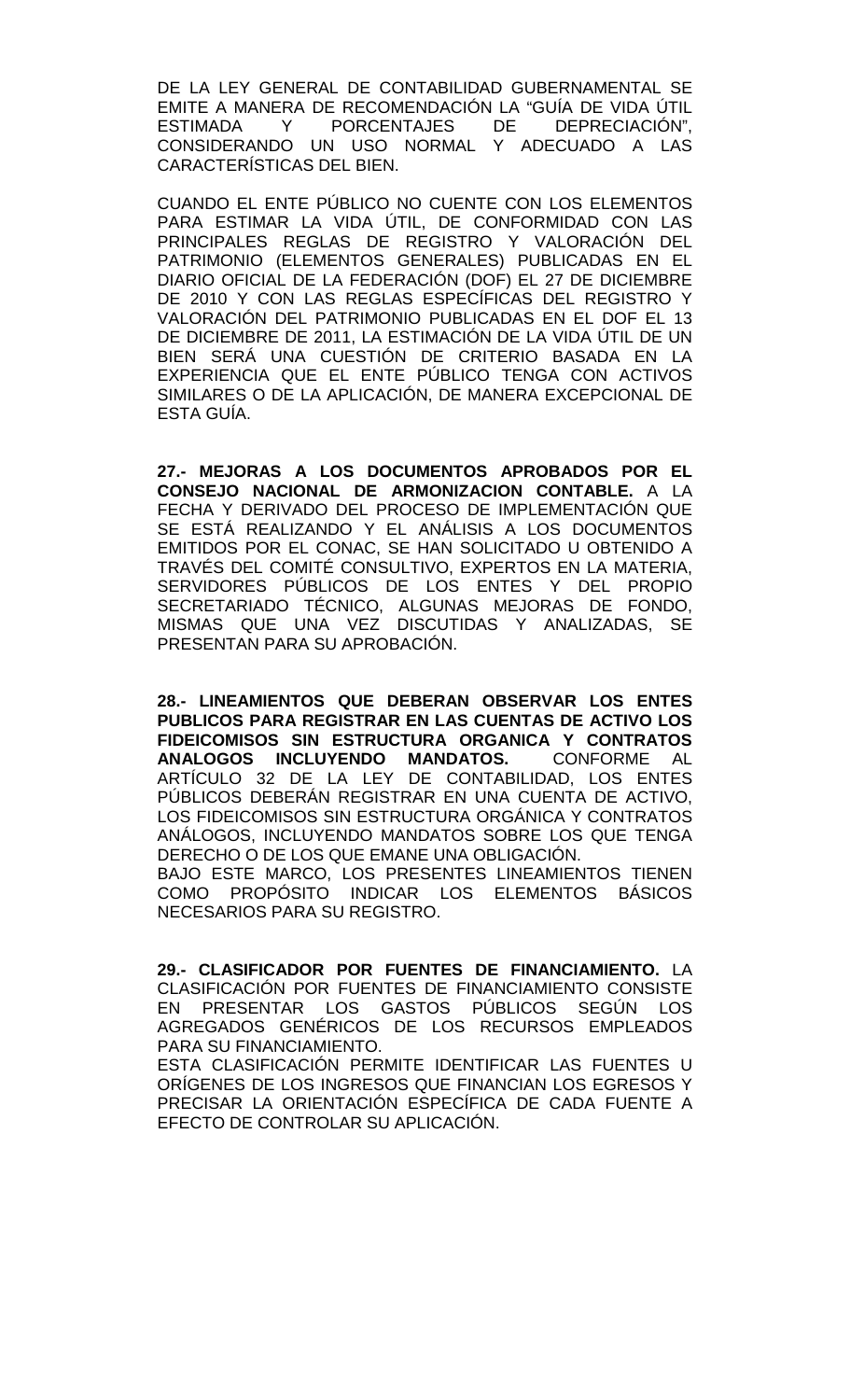DE LA LEY GENERAL DE CONTABILIDAD GUBERNAMENTAL SE EMITE A MANERA DE RECOMENDACIÓN LA "GUÍA DE VIDA ÚTIL ESTIMADA Y PORCENTAJES DE DEPRECIACIÓN", CONSIDERANDO UN USO NORMAL Y ADECUADO A LAS CARACTERÍSTICAS DEL BIEN.

CUANDO EL ENTE PÚBLICO NO CUENTE CON LOS ELEMENTOS PARA ESTIMAR LA VIDA ÚTIL, DE CONFORMIDAD CON LAS PRINCIPALES REGLAS DE REGISTRO Y VALORACIÓN DEL PATRIMONIO (ELEMENTOS GENERALES) PUBLICADAS EN EL DIARIO OFICIAL DE LA FEDERACIÓN (DOF) EL 27 DE DICIEMBRE DE 2010 Y CON LAS REGLAS ESPECÍFICAS DEL REGISTRO Y VALORACIÓN DEL PATRIMONIO PUBLICADAS EN EL DOF EL 13 DE DICIEMBRE DE 2011, LA ESTIMACIÓN DE LA VIDA ÚTIL DE UN BIEN SERÁ UNA CUESTIÓN DE CRITERIO BASADA EN LA EXPERIENCIA QUE EL ENTE PÚBLICO TENGA CON ACTIVOS SIMILARES O DE LA APLICACIÓN, DE MANERA EXCEPCIONAL DE ESTA GUÍA.

**27.- MEJORAS A LOS DOCUMENTOS APROBADOS POR EL CONSEJO NACIONAL DE ARMONIZACION CONTABLE.** A LA FECHA Y DERIVADO DEL PROCESO DE IMPLEMENTACIÓN QUE SE ESTÁ REALIZANDO Y EL ANÁLISIS A LOS DOCUMENTOS EMITIDOS POR EL CONAC, SE HAN SOLICITADO U OBTENIDO A TRAVÉS DEL COMITÉ CONSULTIVO, EXPERTOS EN LA MATERIA, SERVIDORES PÚBLICOS DE LOS ENTES Y DEL PROPIO SECRETARIADO TÉCNICO, ALGUNAS MEJORAS DE FONDO, MISMAS QUE UNA VEZ DISCUTIDAS Y ANALIZADAS, SE PRESENTAN PARA SU APROBACIÓN.

**28.- LINEAMIENTOS QUE DEBERAN OBSERVAR LOS ENTES PUBLICOS PARA REGISTRAR EN LAS CUENTAS DE ACTIVO LOS FIDEICOMISOS SIN ESTRUCTURA ORGANICA Y CONTRATOS ANALOGOS INCLUYENDO MANDATOS.** CONFORME AL ARTÍCULO 32 DE LA LEY DE CONTABILIDAD, LOS ENTES PÚBLICOS DEBERÁN REGISTRAR EN UNA CUENTA DE ACTIVO, LOS FIDEICOMISOS SIN ESTRUCTURA ORGÁNICA Y CONTRATOS ANÁLOGOS, INCLUYENDO MANDATOS SOBRE LOS QUE TENGA DERECHO O DE LOS QUE EMANE UNA OBLIGACIÓN.
BAJO ESTE MARCO, LOS PRESENTES LINEAMIENTOS TIENEN COMO PROPÓSITO INDICAR LOS ELEMENTOS BÁSICOS NECESARIOS PARA SU REGISTRO.

**29.- CLASIFICADOR POR FUENTES DE FINANCIAMIENTO.** LA CLASIFICACIÓN POR FUENTES DE FINANCIAMIENTO CONSISTE EN PRESENTAR LOS GASTOS PÚBLICOS SEGÚN LOS AGREGADOS GENÉRICOS DE LOS RECURSOS EMPLEADOS PARA SU FINANCIAMIENTO.
ESTA CLASIFICACIÓN PERMITE IDENTIFICAR LAS FUENTES U ORÍGENES DE LOS INGRESOS QUE FINANCIAN LOS EGRESOS Y PRECISAR LA ORIENTACIÓN ESPECÍFICA DE CADA FUENTE A EFECTO DE CONTROLAR SU APLICACIÓN.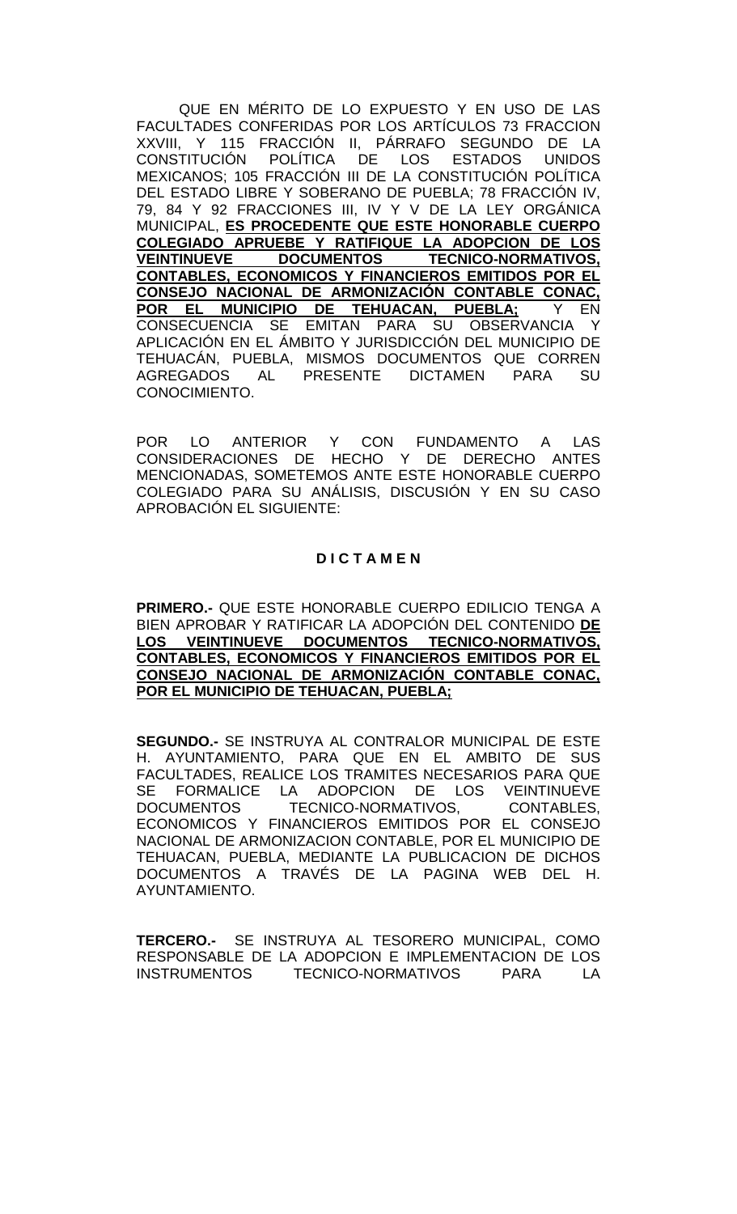QUE EN MÉRITO DE LO EXPUESTO Y EN USO DE LAS FACULTADES CONFERIDAS POR LOS ARTÍCULOS 73 FRACCION XXVIII, Y 115 FRACCIÓN II, PÁRRAFO SEGUNDO DE LA CONSTITUCIÓN POLÍTICA DE LOS ESTADOS UNIDOS MEXICANOS; 105 FRACCIÓN III DE LA CONSTITUCIÓN POLÍTICA DEL ESTADO LIBRE Y SOBERANO DE PUEBLA; 78 FRACCIÓN IV, 79, 84 Y 92 FRACCIONES III, IV Y V DE LA LEY ORGÁNICA MUNICIPAL, **ES PROCEDENTE QUE ESTE HONORABLE CUERPO COLEGIADO APRUEBE Y RATIFIQUE LA ADOPCION DE LOS VEINTINUEVE DOCUMENTOS TECNICO-NORMATIVOS, CONTABLES, ECONOMICOS Y FINANCIEROS EMITIDOS POR EL CONSEJO NACIONAL DE ARMONIZACIÓN CONTABLE CONAC, POR EL MUNICIPIO DE TEHUACAN, PUEBLA;** Y EN CONSECUENCIA SE EMITAN PARA SU OBSERVANCIA Y APLICACIÓN EN EL ÁMBITO Y JURISDICCIÓN DEL MUNICIPIO DE TEHUACÁN, PUEBLA, MISMOS DOCUMENTOS QUE CORREN AGREGADOS AL PRESENTE DICTAMEN PARA SU CONOCIMIENTO.

POR LO ANTERIOR Y CON FUNDAMENTO A LAS CONSIDERACIONES DE HECHO Y DE DERECHO ANTES MENCIONADAS, SOMETEMOS ANTE ESTE HONORABLE CUERPO COLEGIADO PARA SU ANÁLISIS, DISCUSIÓN Y EN SU CASO APROBACIÓN EL SIGUIENTE:

**D I C T A M E N**

**PRIMERO.-** QUE ESTE HONORABLE CUERPO EDILICIO TENGA A BIEN APROBAR Y RATIFICAR LA ADOPCIÓN DEL CONTENIDO **DE LOS VEINTINUEVE DOCUMENTOS TECNICO-NORMATIVOS, CONTABLES, ECONOMICOS Y FINANCIEROS EMITIDOS POR EL CONSEJO NACIONAL DE ARMONIZACIÓN CONTABLE CONAC, POR EL MUNICIPIO DE TEHUACAN, PUEBLA;**

**SEGUNDO.-** SE INSTRUYA AL CONTRALOR MUNICIPAL DE ESTE H. AYUNTAMIENTO, PARA QUE EN EL AMBITO DE SUS FACULTADES, REALICE LOS TRAMITES NECESARIOS PARA QUE SE FORMALICE LA ADOPCION DE LOS VEINTINUEVE DOCUMENTOS TECNICO-NORMATIVOS, CONTABLES, ECONOMICOS Y FINANCIEROS EMITIDOS POR EL CONSEJO NACIONAL DE ARMONIZACION CONTABLE, POR EL MUNICIPIO DE TEHUACAN, PUEBLA, MEDIANTE LA PUBLICACION DE DICHOS DOCUMENTOS A TRAVÉS DE LA PAGINA WEB DEL H. AYUNTAMIENTO.

**TERCERO.-** SE INSTRUYA AL TESORERO MUNICIPAL, COMO RESPONSABLE DE LA ADOPCION E IMPLEMENTACION DE LOS INSTRUMENTOS TECNICO-NORMATIVOS PARA LA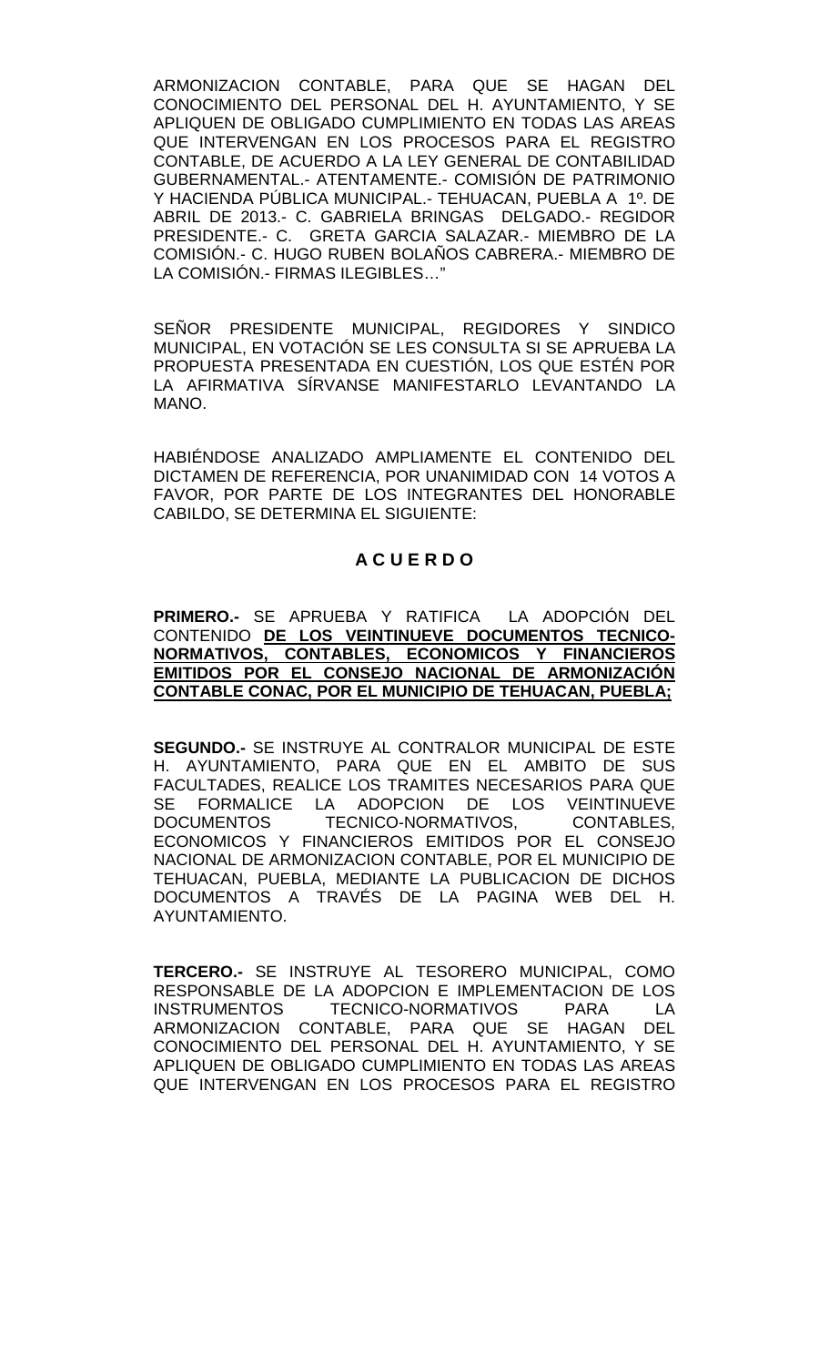ARMONIZACION CONTABLE, PARA QUE SE HAGAN DEL CONOCIMIENTO DEL PERSONAL DEL H. AYUNTAMIENTO, Y SE APLIQUEN DE OBLIGADO CUMPLIMIENTO EN TODAS LAS AREAS QUE INTERVENGAN EN LOS PROCESOS PARA EL REGISTRO CONTABLE, DE ACUERDO A LA LEY GENERAL DE CONTABILIDAD GUBERNAMENTAL.- ATENTAMENTE.- COMISIÓN DE PATRIMONIO Y HACIENDA PÚBLICA MUNICIPAL.- TEHUACAN, PUEBLA A 1º. DE ABRIL DE 2013.- C. GABRIELA BRINGAS DELGADO.- REGIDOR PRESIDENTE.- C. GRETA GARCIA SALAZAR.- MIEMBRO DE LA COMISIÓN.- C. HUGO RUBEN BOLAÑOS CABRERA.- MIEMBRO DE LA COMISIÓN.- FIRMAS ILEGIBLES…"

SEÑOR PRESIDENTE MUNICIPAL, REGIDORES Y SINDICO MUNICIPAL, EN VOTACIÓN SE LES CONSULTA SI SE APRUEBA LA PROPUESTA PRESENTADA EN CUESTIÓN, LOS QUE ESTÉN POR LA AFIRMATIVA SÍRVANSE MANIFESTARLO LEVANTANDO LA MANO.

HABIÉNDOSE ANALIZADO AMPLIAMENTE EL CONTENIDO DEL DICTAMEN DE REFERENCIA, POR UNANIMIDAD CON 14 VOTOS A FAVOR, POR PARTE DE LOS INTEGRANTES DEL HONORABLE CABILDO, SE DETERMINA EL SIGUIENTE:

## A C U E R D O

**PRIMERO.-** SE APRUEBA Y RATIFICA LA ADOPCIÓN DEL CONTENIDO **DE LOS VEINTINUEVE DOCUMENTOS TECNICO-NORMATIVOS, CONTABLES, ECONOMICOS Y FINANCIEROS EMITIDOS POR EL CONSEJO NACIONAL DE ARMONIZACIÓN CONTABLE CONAC, POR EL MUNICIPIO DE TEHUACAN, PUEBLA;**

**SEGUNDO.-** SE INSTRUYE AL CONTRALOR MUNICIPAL DE ESTE H. AYUNTAMIENTO, PARA QUE EN EL AMBITO DE SUS FACULTADES, REALICE LOS TRAMITES NECESARIOS PARA QUE SE FORMALICE LA ADOPCION DE LOS VEINTINUEVE DOCUMENTOS TECNICO-NORMATIVOS, CONTABLES, ECONOMICOS Y FINANCIEROS EMITIDOS POR EL CONSEJO NACIONAL DE ARMONIZACION CONTABLE, POR EL MUNICIPIO DE TEHUACAN, PUEBLA, MEDIANTE LA PUBLICACION DE DICHOS DOCUMENTOS A TRAVÉS DE LA PAGINA WEB DEL H. AYUNTAMIENTO.

**TERCERO.-** SE INSTRUYE AL TESORERO MUNICIPAL, COMO RESPONSABLE DE LA ADOPCION E IMPLEMENTACION DE LOS INSTRUMENTOS TECNICO-NORMATIVOS PARA LA ARMONIZACION CONTABLE, PARA QUE SE HAGAN DEL CONOCIMIENTO DEL PERSONAL DEL H. AYUNTAMIENTO, Y SE APLIQUEN DE OBLIGADO CUMPLIMIENTO EN TODAS LAS AREAS QUE INTERVENGAN EN LOS PROCESOS PARA EL REGISTRO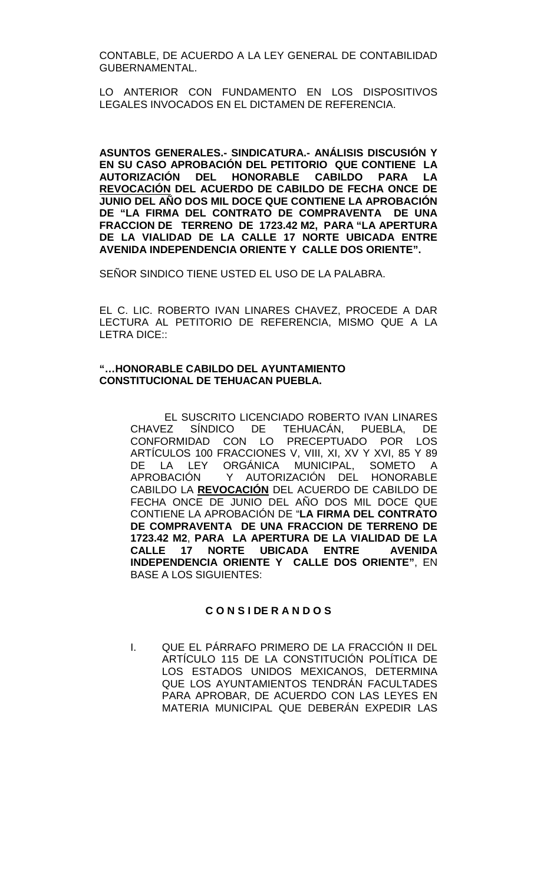CONTABLE, DE ACUERDO A LA LEY GENERAL DE CONTABILIDAD GUBERNAMENTAL.

LO ANTERIOR CON FUNDAMENTO EN LOS DISPOSITIVOS LEGALES INVOCADOS EN EL DICTAMEN DE REFERENCIA.

**ASUNTOS GENERALES.- SINDICATURA.- ANÁLISIS DISCUSIÓN Y EN SU CASO APROBACIÓN DEL PETITORIO QUE CONTIENE LA AUTORIZACIÓN DEL HONORABLE CABILDO PARA LA <u>REVOCACIÓN</u> DEL ACUERDO DE CABILDO DE FECHA ONCE DE JUNIO DEL AÑO DOS MIL DOCE QUE CONTIENE LA APROBACIÓN DE "LA FIRMA DEL CONTRATO DE COMPRAVENTA DE UNA FRACCION DE TERRENO DE 1723.42 M2, PARA "LA APERTURA DE LA VIALIDAD DE LA CALLE 17 NORTE UBICADA ENTRE AVENIDA INDEPENDENCIA ORIENTE Y CALLE DOS ORIENTE".**

SEÑOR SINDICO TIENE USTED EL USO DE LA PALABRA.

EL C. LIC. ROBERTO IVAN LINARES CHAVEZ, PROCEDE A DAR LECTURA AL PETITORIO DE REFERENCIA, MISMO QUE A LA LETRA DICE::

**"…HONORABLE CABILDO DEL AYUNTAMIENTO CONSTITUCIONAL DE TEHUACAN PUEBLA.**

EL SUSCRITO LICENCIADO ROBERTO IVAN LINARES CHAVEZ SÍNDICO DE TEHUACÁN, PUEBLA, DE CONFORMIDAD CON LO PRECEPTUADO POR LOS ARTÍCULOS 100 FRACCIONES V, VIII, XI, XV Y XVI, 85 Y 89 DE LA LEY ORGÁNICA MUNICIPAL, SOMETO A APROBACIÓN Y AUTORIZACIÓN DEL HONORABLE CABILDO LA **<u>REVOCACIÓN</u>** DEL ACUERDO DE CABILDO DE FECHA ONCE DE JUNIO DEL AÑO DOS MIL DOCE QUE CONTIENE LA APROBACIÓN DE "**LA FIRMA DEL CONTRATO DE COMPRAVENTA DE UNA FRACCION DE TERRENO DE 1723.42 M2**, **PARA LA APERTURA DE LA VIALIDAD DE LA CALLE 17 NORTE UBICADA ENTRE AVENIDA INDEPENDENCIA ORIENTE Y CALLE DOS ORIENTE"**, EN BASE A LOS SIGUIENTES:

**C O N S I DE R A N D O S**

I. QUE EL PÁRRAFO PRIMERO DE LA FRACCIÓN II DEL ARTÍCULO 115 DE LA CONSTITUCIÓN POLÍTICA DE LOS ESTADOS UNIDOS MEXICANOS, DETERMINA QUE LOS AYUNTAMIENTOS TENDRÁN FACULTADES PARA APROBAR, DE ACUERDO CON LAS LEYES EN MATERIA MUNICIPAL QUE DEBERÁN EXPEDIR LAS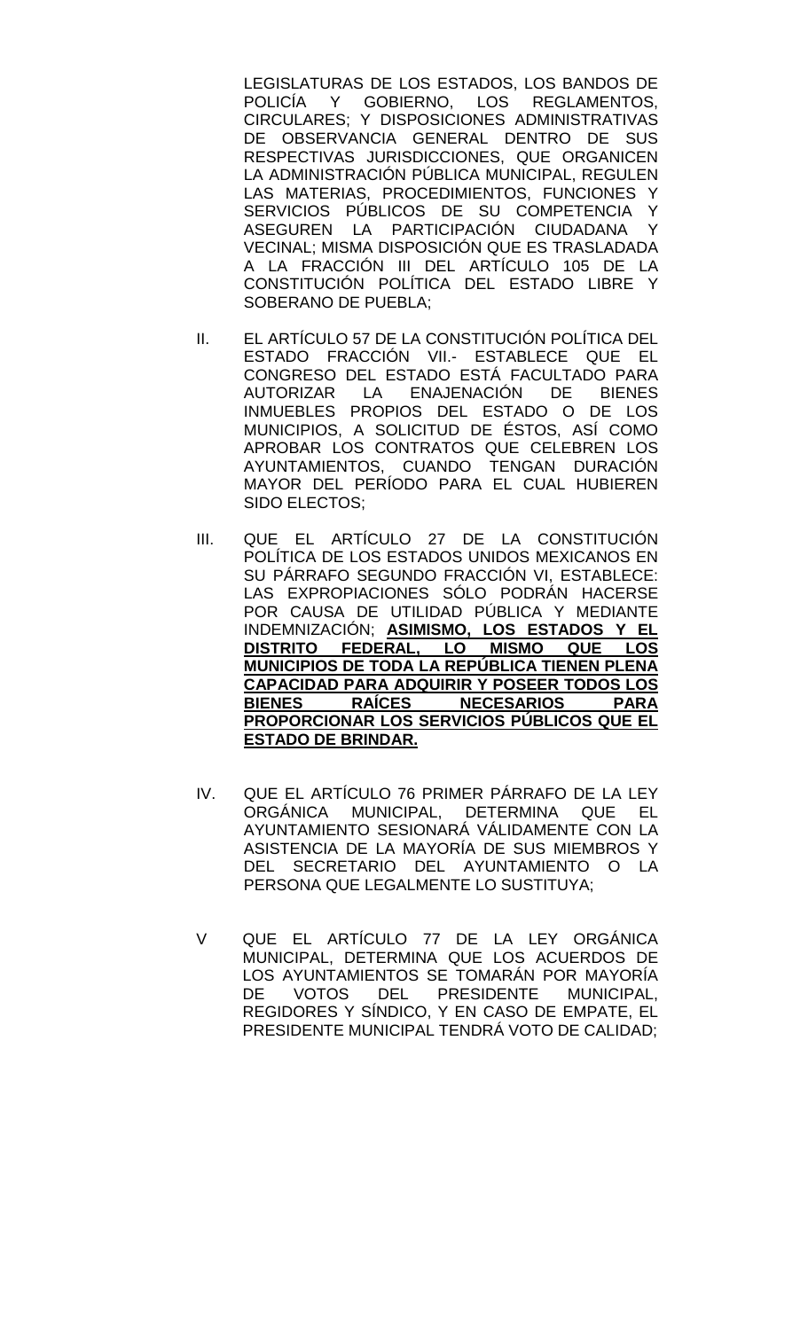LEGISLATURAS DE LOS ESTADOS, LOS BANDOS DE POLICÍA Y GOBIERNO, LOS REGLAMENTOS, CIRCULARES; Y DISPOSICIONES ADMINISTRATIVAS DE OBSERVANCIA GENERAL DENTRO DE SUS RESPECTIVAS JURISDICCIONES, QUE ORGANICEN LA ADMINISTRACIÓN PÚBLICA MUNICIPAL, REGULEN LAS MATERIAS, PROCEDIMIENTOS, FUNCIONES Y SERVICIOS PÚBLICOS DE SU COMPETENCIA Y ASEGUREN LA PARTICIPACIÓN CIUDADANA Y VECINAL; MISMA DISPOSICIÓN QUE ES TRASLADADA A LA FRACCIÓN III DEL ARTÍCULO 105 DE LA CONSTITUCIÓN POLÍTICA DEL ESTADO LIBRE Y SOBERANO DE PUEBLA;

II. EL ARTÍCULO 57 DE LA CONSTITUCIÓN POLÍTICA DEL ESTADO FRACCIÓN VII.- ESTABLECE QUE EL CONGRESO DEL ESTADO ESTÁ FACULTADO PARA AUTORIZAR LA ENAJENACIÓN DE BIENES INMUEBLES PROPIOS DEL ESTADO O DE LOS MUNICIPIOS, A SOLICITUD DE ÉSTOS, ASÍ COMO APROBAR LOS CONTRATOS QUE CELEBREN LOS AYUNTAMIENTOS, CUANDO TENGAN DURACIÓN MAYOR DEL PERÍODO PARA EL CUAL HUBIEREN SIDO ELECTOS;

III. QUE EL ARTÍCULO 27 DE LA CONSTITUCIÓN POLÍTICA DE LOS ESTADOS UNIDOS MEXICANOS EN SU PÁRRAFO SEGUNDO FRACCIÓN VI, ESTABLECE: LAS EXPROPIACIONES SÓLO PODRÁN HACERSE POR CAUSA DE UTILIDAD PÚBLICA Y MEDIANTE INDEMNIZACIÓN; **ASIMISMO, LOS ESTADOS Y EL DISTRITO FEDERAL, LO MISMO QUE LOS MUNICIPIOS DE TODA LA REPÚBLICA TIENEN PLENA CAPACIDAD PARA ADQUIRIR Y POSEER TODOS LOS BIENES RAÍCES NECESARIOS PARA PROPORCIONAR LOS SERVICIOS PÚBLICOS QUE EL ESTADO DE BRINDAR.**

IV. QUE EL ARTÍCULO 76 PRIMER PÁRRAFO DE LA LEY ORGÁNICA MUNICIPAL, DETERMINA QUE EL AYUNTAMIENTO SESIONARÁ VÁLIDAMENTE CON LA ASISTENCIA DE LA MAYORÍA DE SUS MIEMBROS Y DEL SECRETARIO DEL AYUNTAMIENTO O LA PERSONA QUE LEGALMENTE LO SUSTITUYA;

V QUE EL ARTÍCULO 77 DE LA LEY ORGÁNICA MUNICIPAL, DETERMINA QUE LOS ACUERDOS DE LOS AYUNTAMIENTOS SE TOMARÁN POR MAYORÍA DE VOTOS DEL PRESIDENTE MUNICIPAL, REGIDORES Y SÍNDICO, Y EN CASO DE EMPATE, EL PRESIDENTE MUNICIPAL TENDRÁ VOTO DE CALIDAD;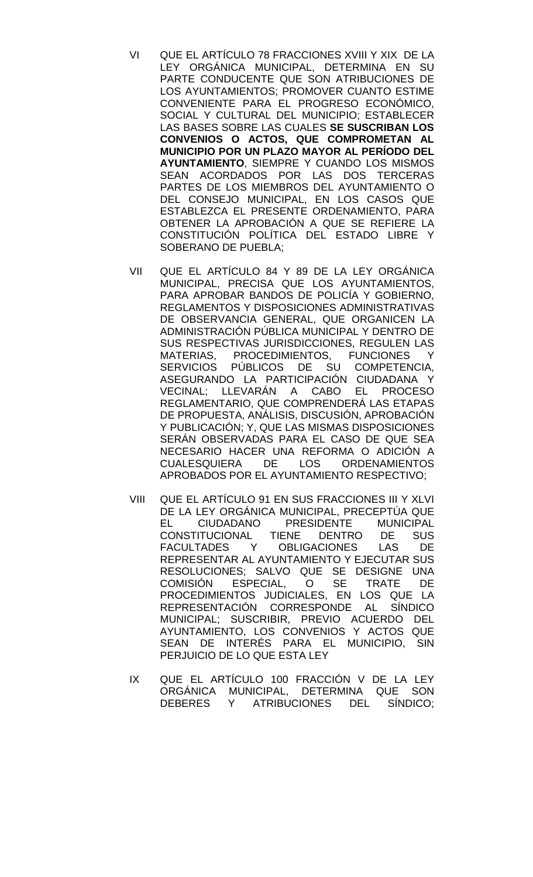VI QUE EL ARTÍCULO 78 FRACCIONES XVIII Y XIX DE LA LEY ORGÁNICA MUNICIPAL, DETERMINA EN SU PARTE CONDUCENTE QUE SON ATRIBUCIONES DE LOS AYUNTAMIENTOS; PROMOVER CUANTO ESTIME CONVENIENTE PARA EL PROGRESO ECONÓMICO, SOCIAL Y CULTURAL DEL MUNICIPIO; ESTABLECER LAS BASES SOBRE LAS CUALES **SE SUSCRIBAN LOS CONVENIOS O ACTOS, QUE COMPROMETAN AL MUNICIPIO POR UN PLAZO MAYOR AL PERÍODO DEL AYUNTAMIENTO**, SIEMPRE Y CUANDO LOS MISMOS SEAN ACORDADOS POR LAS DOS TERCERAS PARTES DE LOS MIEMBROS DEL AYUNTAMIENTO O DEL CONSEJO MUNICIPAL, EN LOS CASOS QUE ESTABLEZCA EL PRESENTE ORDENAMIENTO, PARA OBTENER LA APROBACIÓN A QUE SE REFIERE LA CONSTITUCIÓN POLÍTICA DEL ESTADO LIBRE Y SOBERANO DE PUEBLA;

VII QUE EL ARTÍCULO 84 Y 89 DE LA LEY ORGÁNICA MUNICIPAL, PRECISA QUE LOS AYUNTAMIENTOS, PARA APROBAR BANDOS DE POLICÍA Y GOBIERNO, REGLAMENTOS Y DISPOSICIONES ADMINISTRATIVAS DE OBSERVANCIA GENERAL, QUE ORGANICEN LA ADMINISTRACIÓN PÚBLICA MUNICIPAL Y DENTRO DE SUS RESPECTIVAS JURISDICCIONES, REGULEN LAS MATERIAS, PROCEDIMIENTOS, FUNCIONES Y SERVICIOS PÚBLICOS DE SU COMPETENCIA, ASEGURANDO LA PARTICIPACIÓN CIUDADANA Y VECINAL; LLEVARÁN A CABO EL PROCESO REGLAMENTARIO, QUE COMPRENDERÁ LAS ETAPAS DE PROPUESTA, ANÁLISIS, DISCUSIÓN, APROBACIÓN Y PUBLICACIÓN; Y, QUE LAS MISMAS DISPOSICIONES SERÁN OBSERVADAS PARA EL CASO DE QUE SEA NECESARIO HACER UNA REFORMA O ADICIÓN A CUALESQUIERA DE LOS ORDENAMIENTOS APROBADOS POR EL AYUNTAMIENTO RESPECTIVO;

VIII QUE EL ARTÍCULO 91 EN SUS FRACCIONES III Y XLVI DE LA LEY ORGÁNICA MUNICIPAL, PRECEPTÚA QUE EL CIUDADANO PRESIDENTE MUNICIPAL CONSTITUCIONAL TIENE DENTRO DE SUS FACULTADES Y OBLIGACIONES LAS DE REPRESENTAR AL AYUNTAMIENTO Y EJECUTAR SUS RESOLUCIONES; SALVO QUE SE DESIGNE UNA COMISIÓN ESPECIAL, O SE TRATE DE PROCEDIMIENTOS JUDICIALES, EN LOS QUE LA REPRESENTACIÓN CORRESPONDE AL SÍNDICO MUNICIPAL; SUSCRIBIR, PREVIO ACUERDO DEL AYUNTAMIENTO, LOS CONVENIOS Y ACTOS QUE SEAN DE INTERÉS PARA EL MUNICIPIO, SIN PERJUICIO DE LO QUE ESTA LEY

IX QUE EL ARTÍCULO 100 FRACCIÓN V DE LA LEY ORGÁNICA MUNICIPAL, DETERMINA QUE SON DEBERES Y ATRIBUCIONES DEL SÍNDICO;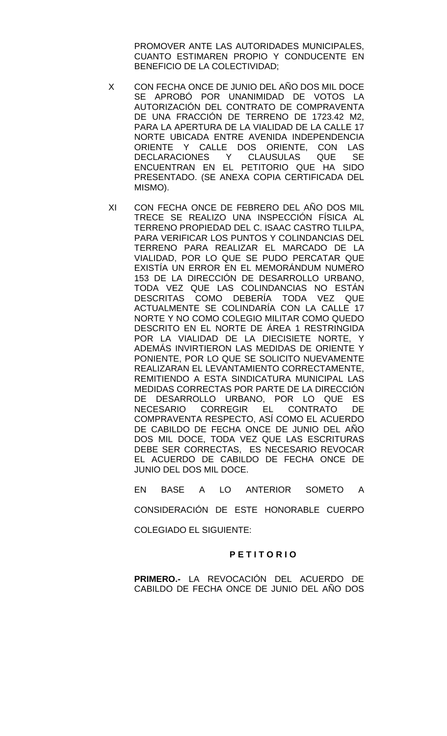PROMOVER ANTE LAS AUTORIDADES MUNICIPALES, CUANTO ESTIMAREN PROPIO Y CONDUCENTE EN BENEFICIO DE LA COLECTIVIDAD;

X CON FECHA ONCE DE JUNIO DEL AÑO DOS MIL DOCE SE APROBÓ POR UNANIMIDAD DE VOTOS LA AUTORIZACIÓN DEL CONTRATO DE COMPRAVENTA DE UNA FRACCIÓN DE TERRENO DE 1723.42 M2, PARA LA APERTURA DE LA VIALIDAD DE LA CALLE 17 NORTE UBICADA ENTRE AVENIDA INDEPENDENCIA ORIENTE Y CALLE DOS ORIENTE, CON LAS DECLARACIONES Y CLAUSULAS QUE SE ENCUENTRAN EN EL PETITORIO QUE HA SIDO PRESENTADO. (SE ANEXA COPIA CERTIFICADA DEL MISMO).

XI CON FECHA ONCE DE FEBRERO DEL AÑO DOS MIL TRECE SE REALIZO UNA INSPECCIÓN FÍSICA AL TERRENO PROPIEDAD DEL C. ISAAC CASTRO TLILPA, PARA VERIFICAR LOS PUNTOS Y COLINDANCIAS DEL TERRENO PARA REALIZAR EL MARCADO DE LA VIALIDAD, POR LO QUE SE PUDO PERCATAR QUE EXISTÍA UN ERROR EN EL MEMORÁNDUM NUMERO 153 DE LA DIRECCIÓN DE DESARROLLO URBANO, TODA VEZ QUE LAS COLINDANCIAS NO ESTÁN DESCRITAS COMO DEBERÍA TODA VEZ QUE ACTUALMENTE SE COLINDARÍA CON LA CALLE 17 NORTE Y NO COMO COLEGIO MILITAR COMO QUEDO DESCRITO EN EL NORTE DE ÁREA 1 RESTRINGIDA POR LA VIALIDAD DE LA DIECISIETE NORTE, Y ADEMÁS INVIRTIERON LAS MEDIDAS DE ORIENTE Y PONIENTE, POR LO QUE SE SOLICITO NUEVAMENTE REALIZARAN EL LEVANTAMIENTO CORRECTAMENTE, REMITIENDO A ESTA SINDICATURA MUNICIPAL LAS MEDIDAS CORRECTAS POR PARTE DE LA DIRECCIÓN DE DESARROLLO URBANO, POR LO QUE ES NECESARIO CORREGIR EL CONTRATO DE COMPRAVENTA RESPECTO, ASÍ COMO EL ACUERDO DE CABILDO DE FECHA ONCE DE JUNIO DEL AÑO DOS MIL DOCE, TODA VEZ QUE LAS ESCRITURAS DEBE SER CORRECTAS, ES NECESARIO REVOCAR EL ACUERDO DE CABILDO DE FECHA ONCE DE JUNIO DEL DOS MIL DOCE.

EN BASE A LO ANTERIOR SOMETO A CONSIDERACIÓN DE ESTE HONORABLE CUERPO COLEGIADO EL SIGUIENTE:

**P E T I T O R I O**

**PRIMERO.-** LA REVOCACIÓN DEL ACUERDO DE CABILDO DE FECHA ONCE DE JUNIO DEL AÑO DOS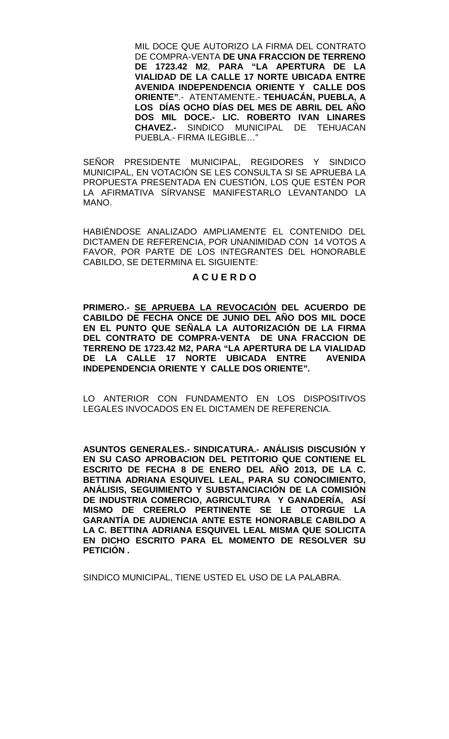MIL DOCE QUE AUTORIZO LA FIRMA DEL CONTRATO DE COMPRA-VENTA **DE UNA FRACCION DE TERRENO DE 1723.42 M2**, **PARA "LA APERTURA DE LA VIALIDAD DE LA CALLE 17 NORTE UBICADA ENTRE AVENIDA INDEPENDENCIA ORIENTE Y CALLE DOS ORIENTE"**.- ATENTAMENTE.- **TEHUACÁN, PUEBLA, A LOS DÍAS OCHO DÍAS DEL MES DE ABRIL DEL AÑO DOS MIL DOCE.- LIC. ROBERTO IVAN LINARES CHAVEZ.-** SINDICO MUNICIPAL DE TEHUACAN PUEBLA.- FIRMA ILEGIBLE…"

SEÑOR PRESIDENTE MUNICIPAL, REGIDORES Y SINDICO MUNICIPAL, EN VOTACIÓN SE LES CONSULTA SI SE APRUEBA LA PROPUESTA PRESENTADA EN CUESTIÓN, LOS QUE ESTÉN POR LA AFIRMATIVA SÍRVANSE MANIFESTARLO LEVANTANDO LA MANO.

HABIÉNDOSE ANALIZADO AMPLIAMENTE EL CONTENIDO DEL DICTAMEN DE REFERENCIA, POR UNANIMIDAD CON 14 VOTOS A FAVOR, POR PARTE DE LOS INTEGRANTES DEL HONORABLE CABILDO, SE DETERMINA EL SIGUIENTE:

**A C U E R D O**

**PRIMERO.- SE APRUEBA LA REVOCACIÓN DEL ACUERDO DE CABILDO DE FECHA ONCE DE JUNIO DEL AÑO DOS MIL DOCE EN EL PUNTO QUE SEÑALA LA AUTORIZACIÓN DE LA FIRMA DEL CONTRATO DE COMPRA-VENTA DE UNA FRACCION DE TERRENO DE 1723.42 M2, PARA "LA APERTURA DE LA VIALIDAD DE LA CALLE 17 NORTE UBICADA ENTRE AVENIDA INDEPENDENCIA ORIENTE Y CALLE DOS ORIENTE".**

LO ANTERIOR CON FUNDAMENTO EN LOS DISPOSITIVOS LEGALES INVOCADOS EN EL DICTAMEN DE REFERENCIA.

**ASUNTOS GENERALES.- SINDICATURA.- ANÁLISIS DISCUSIÓN Y EN SU CASO APROBACION DEL PETITORIO QUE CONTIENE EL ESCRITO DE FECHA 8 DE ENERO DEL AÑO 2013, DE LA C. BETTINA ADRIANA ESQUIVEL LEAL, PARA SU CONOCIMIENTO, ANÁLISIS, SEGUIMIENTO Y SUBSTANCIACIÓN DE LA COMISIÓN DE INDUSTRIA COMERCIO, AGRICULTURA Y GANADERÍA, ASÍ MISMO DE CREERLO PERTINENTE SE LE OTORGUE LA GARANTÍA DE AUDIENCIA ANTE ESTE HONORABLE CABILDO A LA C. BETTINA ADRIANA ESQUIVEL LEAL MISMA QUE SOLICITA EN DICHO ESCRITO PARA EL MOMENTO DE RESOLVER SU PETICIÓN .**

SINDICO MUNICIPAL, TIENE USTED EL USO DE LA PALABRA.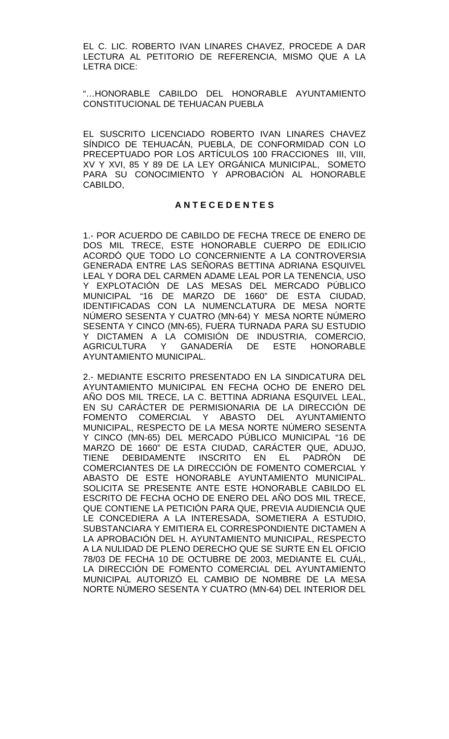EL C. LIC. ROBERTO IVAN LINARES CHAVEZ, PROCEDE A DAR LECTURA AL PETITORIO DE REFERENCIA, MISMO QUE A LA LETRA DICE:

"…HONORABLE CABILDO DEL HONORABLE AYUNTAMIENTO CONSTITUCIONAL DE TEHUACAN PUEBLA

EL SUSCRITO LICENCIADO ROBERTO IVAN LINARES CHAVEZ SÍNDICO DE TEHUACÁN, PUEBLA, DE CONFORMIDAD CON LO PRECEPTUADO POR LOS ARTÍCULOS 100 FRACCIONES III, VIII, XV Y XVI, 85 Y 89 DE LA LEY ORGÁNICA MUNICIPAL, SOMETO PARA SU CONOCIMIENTO Y APROBACIÓN AL HONORABLE CABILDO,

**A N T E C E D E N T E S**

1.- POR ACUERDO DE CABILDO DE FECHA TRECE DE ENERO DE DOS MIL TRECE, ESTE HONORABLE CUERPO DE EDILICIO ACORDÓ QUE TODO LO CONCERNIENTE A LA CONTROVERSIA GENERADA ENTRE LAS SEÑORAS BETTINA ADRIANA ESQUIVEL LEAL Y DORA DEL CARMEN ADAME LEAL POR LA TENENCIA, USO Y EXPLOTACIÓN DE LAS MESAS DEL MERCADO PÚBLICO MUNICIPAL "16 DE MARZO DE 1660" DE ESTA CIUDAD, IDENTIFICADAS CON LA NUMENCLATURA DE MESA NORTE NÚMERO SESENTA Y CUATRO (MN-64) Y MESA NORTE NÚMERO SESENTA Y CINCO (MN-65), FUERA TURNADA PARA SU ESTUDIO Y DICTAMEN A LA COMISIÓN DE INDUSTRIA, COMERCIO, AGRICULTURA Y GANADERÍA DE ESTE HONORABLE AYUNTAMIENTO MUNICIPAL.

2.- MEDIANTE ESCRITO PRESENTADO EN LA SINDICATURA DEL AYUNTAMIENTO MUNICIPAL EN FECHA OCHO DE ENERO DEL AÑO DOS MIL TRECE, LA C. BETTINA ADRIANA ESQUIVEL LEAL, EN SU CARÁCTER DE PERMISIONARIA DE LA DIRECCIÓN DE FOMENTO COMERCIAL Y ABASTO DEL AYUNTAMIENTO MUNICIPAL, RESPECTO DE LA MESA NORTE NÚMERO SESENTA Y CINCO (MN-65) DEL MERCADO PÚBLICO MUNICIPAL "16 DE MARZO DE 1660" DE ESTA CIUDAD, CARÁCTER QUE, ADUJO, TIENE DEBIDAMENTE INSCRITO EN EL PADRÓN DE COMERCIANTES DE LA DIRECCIÓN DE FOMENTO COMERCIAL Y ABASTO DE ESTE HONORABLE AYUNTAMIENTO MUNICIPAL. SOLICITA SE PRESENTE ANTE ESTE HONORABLE CABILDO EL ESCRITO DE FECHA OCHO DE ENERO DEL AÑO DOS MIL TRECE, QUE CONTIENE LA PETICIÓN PARA QUE, PREVIA AUDIENCIA QUE LE CONCEDIERA A LA INTERESADA, SOMETIERA A ESTUDIO, SUBSTANCIARA Y EMITIERA EL CORRESPONDIENTE DICTAMEN A LA APROBACIÓN DEL H. AYUNTAMIENTO MUNICIPAL, RESPECTO A LA NULIDAD DE PLENO DERECHO QUE SE SURTE EN EL OFICIO 78/03 DE FECHA 10 DE OCTUBRE DE 2003, MEDIANTE EL CUÁL, LA DIRECCIÓN DE FOMENTO COMERCIAL DEL AYUNTAMIENTO MUNICIPAL AUTORIZÓ EL CAMBIO DE NOMBRE DE LA MESA NORTE NÚMERO SESENTA Y CUATRO (MN-64) DEL INTERIOR DEL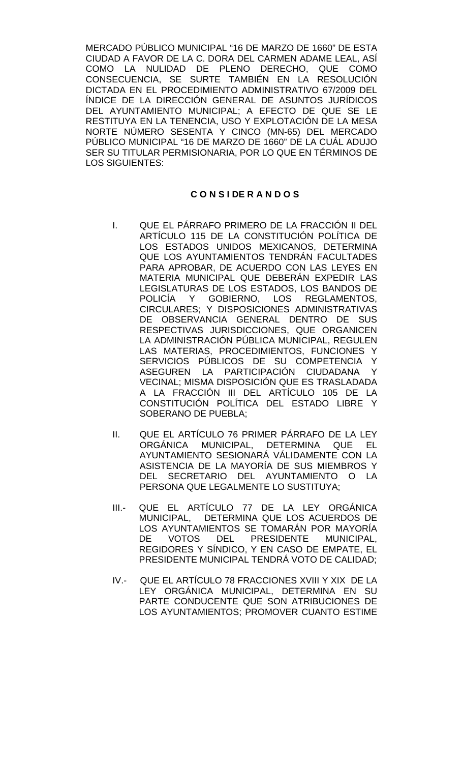MERCADO PÚBLICO MUNICIPAL "16 DE MARZO DE 1660" DE ESTA CIUDAD A FAVOR DE LA C. DORA DEL CARMEN ADAME LEAL, ASÍ COMO LA NULIDAD DE PLENO DERECHO, QUE COMO CONSECUENCIA, SE SURTE TAMBIÉN EN LA RESOLUCIÓN DICTADA EN EL PROCEDIMIENTO ADMINISTRATIVO 67/2009 DEL ÍNDICE DE LA DIRECCIÓN GENERAL DE ASUNTOS JURÍDICOS DEL AYUNTAMIENTO MUNICIPAL; A EFECTO DE QUE SE LE RESTITUYA EN LA TENENCIA, USO Y EXPLOTACIÓN DE LA MESA NORTE NÚMERO SESENTA Y CINCO (MN-65) DEL MERCADO PÚBLICO MUNICIPAL "16 DE MARZO DE 1660" DE LA CUÁL ADUJO SER SU TITULAR PERMISIONARIA, POR LO QUE EN TÉRMINOS DE LOS SIGUIENTES:

**C O N S I DE R A N D O S**

I. QUE EL PÁRRAFO PRIMERO DE LA FRACCIÓN II DEL ARTÍCULO 115 DE LA CONSTITUCIÓN POLÍTICA DE LOS ESTADOS UNIDOS MEXICANOS, DETERMINA QUE LOS AYUNTAMIENTOS TENDRÁN FACULTADES PARA APROBAR, DE ACUERDO CON LAS LEYES EN MATERIA MUNICIPAL QUE DEBERÁN EXPEDIR LAS LEGISLATURAS DE LOS ESTADOS, LOS BANDOS DE POLICÍA Y GOBIERNO, LOS REGLAMENTOS, CIRCULARES; Y DISPOSICIONES ADMINISTRATIVAS DE OBSERVANCIA GENERAL DENTRO DE SUS RESPECTIVAS JURISDICCIONES, QUE ORGANICEN LA ADMINISTRACIÓN PÚBLICA MUNICIPAL, REGULEN LAS MATERIAS, PROCEDIMIENTOS, FUNCIONES Y SERVICIOS PÚBLICOS DE SU COMPETENCIA Y ASEGUREN LA PARTICIPACIÓN CIUDADANA Y VECINAL; MISMA DISPOSICIÓN QUE ES TRASLADADA A LA FRACCIÓN III DEL ARTÍCULO 105 DE LA CONSTITUCIÓN POLÍTICA DEL ESTADO LIBRE Y SOBERANO DE PUEBLA;

II. QUE EL ARTÍCULO 76 PRIMER PÁRRAFO DE LA LEY ORGÁNICA MUNICIPAL, DETERMINA QUE EL AYUNTAMIENTO SESIONARÁ VÁLIDAMENTE CON LA ASISTENCIA DE LA MAYORÍA DE SUS MIEMBROS Y DEL SECRETARIO DEL AYUNTAMIENTO O LA PERSONA QUE LEGALMENTE LO SUSTITUYA;

III.- QUE EL ARTÍCULO 77 DE LA LEY ORGÁNICA MUNICIPAL, DETERMINA QUE LOS ACUERDOS DE LOS AYUNTAMIENTOS SE TOMARÁN POR MAYORÍA DE VOTOS DEL PRESIDENTE MUNICIPAL, REGIDORES Y SÍNDICO, Y EN CASO DE EMPATE, EL PRESIDENTE MUNICIPAL TENDRÁ VOTO DE CALIDAD;

IV.- QUE EL ARTÍCULO 78 FRACCIONES XVIII Y XIX DE LA LEY ORGÁNICA MUNICIPAL, DETERMINA EN SU PARTE CONDUCENTE QUE SON ATRIBUCIONES DE LOS AYUNTAMIENTOS; PROMOVER CUANTO ESTIME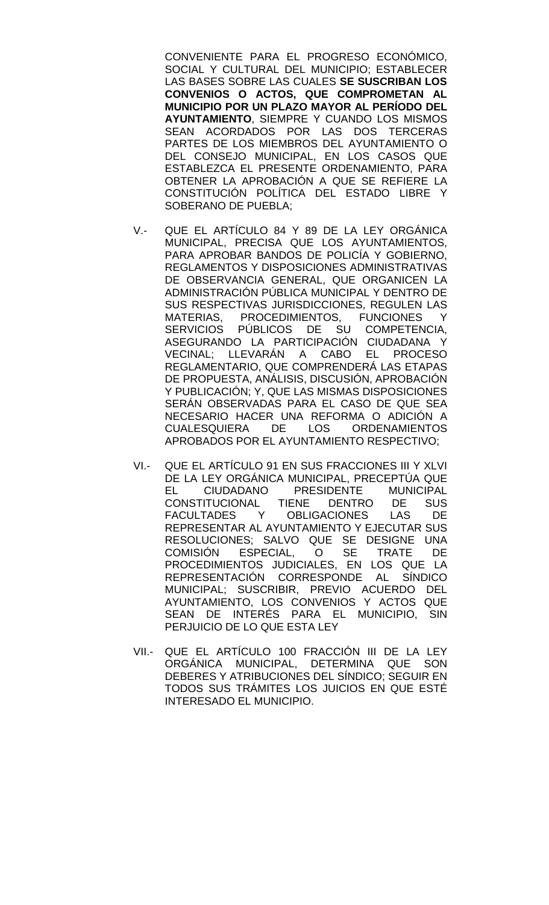CONVENIENTE PARA EL PROGRESO ECONÓMICO, SOCIAL Y CULTURAL DEL MUNICIPIO; ESTABLECER LAS BASES SOBRE LAS CUALES **SE SUSCRIBAN LOS CONVENIOS O ACTOS, QUE COMPROMETAN AL MUNICIPIO POR UN PLAZO MAYOR AL PERÍODO DEL AYUNTAMIENTO**, SIEMPRE Y CUANDO LOS MISMOS SEAN ACORDADOS POR LAS DOS TERCERAS PARTES DE LOS MIEMBROS DEL AYUNTAMIENTO O DEL CONSEJO MUNICIPAL, EN LOS CASOS QUE ESTABLEZCA EL PRESENTE ORDENAMIENTO, PARA OBTENER LA APROBACIÓN A QUE SE REFIERE LA CONSTITUCIÓN POLÍTICA DEL ESTADO LIBRE Y SOBERANO DE PUEBLA;

V.- QUE EL ARTÍCULO 84 Y 89 DE LA LEY ORGÁNICA MUNICIPAL, PRECISA QUE LOS AYUNTAMIENTOS, PARA APROBAR BANDOS DE POLICÍA Y GOBIERNO, REGLAMENTOS Y DISPOSICIONES ADMINISTRATIVAS DE OBSERVANCIA GENERAL, QUE ORGANICEN LA ADMINISTRACIÓN PÚBLICA MUNICIPAL Y DENTRO DE SUS RESPECTIVAS JURISDICCIONES, REGULEN LAS MATERIAS, PROCEDIMIENTOS, FUNCIONES Y SERVICIOS PÚBLICOS DE SU COMPETENCIA, ASEGURANDO LA PARTICIPACIÓN CIUDADANA Y VECINAL; LLEVARÁN A CABO EL PROCESO REGLAMENTARIO, QUE COMPRENDERÁ LAS ETAPAS DE PROPUESTA, ANÁLISIS, DISCUSIÓN, APROBACIÓN Y PUBLICACIÓN; Y, QUE LAS MISMAS DISPOSICIONES SERÁN OBSERVADAS PARA EL CASO DE QUE SEA NECESARIO HACER UNA REFORMA O ADICIÓN A CUALESQUIERA DE LOS ORDENAMIENTOS APROBADOS POR EL AYUNTAMIENTO RESPECTIVO;

VI.- QUE EL ARTÍCULO 91 EN SUS FRACCIONES III Y XLVI DE LA LEY ORGÁNICA MUNICIPAL, PRECEPTÚA QUE EL CIUDADANO PRESIDENTE MUNICIPAL CONSTITUCIONAL TIENE DENTRO DE SUS FACULTADES Y OBLIGACIONES LAS DE REPRESENTAR AL AYUNTAMIENTO Y EJECUTAR SUS RESOLUCIONES; SALVO QUE SE DESIGNE UNA COMISIÓN ESPECIAL, O SE TRATE DE PROCEDIMIENTOS JUDICIALES, EN LOS QUE LA REPRESENTACIÓN CORRESPONDE AL SÍNDICO MUNICIPAL; SUSCRIBIR, PREVIO ACUERDO DEL AYUNTAMIENTO, LOS CONVENIOS Y ACTOS QUE SEAN DE INTERÉS PARA EL MUNICIPIO, SIN PERJUICIO DE LO QUE ESTA LEY

VII.- QUE EL ARTÍCULO 100 FRACCIÓN III DE LA LEY ORGÁNICA MUNICIPAL, DETERMINA QUE SON DEBERES Y ATRIBUCIONES DEL SÍNDICO; SEGUIR EN TODOS SUS TRÁMITES LOS JUICIOS EN QUE ESTÉ INTERESADO EL MUNICIPIO.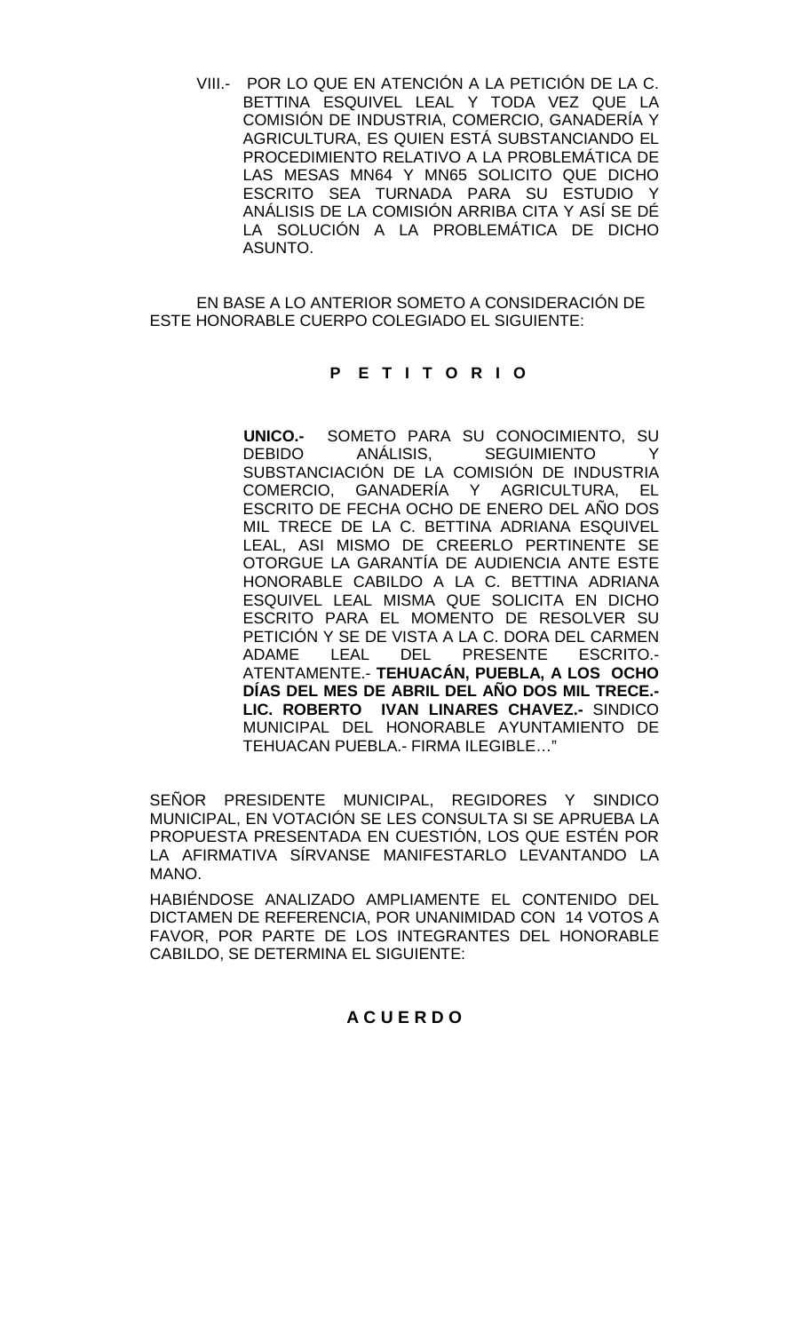VIII.- POR LO QUE EN ATENCIÓN A LA PETICIÓN DE LA C. BETTINA ESQUIVEL LEAL Y TODA VEZ QUE LA COMISIÓN DE INDUSTRIA, COMERCIO, GANADERÍA Y AGRICULTURA, ES QUIEN ESTÁ SUBSTANCIANDO EL PROCEDIMIENTO RELATIVO A LA PROBLEMÁTICA DE LAS MESAS MN64 Y MN65 SOLICITO QUE DICHO ESCRITO SEA TURNADA PARA SU ESTUDIO Y ANÁLISIS DE LA COMISIÓN ARRIBA CITA Y ASÍ SE DÉ LA SOLUCIÓN A LA PROBLEMÁTICA DE DICHO ASUNTO.

EN BASE A LO ANTERIOR SOMETO A CONSIDERACIÓN DE ESTE HONORABLE CUERPO COLEGIADO EL SIGUIENTE:

**P E T I T O R I O**

**UNICO.-** SOMETO PARA SU CONOCIMIENTO, SU DEBIDO ANÁLISIS, SEGUIMIENTO Y SUBSTANCIACIÓN DE LA COMISIÓN DE INDUSTRIA COMERCIO, GANADERÍA Y AGRICULTURA, EL ESCRITO DE FECHA OCHO DE ENERO DEL AÑO DOS MIL TRECE DE LA C. BETTINA ADRIANA ESQUIVEL LEAL, ASI MISMO DE CREERLO PERTINENTE SE OTORGUE LA GARANTÍA DE AUDIENCIA ANTE ESTE HONORABLE CABILDO A LA C. BETTINA ADRIANA ESQUIVEL LEAL MISMA QUE SOLICITA EN DICHO ESCRITO PARA EL MOMENTO DE RESOLVER SU PETICIÓN Y SE DE VISTA A LA C. DORA DEL CARMEN ADAME LEAL DEL PRESENTE ESCRITO.- ATENTAMENTE.- **TEHUACÁN, PUEBLA, A LOS OCHO DÍAS DEL MES DE ABRIL DEL AÑO DOS MIL TRECE.- LIC. ROBERTO IVAN LINARES CHAVEZ.-** SINDICO MUNICIPAL DEL HONORABLE AYUNTAMIENTO DE TEHUACAN PUEBLA.- FIRMA ILEGIBLE…"

SEÑOR PRESIDENTE MUNICIPAL, REGIDORES Y SINDICO MUNICIPAL, EN VOTACIÓN SE LES CONSULTA SI SE APRUEBA LA PROPUESTA PRESENTADA EN CUESTIÓN, LOS QUE ESTÉN POR LA AFIRMATIVA SÍRVANSE MANIFESTARLO LEVANTANDO LA MANO.

HABIÉNDOSE ANALIZADO AMPLIAMENTE EL CONTENIDO DEL DICTAMEN DE REFERENCIA, POR UNANIMIDAD CON 14 VOTOS A FAVOR, POR PARTE DE LOS INTEGRANTES DEL HONORABLE CABILDO, SE DETERMINA EL SIGUIENTE:

**A C U E R D O**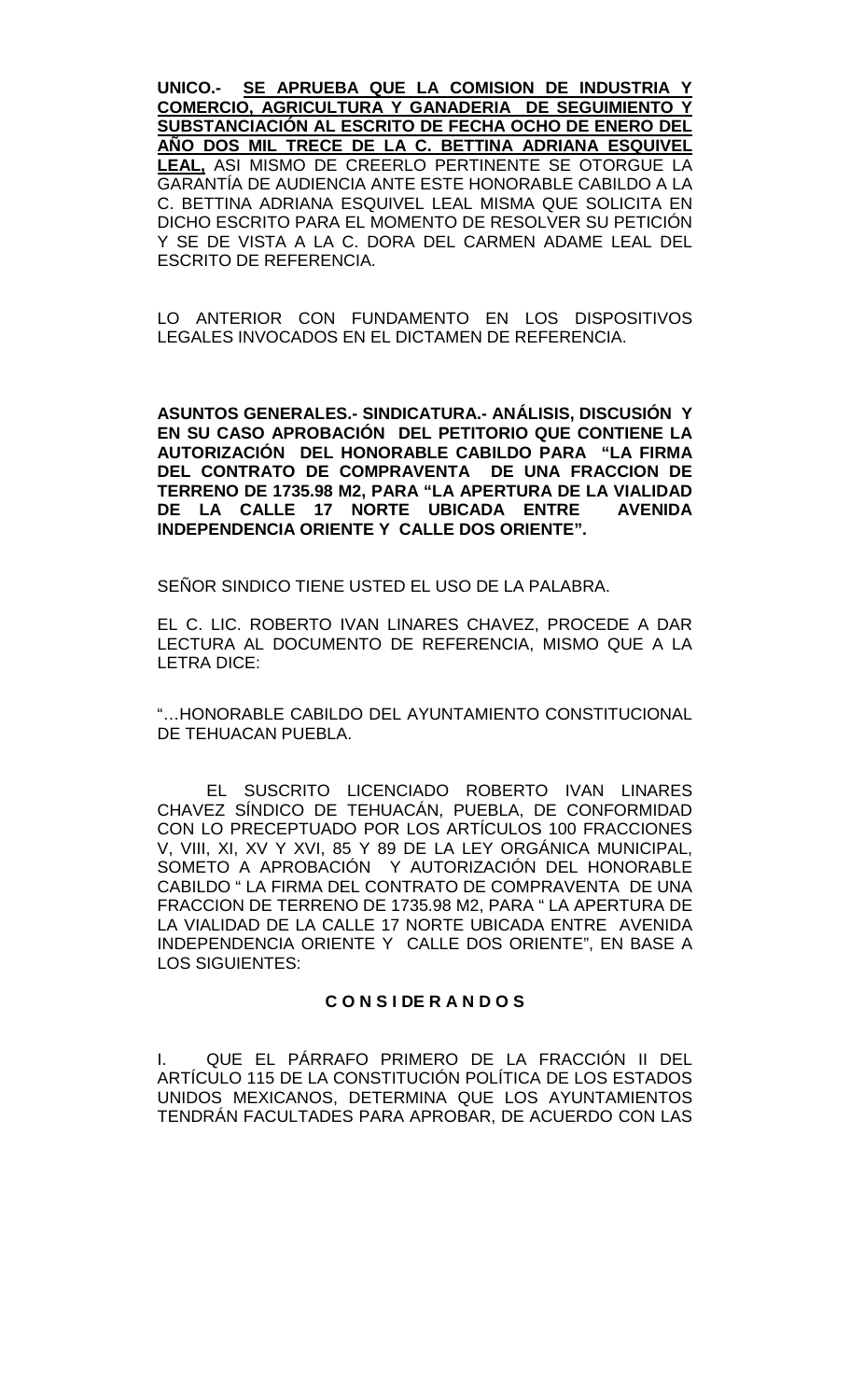**UNICO.- <u>SE APRUEBA QUE LA COMISION DE INDUSTRIA Y COMERCIO, AGRICULTURA Y GANADERIA DE SEGUIMIENTO Y SUBSTANCIACIÓN AL ESCRITO DE FECHA OCHO DE ENERO DEL AÑO DOS MIL TRECE DE LA C. BETTINA ADRIANA ESQUIVEL LEAL,</u>** ASI MISMO DE CREERLO PERTINENTE SE OTORGUE LA GARANTÍA DE AUDIENCIA ANTE ESTE HONORABLE CABILDO A LA C. BETTINA ADRIANA ESQUIVEL LEAL MISMA QUE SOLICITA EN DICHO ESCRITO PARA EL MOMENTO DE RESOLVER SU PETICIÓN Y SE DE VISTA A LA C. DORA DEL CARMEN ADAME LEAL DEL ESCRITO DE REFERENCIA.

LO ANTERIOR CON FUNDAMENTO EN LOS DISPOSITIVOS LEGALES INVOCADOS EN EL DICTAMEN DE REFERENCIA.

**ASUNTOS GENERALES.- SINDICATURA.- ANÁLISIS, DISCUSIÓN Y EN SU CASO APROBACIÓN DEL PETITORIO QUE CONTIENE LA AUTORIZACIÓN DEL HONORABLE CABILDO PARA "LA FIRMA DEL CONTRATO DE COMPRAVENTA DE UNA FRACCION DE TERRENO DE 1735.98 M2, PARA "LA APERTURA DE LA VIALIDAD DE LA CALLE 17 NORTE UBICADA ENTRE AVENIDA INDEPENDENCIA ORIENTE Y CALLE DOS ORIENTE".**

SEÑOR SINDICO TIENE USTED EL USO DE LA PALABRA.

EL C. LIC. ROBERTO IVAN LINARES CHAVEZ, PROCEDE A DAR LECTURA AL DOCUMENTO DE REFERENCIA, MISMO QUE A LA LETRA DICE:

"…HONORABLE CABILDO DEL AYUNTAMIENTO CONSTITUCIONAL DE TEHUACAN PUEBLA.

EL SUSCRITO LICENCIADO ROBERTO IVAN LINARES CHAVEZ SÍNDICO DE TEHUACÁN, PUEBLA, DE CONFORMIDAD CON LO PRECEPTUADO POR LOS ARTÍCULOS 100 FRACCIONES V, VIII, XI, XV Y XVI, 85 Y 89 DE LA LEY ORGÁNICA MUNICIPAL, SOMETO A APROBACIÓN Y AUTORIZACIÓN DEL HONORABLE CABILDO " LA FIRMA DEL CONTRATO DE COMPRAVENTA DE UNA FRACCION DE TERRENO DE 1735.98 M2, PARA " LA APERTURA DE LA VIALIDAD DE LA CALLE 17 NORTE UBICADA ENTRE AVENIDA INDEPENDENCIA ORIENTE Y CALLE DOS ORIENTE", EN BASE A LOS SIGUIENTES:

**C O N S I DE R A N D O S**

I. QUE EL PÁRRAFO PRIMERO DE LA FRACCIÓN II DEL ARTÍCULO 115 DE LA CONSTITUCIÓN POLÍTICA DE LOS ESTADOS UNIDOS MEXICANOS, DETERMINA QUE LOS AYUNTAMIENTOS TENDRÁN FACULTADES PARA APROBAR, DE ACUERDO CON LAS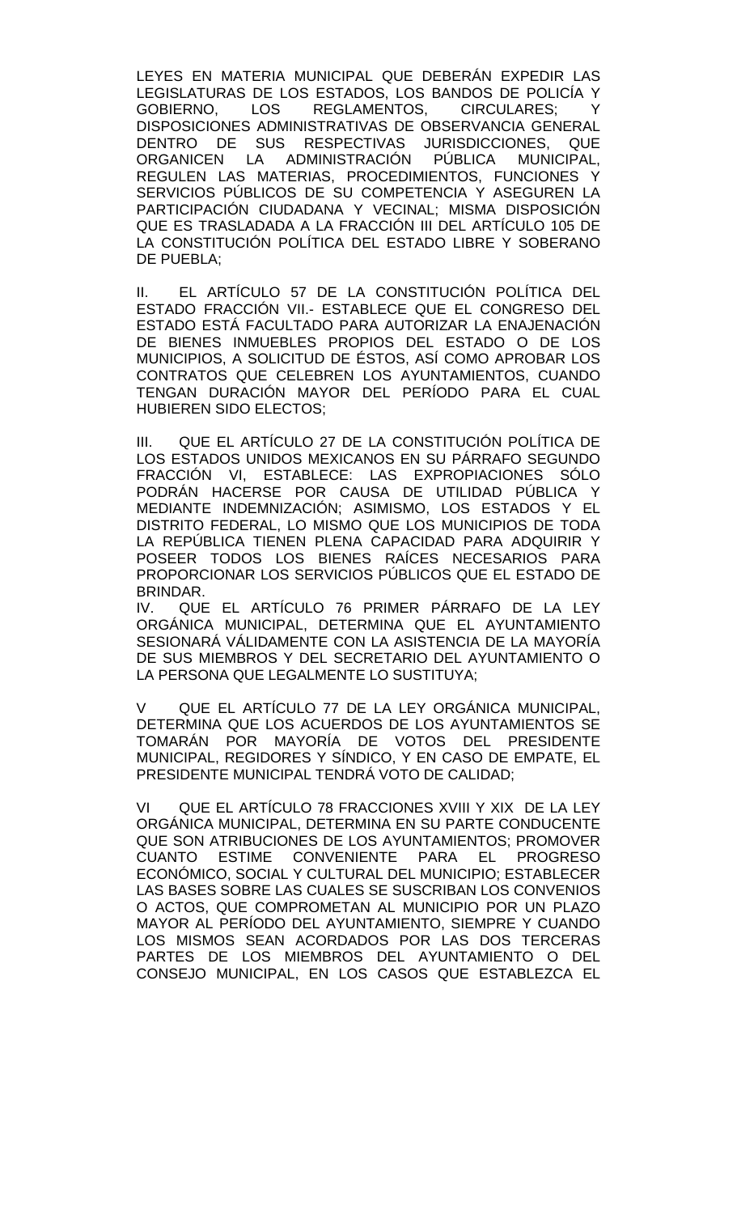LEYES EN MATERIA MUNICIPAL QUE DEBERÁN EXPEDIR LAS LEGISLATURAS DE LOS ESTADOS, LOS BANDOS DE POLICÍA Y GOBIERNO, LOS REGLAMENTOS, CIRCULARES; Y DISPOSICIONES ADMINISTRATIVAS DE OBSERVANCIA GENERAL DENTRO DE SUS RESPECTIVAS JURISDICCIONES, QUE ORGANICEN LA ADMINISTRACIÓN PÚBLICA MUNICIPAL, REGULEN LAS MATERIAS, PROCEDIMIENTOS, FUNCIONES Y SERVICIOS PÚBLICOS DE SU COMPETENCIA Y ASEGUREN LA PARTICIPACIÓN CIUDADANA Y VECINAL; MISMA DISPOSICIÓN QUE ES TRASLADADA A LA FRACCIÓN III DEL ARTÍCULO 105 DE LA CONSTITUCIÓN POLÍTICA DEL ESTADO LIBRE Y SOBERANO DE PUEBLA;

II. EL ARTÍCULO 57 DE LA CONSTITUCIÓN POLÍTICA DEL ESTADO FRACCIÓN VII.- ESTABLECE QUE EL CONGRESO DEL ESTADO ESTÁ FACULTADO PARA AUTORIZAR LA ENAJENACIÓN DE BIENES INMUEBLES PROPIOS DEL ESTADO O DE LOS MUNICIPIOS, A SOLICITUD DE ÉSTOS, ASÍ COMO APROBAR LOS CONTRATOS QUE CELEBREN LOS AYUNTAMIENTOS, CUANDO TENGAN DURACIÓN MAYOR DEL PERÍODO PARA EL CUAL HUBIEREN SIDO ELECTOS;

III. QUE EL ARTÍCULO 27 DE LA CONSTITUCIÓN POLÍTICA DE LOS ESTADOS UNIDOS MEXICANOS EN SU PÁRRAFO SEGUNDO FRACCIÓN VI, ESTABLECE: LAS EXPROPIACIONES SÓLO PODRÁN HACERSE POR CAUSA DE UTILIDAD PÚBLICA Y MEDIANTE INDEMNIZACIÓN; ASIMISMO, LOS ESTADOS Y EL DISTRITO FEDERAL, LO MISMO QUE LOS MUNICIPIOS DE TODA LA REPÚBLICA TIENEN PLENA CAPACIDAD PARA ADQUIRIR Y POSEER TODOS LOS BIENES RAÍCES NECESARIOS PARA PROPORCIONAR LOS SERVICIOS PÚBLICOS QUE EL ESTADO DE BRINDAR.

IV. QUE EL ARTÍCULO 76 PRIMER PÁRRAFO DE LA LEY ORGÁNICA MUNICIPAL, DETERMINA QUE EL AYUNTAMIENTO SESIONARÁ VÁLIDAMENTE CON LA ASISTENCIA DE LA MAYORÍA DE SUS MIEMBROS Y DEL SECRETARIO DEL AYUNTAMIENTO O LA PERSONA QUE LEGALMENTE LO SUSTITUYA;

V QUE EL ARTÍCULO 77 DE LA LEY ORGÁNICA MUNICIPAL, DETERMINA QUE LOS ACUERDOS DE LOS AYUNTAMIENTOS SE TOMARÁN POR MAYORÍA DE VOTOS DEL PRESIDENTE MUNICIPAL, REGIDORES Y SÍNDICO, Y EN CASO DE EMPATE, EL PRESIDENTE MUNICIPAL TENDRÁ VOTO DE CALIDAD;

VI QUE EL ARTÍCULO 78 FRACCIONES XVIII Y XIX DE LA LEY ORGÁNICA MUNICIPAL, DETERMINA EN SU PARTE CONDUCENTE QUE SON ATRIBUCIONES DE LOS AYUNTAMIENTOS; PROMOVER CUANTO ESTIME CONVENIENTE PARA EL PROGRESO ECONÓMICO, SOCIAL Y CULTURAL DEL MUNICIPIO; ESTABLECER LAS BASES SOBRE LAS CUALES SE SUSCRIBAN LOS CONVENIOS O ACTOS, QUE COMPROMETAN AL MUNICIPIO POR UN PLAZO MAYOR AL PERÍODO DEL AYUNTAMIENTO, SIEMPRE Y CUANDO LOS MISMOS SEAN ACORDADOS POR LAS DOS TERCERAS PARTES DE LOS MIEMBROS DEL AYUNTAMIENTO O DEL CONSEJO MUNICIPAL, EN LOS CASOS QUE ESTABLEZCA EL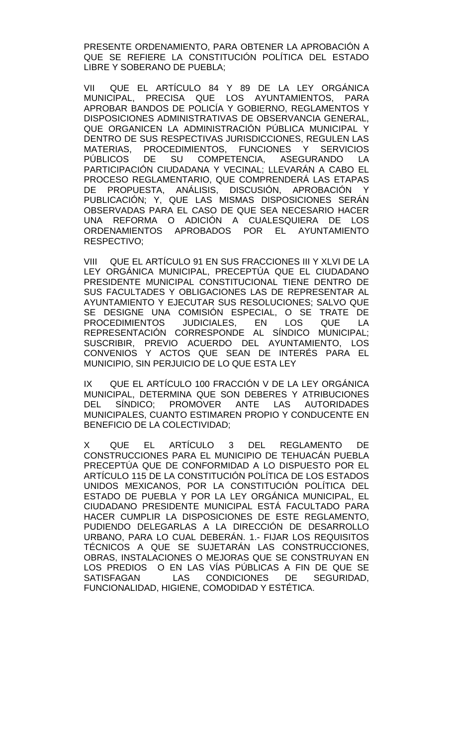PRESENTE ORDENAMIENTO, PARA OBTENER LA APROBACIÓN A QUE SE REFIERE LA CONSTITUCIÓN POLÍTICA DEL ESTADO LIBRE Y SOBERANO DE PUEBLA;

VII QUE EL ARTÍCULO 84 Y 89 DE LA LEY ORGÁNICA MUNICIPAL, PRECISA QUE LOS AYUNTAMIENTOS, PARA APROBAR BANDOS DE POLICÍA Y GOBIERNO, REGLAMENTOS Y DISPOSICIONES ADMINISTRATIVAS DE OBSERVANCIA GENERAL, QUE ORGANICEN LA ADMINISTRACIÓN PÚBLICA MUNICIPAL Y DENTRO DE SUS RESPECTIVAS JURISDICCIONES, REGULEN LAS MATERIAS, PROCEDIMIENTOS, FUNCIONES Y SERVICIOS PÚBLICOS DE SU COMPETENCIA, ASEGURANDO LA PARTICIPACIÓN CIUDADANA Y VECINAL; LLEVARÁN A CABO EL PROCESO REGLAMENTARIO, QUE COMPRENDERÁ LAS ETAPAS DE PROPUESTA, ANÁLISIS, DISCUSIÓN, APROBACIÓN Y PUBLICACIÓN; Y, QUE LAS MISMAS DISPOSICIONES SERÁN OBSERVADAS PARA EL CASO DE QUE SEA NECESARIO HACER UNA REFORMA O ADICIÓN A CUALESQUIERA DE LOS ORDENAMIENTOS APROBADOS POR EL AYUNTAMIENTO RESPECTIVO;

VIII QUE EL ARTÍCULO 91 EN SUS FRACCIONES III Y XLVI DE LA LEY ORGÁNICA MUNICIPAL, PRECEPTÚA QUE EL CIUDADANO PRESIDENTE MUNICIPAL CONSTITUCIONAL TIENE DENTRO DE SUS FACULTADES Y OBLIGACIONES LAS DE REPRESENTAR AL AYUNTAMIENTO Y EJECUTAR SUS RESOLUCIONES; SALVO QUE SE DESIGNE UNA COMISIÓN ESPECIAL, O SE TRATE DE PROCEDIMIENTOS JUDICIALES, EN LOS QUE LA REPRESENTACIÓN CORRESPONDE AL SÍNDICO MUNICIPAL; SUSCRIBIR, PREVIO ACUERDO DEL AYUNTAMIENTO, LOS CONVENIOS Y ACTOS QUE SEAN DE INTERÉS PARA EL MUNICIPIO, SIN PERJUICIO DE LO QUE ESTA LEY

IX QUE EL ARTÍCULO 100 FRACCIÓN V DE LA LEY ORGÁNICA MUNICIPAL, DETERMINA QUE SON DEBERES Y ATRIBUCIONES DEL SÍNDICO; PROMOVER ANTE LAS AUTORIDADES MUNICIPALES, CUANTO ESTIMAREN PROPIO Y CONDUCENTE EN BENEFICIO DE LA COLECTIVIDAD;

X QUE EL ARTÍCULO 3 DEL REGLAMENTO DE CONSTRUCCIONES PARA EL MUNICIPIO DE TEHUACÁN PUEBLA PRECEPTÚA QUE DE CONFORMIDAD A LO DISPUESTO POR EL ARTÍCULO 115 DE LA CONSTITUCIÓN POLÍTICA DE LOS ESTADOS UNIDOS MEXICANOS, POR LA CONSTITUCIÓN POLÍTICA DEL ESTADO DE PUEBLA Y POR LA LEY ORGÁNICA MUNICIPAL, EL CIUDADANO PRESIDENTE MUNICIPAL ESTÁ FACULTADO PARA HACER CUMPLIR LA DISPOSICIONES DE ESTE REGLAMENTO, PUDIENDO DELEGARLAS A LA DIRECCIÓN DE DESARROLLO URBANO, PARA LO CUAL DEBERÁN. 1.- FIJAR LOS REQUISITOS TÉCNICOS A QUE SE SUJETARÁN LAS CONSTRUCCIONES, OBRAS, INSTALACIONES O MEJORAS QUE SE CONSTRUYAN EN LOS PREDIOS O EN LAS VÍAS PÚBLICAS A FIN DE QUE SE SATISFAGAN LAS CONDICIONES DE SEGURIDAD, FUNCIONALIDAD, HIGIENE, COMODIDAD Y ESTÉTICA.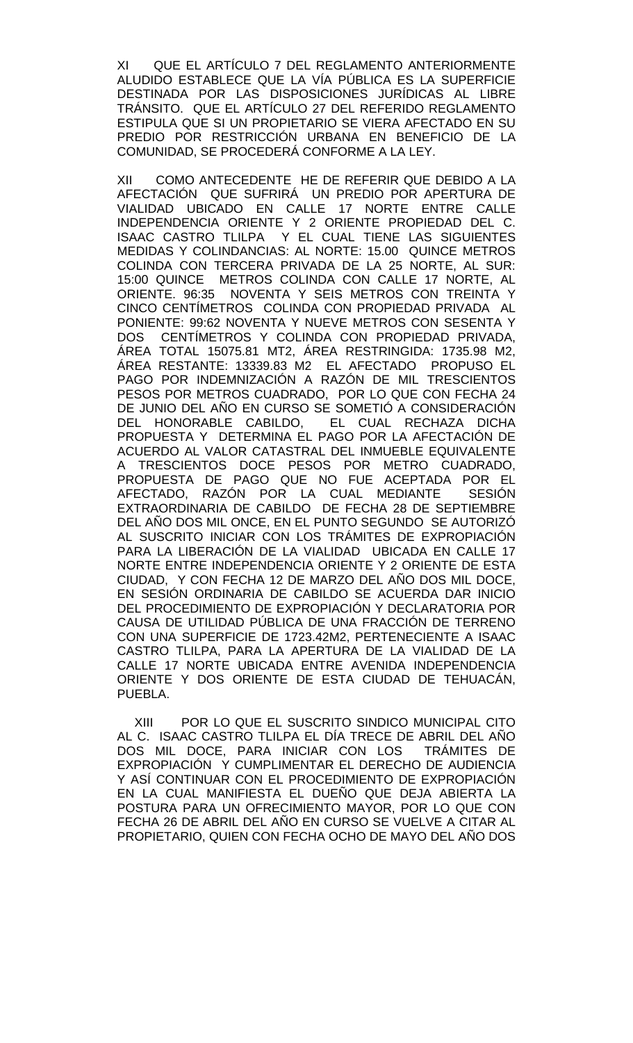XI QUE EL ARTÍCULO 7 DEL REGLAMENTO ANTERIORMENTE ALUDIDO ESTABLECE QUE LA VÍA PÚBLICA ES LA SUPERFICIE DESTINADA POR LAS DISPOSICIONES JURÍDICAS AL LIBRE TRÁNSITO. QUE EL ARTÍCULO 27 DEL REFERIDO REGLAMENTO ESTIPULA QUE SI UN PROPIETARIO SE VIERA AFECTADO EN SU PREDIO POR RESTRICCIÓN URBANA EN BENEFICIO DE LA COMUNIDAD, SE PROCEDERÁ CONFORME A LA LEY.

XII COMO ANTECEDENTE HE DE REFERIR QUE DEBIDO A LA AFECTACIÓN QUE SUFRIRÁ UN PREDIO POR APERTURA DE VIALIDAD UBICADO EN CALLE 17 NORTE ENTRE CALLE INDEPENDENCIA ORIENTE Y 2 ORIENTE PROPIEDAD DEL C. ISAAC CASTRO TLILPA Y EL CUAL TIENE LAS SIGUIENTES MEDIDAS Y COLINDANCIAS: AL NORTE: 15.00 QUINCE METROS COLINDA CON TERCERA PRIVADA DE LA 25 NORTE, AL SUR: 15:00 QUINCE METROS COLINDA CON CALLE 17 NORTE, AL ORIENTE. 96:35 NOVENTA Y SEIS METROS CON TREINTA Y CINCO CENTÍMETROS COLINDA CON PROPIEDAD PRIVADA AL PONIENTE: 99:62 NOVENTA Y NUEVE METROS CON SESENTA Y DOS CENTÍMETROS Y COLINDA CON PROPIEDAD PRIVADA, ÁREA TOTAL 15075.81 MT2, ÁREA RESTRINGIDA: 1735.98 M2, ÁREA RESTANTE: 13339.83 M2 EL AFECTADO PROPUSO EL PAGO POR INDEMNIZACIÓN A RAZÓN DE MIL TRESCIENTOS PESOS POR METROS CUADRADO, POR LO QUE CON FECHA 24 DE JUNIO DEL AÑO EN CURSO SE SOMETIÓ A CONSIDERACIÓN DEL HONORABLE CABILDO, EL CUAL RECHAZA DICHA PROPUESTA Y DETERMINA EL PAGO POR LA AFECTACIÓN DE ACUERDO AL VALOR CATASTRAL DEL INMUEBLE EQUIVALENTE A TRESCIENTOS DOCE PESOS POR METRO CUADRADO, PROPUESTA DE PAGO QUE NO FUE ACEPTADA POR EL AFECTADO, RAZÓN POR LA CUAL MEDIANTE SESIÓN EXTRAORDINARIA DE CABILDO DE FECHA 28 DE SEPTIEMBRE DEL AÑO DOS MIL ONCE, EN EL PUNTO SEGUNDO SE AUTORIZÓ AL SUSCRITO INICIAR CON LOS TRÁMITES DE EXPROPIACIÓN PARA LA LIBERACIÓN DE LA VIALIDAD UBICADA EN CALLE 17 NORTE ENTRE INDEPENDENCIA ORIENTE Y 2 ORIENTE DE ESTA CIUDAD, Y CON FECHA 12 DE MARZO DEL AÑO DOS MIL DOCE, EN SESIÓN ORDINARIA DE CABILDO SE ACUERDA DAR INICIO DEL PROCEDIMIENTO DE EXPROPIACIÓN Y DECLARATORIA POR CAUSA DE UTILIDAD PÚBLICA DE UNA FRACCIÓN DE TERRENO CON UNA SUPERFICIE DE 1723.42M2, PERTENECIENTE A ISAAC CASTRO TLILPA, PARA LA APERTURA DE LA VIALIDAD DE LA CALLE 17 NORTE UBICADA ENTRE AVENIDA INDEPENDENCIA ORIENTE Y DOS ORIENTE DE ESTA CIUDAD DE TEHUACÁN, PUEBLA.

XIII POR LO QUE EL SUSCRITO SINDICO MUNICIPAL CITO AL C. ISAAC CASTRO TLILPA EL DÍA TRECE DE ABRIL DEL AÑO DOS MIL DOCE, PARA INICIAR CON LOS TRÁMITES DE EXPROPIACIÓN Y CUMPLIMENTAR EL DERECHO DE AUDIENCIA Y ASÍ CONTINUAR CON EL PROCEDIMIENTO DE EXPROPIACIÓN EN LA CUAL MANIFIESTA EL DUEÑO QUE DEJA ABIERTA LA POSTURA PARA UN OFRECIMIENTO MAYOR, POR LO QUE CON FECHA 26 DE ABRIL DEL AÑO EN CURSO SE VUELVE A CITAR AL PROPIETARIO, QUIEN CON FECHA OCHO DE MAYO DEL AÑO DOS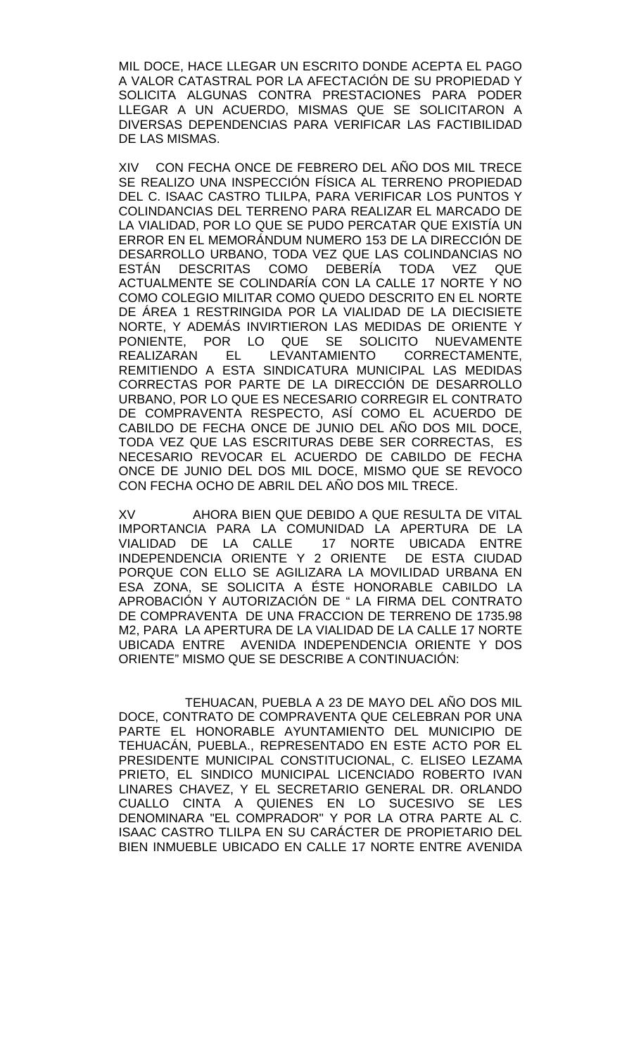MIL DOCE, HACE LLEGAR UN ESCRITO DONDE ACEPTA EL PAGO A VALOR CATASTRAL POR LA AFECTACIÓN DE SU PROPIEDAD Y SOLICITA ALGUNAS CONTRA PRESTACIONES PARA PODER LLEGAR A UN ACUERDO, MISMAS QUE SE SOLICITARON A DIVERSAS DEPENDENCIAS PARA VERIFICAR LAS FACTIBILIDAD DE LAS MISMAS.

XIV CON FECHA ONCE DE FEBRERO DEL AÑO DOS MIL TRECE SE REALIZO UNA INSPECCIÓN FÍSICA AL TERRENO PROPIEDAD DEL C. ISAAC CASTRO TLILPA, PARA VERIFICAR LOS PUNTOS Y COLINDANCIAS DEL TERRENO PARA REALIZAR EL MARCADO DE LA VIALIDAD, POR LO QUE SE PUDO PERCATAR QUE EXISTÍA UN ERROR EN EL MEMORÁNDUM NUMERO 153 DE LA DIRECCIÓN DE DESARROLLO URBANO, TODA VEZ QUE LAS COLINDANCIAS NO ESTÁN DESCRITAS COMO DEBERÍA TODA VEZ QUE ACTUALMENTE SE COLINDARÍA CON LA CALLE 17 NORTE Y NO COMO COLEGIO MILITAR COMO QUEDO DESCRITO EN EL NORTE DE ÁREA 1 RESTRINGIDA POR LA VIALIDAD DE LA DIECISIETE NORTE, Y ADEMÁS INVIRTIERON LAS MEDIDAS DE ORIENTE Y PONIENTE, POR LO QUE SE SOLICITO NUEVAMENTE REALIZARAN EL LEVANTAMIENTO CORRECTAMENTE, REMITIENDO A ESTA SINDICATURA MUNICIPAL LAS MEDIDAS CORRECTAS POR PARTE DE LA DIRECCIÓN DE DESARROLLO URBANO, POR LO QUE ES NECESARIO CORREGIR EL CONTRATO DE COMPRAVENTA RESPECTO, ASÍ COMO EL ACUERDO DE CABILDO DE FECHA ONCE DE JUNIO DEL AÑO DOS MIL DOCE, TODA VEZ QUE LAS ESCRITURAS DEBE SER CORRECTAS, ES NECESARIO REVOCAR EL ACUERDO DE CABILDO DE FECHA ONCE DE JUNIO DEL DOS MIL DOCE, MISMO QUE SE REVOCO CON FECHA OCHO DE ABRIL DEL AÑO DOS MIL TRECE.

XV AHORA BIEN QUE DEBIDO A QUE RESULTA DE VITAL IMPORTANCIA PARA LA COMUNIDAD LA APERTURA DE LA VIALIDAD DE LA CALLE 17 NORTE UBICADA ENTRE INDEPENDENCIA ORIENTE Y 2 ORIENTE DE ESTA CIUDAD PORQUE CON ELLO SE AGILIZARA LA MOVILIDAD URBANA EN ESA ZONA, SE SOLICITA A ÉSTE HONORABLE CABILDO LA APROBACIÓN Y AUTORIZACIÓN DE " LA FIRMA DEL CONTRATO DE COMPRAVENTA DE UNA FRACCION DE TERRENO DE 1735.98 M2, PARA LA APERTURA DE LA VIALIDAD DE LA CALLE 17 NORTE UBICADA ENTRE AVENIDA INDEPENDENCIA ORIENTE Y DOS ORIENTE" MISMO QUE SE DESCRIBE A CONTINUACIÓN:

TEHUACAN, PUEBLA A 23 DE MAYO DEL AÑO DOS MIL DOCE, CONTRATO DE COMPRAVENTA QUE CELEBRAN POR UNA PARTE EL HONORABLE AYUNTAMIENTO DEL MUNICIPIO DE TEHUACÁN, PUEBLA., REPRESENTADO EN ESTE ACTO POR EL PRESIDENTE MUNICIPAL CONSTITUCIONAL, C. ELISEO LEZAMA PRIETO, EL SINDICO MUNICIPAL LICENCIADO ROBERTO IVAN LINARES CHAVEZ, Y EL SECRETARIO GENERAL DR. ORLANDO CUALLO CINTA A QUIENES EN LO SUCESIVO SE LES DENOMINARA "EL COMPRADOR" Y POR LA OTRA PARTE AL C. ISAAC CASTRO TLILPA EN SU CARÁCTER DE PROPIETARIO DEL BIEN INMUEBLE UBICADO EN CALLE 17 NORTE ENTRE AVENIDA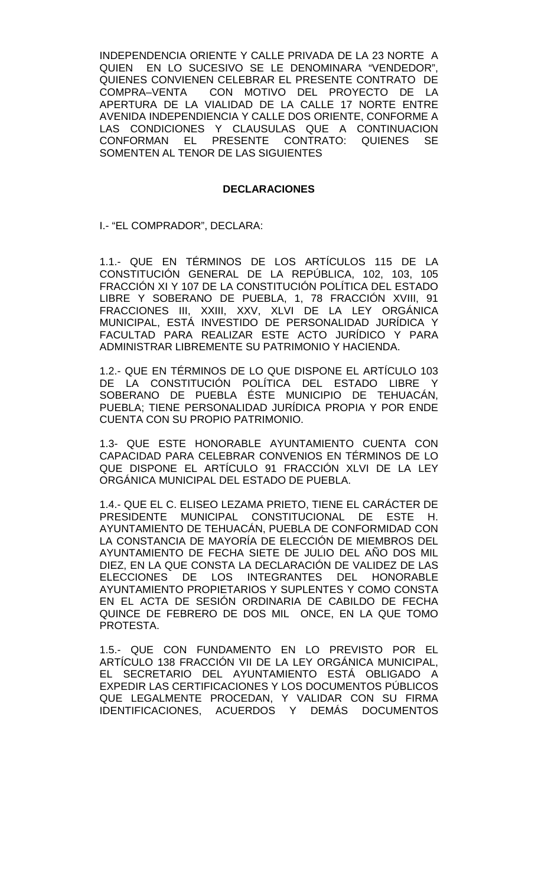INDEPENDENCIA ORIENTE Y CALLE PRIVADA DE LA 23 NORTE A QUIEN EN LO SUCESIVO SE LE DENOMINARA “VENDEDOR”, QUIENES CONVIENEN CELEBRAR EL PRESENTE CONTRATO DE COMPRA–VENTA CON MOTIVO DEL PROYECTO DE LA APERTURA DE LA VIALIDAD DE LA CALLE 17 NORTE ENTRE AVENIDA INDEPENDIENCIA Y CALLE DOS ORIENTE, CONFORME A LAS CONDICIONES Y CLAUSULAS QUE A CONTINUACION CONFORMAN EL PRESENTE CONTRATO: QUIENES SE SOMENTEN AL TENOR DE LAS SIGUIENTES

**DECLARACIONES**

I.- “EL COMPRADOR”, DECLARA:

1.1.- QUE EN TÉRMINOS DE LOS ARTÍCULOS 115 DE LA CONSTITUCIÓN GENERAL DE LA REPÚBLICA, 102, 103, 105 FRACCIÓN XI Y 107 DE LA CONSTITUCIÓN POLÍTICA DEL ESTADO LIBRE Y SOBERANO DE PUEBLA, 1, 78 FRACCIÓN XVIII, 91 FRACCIONES III, XXIII, XXV, XLVI DE LA LEY ORGÁNICA MUNICIPAL, ESTÁ INVESTIDO DE PERSONALIDAD JURÍDICA Y FACULTAD PARA REALIZAR ESTE ACTO JURÍDICO Y PARA ADMINISTRAR LIBREMENTE SU PATRIMONIO Y HACIENDA.

1.2.- QUE EN TÉRMINOS DE LO QUE DISPONE EL ARTÍCULO 103 DE LA CONSTITUCIÓN POLÍTICA DEL ESTADO LIBRE Y SOBERANO DE PUEBLA ÉSTE MUNICIPIO DE TEHUACÁN, PUEBLA; TIENE PERSONALIDAD JURÍDICA PROPIA Y POR ENDE CUENTA CON SU PROPIO PATRIMONIO.

1.3- QUE ESTE HONORABLE AYUNTAMIENTO CUENTA CON CAPACIDAD PARA CELEBRAR CONVENIOS EN TÉRMINOS DE LO QUE DISPONE EL ARTÍCULO 91 FRACCIÓN XLVI DE LA LEY ORGÁNICA MUNICIPAL DEL ESTADO DE PUEBLA.

1.4.- QUE EL C. ELISEO LEZAMA PRIETO, TIENE EL CARÁCTER DE PRESIDENTE MUNICIPAL CONSTITUCIONAL DE ESTE H. AYUNTAMIENTO DE TEHUACÁN, PUEBLA DE CONFORMIDAD CON LA CONSTANCIA DE MAYORÍA DE ELECCIÓN DE MIEMBROS DEL AYUNTAMIENTO DE FECHA SIETE DE JULIO DEL AÑO DOS MIL DIEZ, EN LA QUE CONSTA LA DECLARACIÓN DE VALIDEZ DE LAS ELECCIONES DE LOS INTEGRANTES DEL HONORABLE AYUNTAMIENTO PROPIETARIOS Y SUPLENTES Y COMO CONSTA EN EL ACTA DE SESIÓN ORDINARIA DE CABILDO DE FECHA QUINCE DE FEBRERO DE DOS MIL ONCE, EN LA QUE TOMO PROTESTA.

1.5.- QUE CON FUNDAMENTO EN LO PREVISTO POR EL ARTÍCULO 138 FRACCIÓN VII DE LA LEY ORGÁNICA MUNICIPAL, EL SECRETARIO DEL AYUNTAMIENTO ESTÁ OBLIGADO A EXPEDIR LAS CERTIFICACIONES Y LOS DOCUMENTOS PÚBLICOS QUE LEGALMENTE PROCEDAN, Y VALIDAR CON SU FIRMA IDENTIFICACIONES, ACUERDOS Y DEMÁS DOCUMENTOS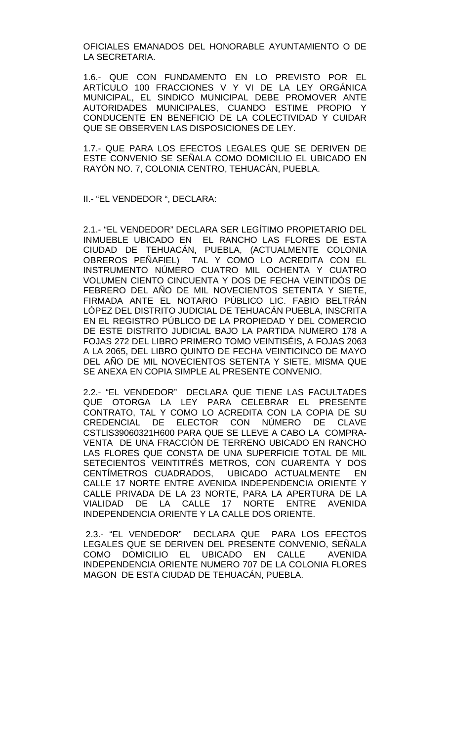OFICIALES EMANADOS DEL HONORABLE AYUNTAMIENTO O DE LA SECRETARIA.

1.6.- QUE CON FUNDAMENTO EN LO PREVISTO POR EL ARTÍCULO 100 FRACCIONES V Y VI DE LA LEY ORGÁNICA MUNICIPAL, EL SINDICO MUNICIPAL DEBE PROMOVER ANTE AUTORIDADES MUNICIPALES, CUANDO ESTIME PROPIO Y CONDUCENTE EN BENEFICIO DE LA COLECTIVIDAD Y CUIDAR QUE SE OBSERVEN LAS DISPOSICIONES DE LEY.

1.7.- QUE PARA LOS EFECTOS LEGALES QUE SE DERIVEN DE ESTE CONVENIO SE SEÑALA COMO DOMICILIO EL UBICADO EN RAYÓN NO. 7, COLONIA CENTRO, TEHUACÁN, PUEBLA.

II.- "EL VENDEDOR ", DECLARA:

2.1.- "EL VENDEDOR" DECLARA SER LEGÍTIMO PROPIETARIO DEL INMUEBLE UBICADO EN EL RANCHO LAS FLORES DE ESTA CIUDAD DE TEHUACÁN, PUEBLA, (ACTUALMENTE COLONIA OBREROS PEÑAFIEL) TAL Y COMO LO ACREDITA CON EL INSTRUMENTO NÚMERO CUATRO MIL OCHENTA Y CUATRO VOLUMEN CIENTO CINCUENTA Y DOS DE FECHA VEINTIDÓS DE FEBRERO DEL AÑO DE MIL NOVECIENTOS SETENTA Y SIETE, FIRMADA ANTE EL NOTARIO PÚBLICO LIC. FABIO BELTRÁN LÓPEZ DEL DISTRITO JUDICIAL DE TEHUACÁN PUEBLA, INSCRITA EN EL REGISTRO PÚBLICO DE LA PROPIEDAD Y DEL COMERCIO DE ESTE DISTRITO JUDICIAL BAJO LA PARTIDA NUMERO 178 A FOJAS 272 DEL LIBRO PRIMERO TOMO VEINTISÉIS, A FOJAS 2063 A LA 2065, DEL LIBRO QUINTO DE FECHA VEINTICINCO DE MAYO DEL AÑO DE MIL NOVECIENTOS SETENTA Y SIETE, MISMA QUE SE ANEXA EN COPIA SIMPLE AL PRESENTE CONVENIO.

2.2.- "EL VENDEDOR" DECLARA QUE TIENE LAS FACULTADES QUE OTORGA LA LEY PARA CELEBRAR EL PRESENTE CONTRATO, TAL Y COMO LO ACREDITA CON LA COPIA DE SU CREDENCIAL DE ELECTOR CON NÚMERO DE CLAVE CSTLIS39060321H600 PARA QUE SE LLEVE A CABO LA COMPRA-VENTA DE UNA FRACCIÓN DE TERRENO UBICADO EN RANCHO LAS FLORES QUE CONSTA DE UNA SUPERFICIE TOTAL DE MIL SETECIENTOS VEINTITRÉS METROS, CON CUARENTA Y DOS CENTÍMETROS CUADRADOS, UBICADO ACTUALMENTE EN CALLE 17 NORTE ENTRE AVENIDA INDEPENDENCIA ORIENTE Y CALLE PRIVADA DE LA 23 NORTE, PARA LA APERTURA DE LA VIALIDAD DE LA CALLE 17 NORTE ENTRE AVENIDA INDEPENDENCIA ORIENTE Y LA CALLE DOS ORIENTE.

2.3.- "EL VENDEDOR" DECLARA QUE PARA LOS EFECTOS LEGALES QUE SE DERIVEN DEL PRESENTE CONVENIO, SEÑALA COMO DOMICILIO EL UBICADO EN CALLE AVENIDA INDEPENDENCIA ORIENTE NUMERO 707 DE LA COLONIA FLORES MAGON DE ESTA CIUDAD DE TEHUACÁN, PUEBLA.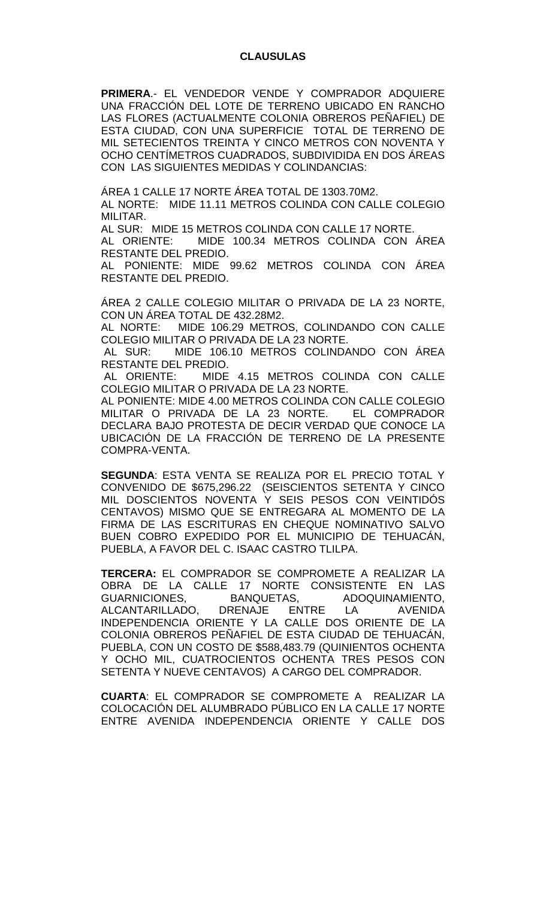**CLAUSULAS**

**PRIMERA**.- EL VENDEDOR VENDE Y COMPRADOR ADQUIERE UNA FRACCIÓN DEL LOTE DE TERRENO UBICADO EN RANCHO LAS FLORES (ACTUALMENTE COLONIA OBREROS PEÑAFIEL) DE ESTA CIUDAD, CON UNA SUPERFICIE TOTAL DE TERRENO DE MIL SETECIENTOS TREINTA Y CINCO METROS CON NOVENTA Y OCHO CENTÍMETROS CUADRADOS, SUBDIVIDIDA EN DOS ÁREAS CON LAS SIGUIENTES MEDIDAS Y COLINDANCIAS:

ÁREA 1 CALLE 17 NORTE ÁREA TOTAL DE 1303.70M2.
AL NORTE: MIDE 11.11 METROS COLINDA CON CALLE COLEGIO MILITAR.
AL SUR: MIDE 15 METROS COLINDA CON CALLE 17 NORTE.
AL ORIENTE: MIDE 100.34 METROS COLINDA CON ÁREA RESTANTE DEL PREDIO.
AL PONIENTE: MIDE 99.62 METROS COLINDA CON ÁREA RESTANTE DEL PREDIO.

ÁREA 2 CALLE COLEGIO MILITAR O PRIVADA DE LA 23 NORTE, CON UN ÁREA TOTAL DE 432.28M2.
AL NORTE: MIDE 106.29 METROS, COLINDANDO CON CALLE COLEGIO MILITAR O PRIVADA DE LA 23 NORTE.
AL SUR: MIDE 106.10 METROS COLINDANDO CON ÁREA RESTANTE DEL PREDIO.
AL ORIENTE: MIDE 4.15 METROS COLINDA CON CALLE COLEGIO MILITAR O PRIVADA DE LA 23 NORTE.
AL PONIENTE: MIDE 4.00 METROS COLINDA CON CALLE COLEGIO MILITAR O PRIVADA DE LA 23 NORTE. EL COMPRADOR DECLARA BAJO PROTESTA DE DECIR VERDAD QUE CONOCE LA UBICACIÓN DE LA FRACCIÓN DE TERRENO DE LA PRESENTE COMPRA-VENTA.

**SEGUNDA**: ESTA VENTA SE REALIZA POR EL PRECIO TOTAL Y CONVENIDO DE $675,296.22 (SEISCIENTOS SETENTA Y CINCO MIL DOSCIENTOS NOVENTA Y SEIS PESOS CON VEINTIDÓS CENTAVOS) MISMO QUE SE ENTREGARA AL MOMENTO DE LA FIRMA DE LAS ESCRITURAS EN CHEQUE NOMINATIVO SALVO BUEN COBRO EXPEDIDO POR EL MUNICIPIO DE TEHUACÁN, PUEBLA, A FAVOR DEL C. ISAAC CASTRO TLILPA.

**TERCERA:** EL COMPRADOR SE COMPROMETE A REALIZAR LA OBRA DE LA CALLE 17 NORTE CONSISTENTE EN LAS GUARNICIONES, BANQUETAS, ADOQUINAMIENTO, ALCANTARILLADO, DRENAJE ENTRE LA AVENIDA INDEPENDENCIA ORIENTE Y LA CALLE DOS ORIENTE DE LA COLONIA OBREROS PEÑAFIEL DE ESTA CIUDAD DE TEHUACÁN, PUEBLA, CON UN COSTO DE $588,483.79 (QUINIENTOS OCHENTA Y OCHO MIL, CUATROCIENTOS OCHENTA TRES PESOS CON SETENTA Y NUEVE CENTAVOS) A CARGO DEL COMPRADOR.

**CUARTA**: EL COMPRADOR SE COMPROMETE A REALIZAR LA COLOCACIÓN DEL ALUMBRADO PÚBLICO EN LA CALLE 17 NORTE ENTRE AVENIDA INDEPENDENCIA ORIENTE Y CALLE DOS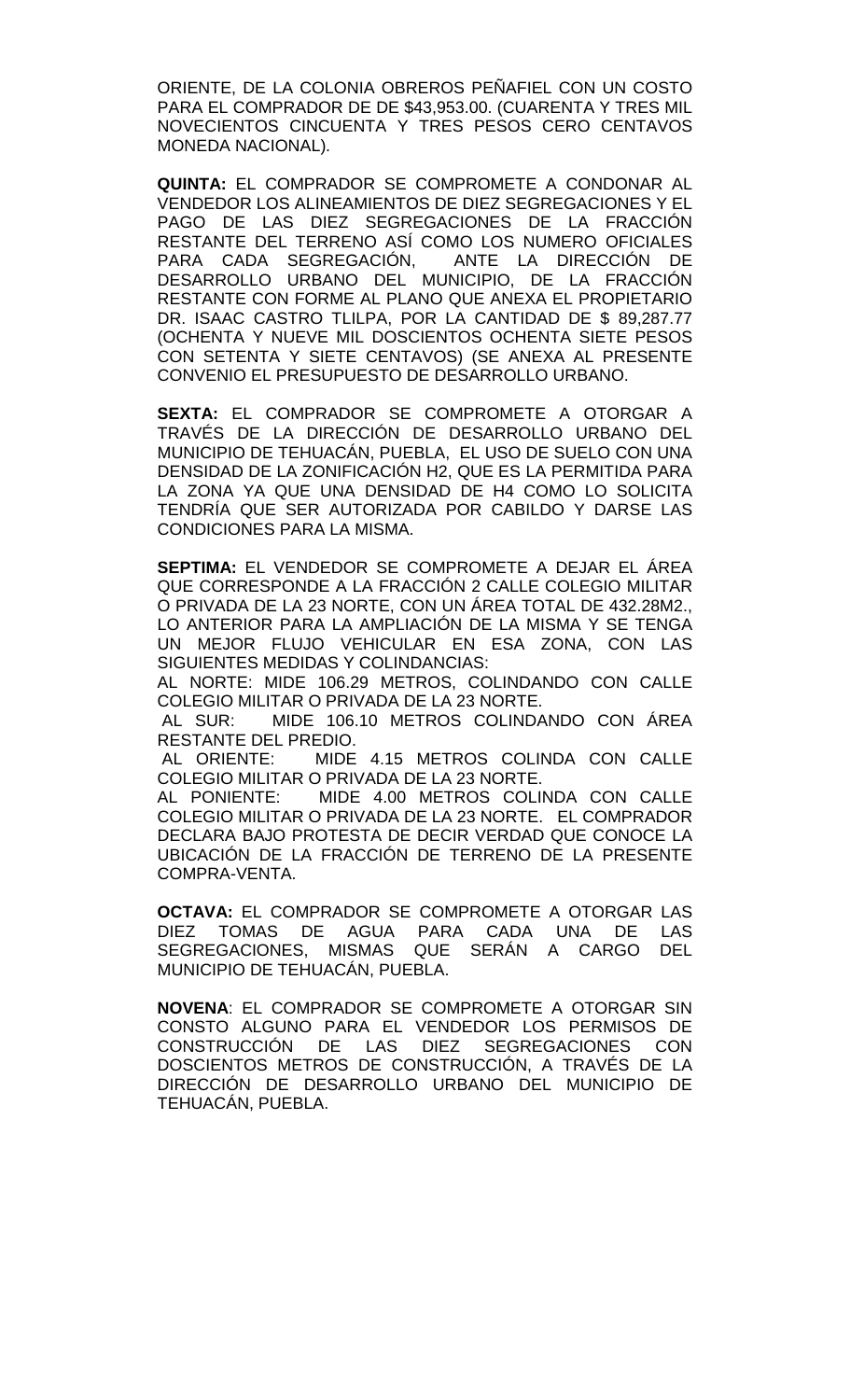ORIENTE, DE LA COLONIA OBREROS PEÑAFIEL CON UN COSTO PARA EL COMPRADOR DE DE $43,953.00. (CUARENTA Y TRES MIL NOVECIENTOS CINCUENTA Y TRES PESOS CERO CENTAVOS MONEDA NACIONAL).

**QUINTA:** EL COMPRADOR SE COMPROMETE A CONDONAR AL VENDEDOR LOS ALINEAMIENTOS DE DIEZ SEGREGACIONES Y EL PAGO DE LAS DIEZ SEGREGACIONES DE LA FRACCIÓN RESTANTE DEL TERRENO ASÍ COMO LOS NUMERO OFICIALES PARA CADA SEGREGACIÓN, ANTE LA DIRECCIÓN DE DESARROLLO URBANO DEL MUNICIPIO, DE LA FRACCIÓN RESTANTE CON FORME AL PLANO QUE ANEXA EL PROPIETARIO DR. ISAAC CASTRO TLILPA, POR LA CANTIDAD DE $ 89,287.77 (OCHENTA Y NUEVE MIL DOSCIENTOS OCHENTA SIETE PESOS CON SETENTA Y SIETE CENTAVOS) (SE ANEXA AL PRESENTE CONVENIO EL PRESUPUESTO DE DESARROLLO URBANO.

**SEXTA:** EL COMPRADOR SE COMPROMETE A OTORGAR A TRAVÉS DE LA DIRECCIÓN DE DESARROLLO URBANO DEL MUNICIPIO DE TEHUACÁN, PUEBLA, EL USO DE SUELO CON UNA DENSIDAD DE LA ZONIFICACIÓN H2, QUE ES LA PERMITIDA PARA LA ZONA YA QUE UNA DENSIDAD DE H4 COMO LO SOLICITA TENDRÍA QUE SER AUTORIZADA POR CABILDO Y DARSE LAS CONDICIONES PARA LA MISMA.

**SEPTIMA:** EL VENDEDOR SE COMPROMETE A DEJAR EL ÁREA QUE CORRESPONDE A LA FRACCIÓN 2 CALLE COLEGIO MILITAR O PRIVADA DE LA 23 NORTE, CON UN ÁREA TOTAL DE 432.28M2., LO ANTERIOR PARA LA AMPLIACIÓN DE LA MISMA Y SE TENGA UN MEJOR FLUJO VEHICULAR EN ESA ZONA, CON LAS SIGUIENTES MEDIDAS Y COLINDANCIAS:

AL NORTE: MIDE 106.29 METROS, COLINDANDO CON CALLE COLEGIO MILITAR O PRIVADA DE LA 23 NORTE.

AL SUR: MIDE 106.10 METROS COLINDANDO CON ÁREA RESTANTE DEL PREDIO.

AL ORIENTE: MIDE 4.15 METROS COLINDA CON CALLE COLEGIO MILITAR O PRIVADA DE LA 23 NORTE.

AL PONIENTE: MIDE 4.00 METROS COLINDA CON CALLE COLEGIO MILITAR O PRIVADA DE LA 23 NORTE. EL COMPRADOR DECLARA BAJO PROTESTA DE DECIR VERDAD QUE CONOCE LA UBICACIÓN DE LA FRACCIÓN DE TERRENO DE LA PRESENTE COMPRA-VENTA.

**OCTAVA:** EL COMPRADOR SE COMPROMETE A OTORGAR LAS DIEZ TOMAS DE AGUA PARA CADA UNA DE LAS SEGREGACIONES, MISMAS QUE SERÁN A CARGO DEL MUNICIPIO DE TEHUACÁN, PUEBLA.

**NOVENA**: EL COMPRADOR SE COMPROMETE A OTORGAR SIN CONSTO ALGUNO PARA EL VENDEDOR LOS PERMISOS DE CONSTRUCCIÓN DE LAS DIEZ SEGREGACIONES CON DOSCIENTOS METROS DE CONSTRUCCIÓN, A TRAVÉS DE LA DIRECCIÓN DE DESARROLLO URBANO DEL MUNICIPIO DE TEHUACÁN, PUEBLA.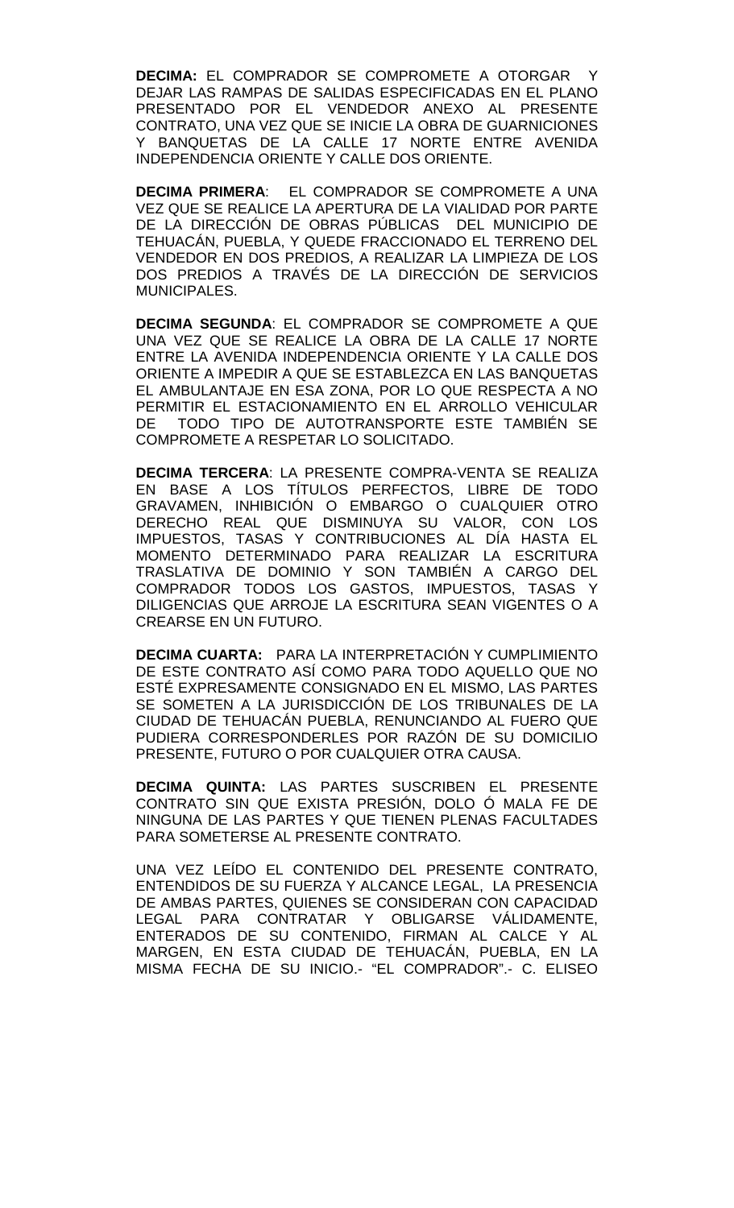**DECIMA:** EL COMPRADOR SE COMPROMETE A OTORGAR Y DEJAR LAS RAMPAS DE SALIDAS ESPECIFICADAS EN EL PLANO PRESENTADO POR EL VENDEDOR ANEXO AL PRESENTE CONTRATO, UNA VEZ QUE SE INICIE LA OBRA DE GUARNICIONES Y BANQUETAS DE LA CALLE 17 NORTE ENTRE AVENIDA INDEPENDENCIA ORIENTE Y CALLE DOS ORIENTE.

**DECIMA PRIMERA**: EL COMPRADOR SE COMPROMETE A UNA VEZ QUE SE REALICE LA APERTURA DE LA VIALIDAD POR PARTE DE LA DIRECCIÓN DE OBRAS PÚBLICAS DEL MUNICIPIO DE TEHUACÁN, PUEBLA, Y QUEDE FRACCIONADO EL TERRENO DEL VENDEDOR EN DOS PREDIOS, A REALIZAR LA LIMPIEZA DE LOS DOS PREDIOS A TRAVÉS DE LA DIRECCIÓN DE SERVICIOS MUNICIPALES.

**DECIMA SEGUNDA**: EL COMPRADOR SE COMPROMETE A QUE UNA VEZ QUE SE REALICE LA OBRA DE LA CALLE 17 NORTE ENTRE LA AVENIDA INDEPENDENCIA ORIENTE Y LA CALLE DOS ORIENTE A IMPEDIR A QUE SE ESTABLEZCA EN LAS BANQUETAS EL AMBULANTAJE EN ESA ZONA, POR LO QUE RESPECTA A NO PERMITIR EL ESTACIONAMIENTO EN EL ARROLLO VEHICULAR DE TODO TIPO DE AUTOTRANSPORTE ESTE TAMBIÉN SE COMPROMETE A RESPETAR LO SOLICITADO.

**DECIMA TERCERA**: LA PRESENTE COMPRA-VENTA SE REALIZA EN BASE A LOS TÍTULOS PERFECTOS, LIBRE DE TODO GRAVAMEN, INHIBICIÓN O EMBARGO O CUALQUIER OTRO DERECHO REAL QUE DISMINUYA SU VALOR, CON LOS IMPUESTOS, TASAS Y CONTRIBUCIONES AL DÍA HASTA EL MOMENTO DETERMINADO PARA REALIZAR LA ESCRITURA TRASLATIVA DE DOMINIO Y SON TAMBIÉN A CARGO DEL COMPRADOR TODOS LOS GASTOS, IMPUESTOS, TASAS Y DILIGENCIAS QUE ARROJE LA ESCRITURA SEAN VIGENTES O A CREARSE EN UN FUTURO.

**DECIMA CUARTA:** PARA LA INTERPRETACIÓN Y CUMPLIMIENTO DE ESTE CONTRATO ASÍ COMO PARA TODO AQUELLO QUE NO ESTÉ EXPRESAMENTE CONSIGNADO EN EL MISMO, LAS PARTES SE SOMETEN A LA JURISDICCIÓN DE LOS TRIBUNALES DE LA CIUDAD DE TEHUACÁN PUEBLA, RENUNCIANDO AL FUERO QUE PUDIERA CORRESPONDERLES POR RAZÓN DE SU DOMICILIO PRESENTE, FUTURO O POR CUALQUIER OTRA CAUSA.

**DECIMA QUINTA:** LAS PARTES SUSCRIBEN EL PRESENTE CONTRATO SIN QUE EXISTA PRESIÓN, DOLO Ó MALA FE DE NINGUNA DE LAS PARTES Y QUE TIENEN PLENAS FACULTADES PARA SOMETERSE AL PRESENTE CONTRATO.

UNA VEZ LEÍDO EL CONTENIDO DEL PRESENTE CONTRATO, ENTENDIDOS DE SU FUERZA Y ALCANCE LEGAL, LA PRESENCIA DE AMBAS PARTES, QUIENES SE CONSIDERAN CON CAPACIDAD LEGAL PARA CONTRATAR Y OBLIGARSE VÁLIDAMENTE, ENTERADOS DE SU CONTENIDO, FIRMAN AL CALCE Y AL MARGEN, EN ESTA CIUDAD DE TEHUACÁN, PUEBLA, EN LA MISMA FECHA DE SU INICIO.- "EL COMPRADOR".- C. ELISEO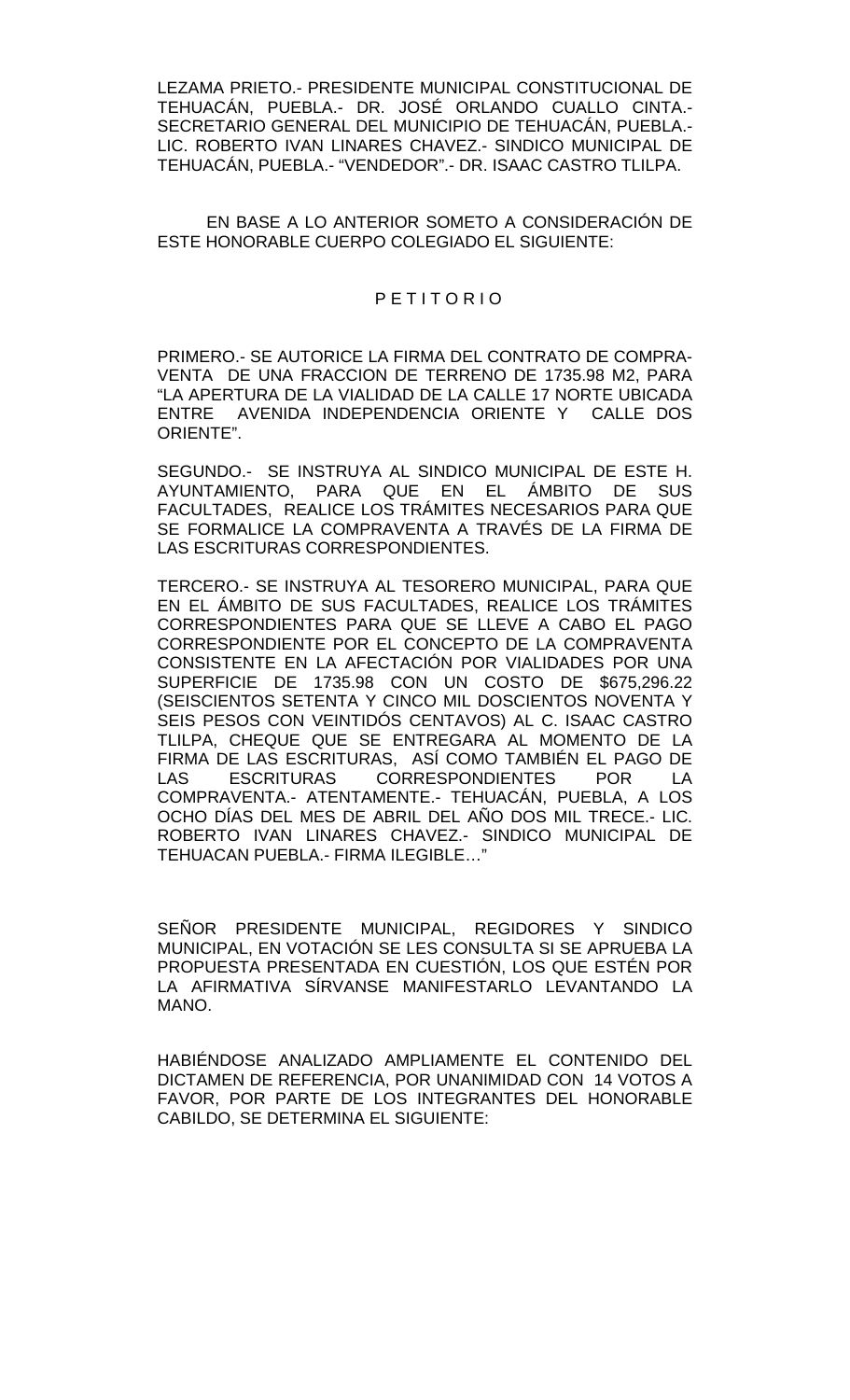LEZAMA PRIETO.- PRESIDENTE MUNICIPAL CONSTITUCIONAL DE TEHUACÁN, PUEBLA.- DR. JOSÉ ORLANDO CUALLO CINTA.- SECRETARIO GENERAL DEL MUNICIPIO DE TEHUACÁN, PUEBLA.- LIC. ROBERTO IVAN LINARES CHAVEZ.- SINDICO MUNICIPAL DE TEHUACÁN, PUEBLA.- "VENDEDOR".- DR. ISAAC CASTRO TLILPA.

EN BASE A LO ANTERIOR SOMETO A CONSIDERACIÓN DE ESTE HONORABLE CUERPO COLEGIADO EL SIGUIENTE:

P E T I T O R I O

PRIMERO.- SE AUTORICE LA FIRMA DEL CONTRATO DE COMPRA-VENTA DE UNA FRACCION DE TERRENO DE 1735.98 M2, PARA "LA APERTURA DE LA VIALIDAD DE LA CALLE 17 NORTE UBICADA ENTRE AVENIDA INDEPENDENCIA ORIENTE Y CALLE DOS ORIENTE".

SEGUNDO.- SE INSTRUYA AL SINDICO MUNICIPAL DE ESTE H. AYUNTAMIENTO, PARA QUE EN EL ÁMBITO DE SUS FACULTADES, REALICE LOS TRÁMITES NECESARIOS PARA QUE SE FORMALICE LA COMPRAVENTA A TRAVÉS DE LA FIRMA DE LAS ESCRITURAS CORRESPONDIENTES.

TERCERO.- SE INSTRUYA AL TESORERO MUNICIPAL, PARA QUE EN EL ÁMBITO DE SUS FACULTADES, REALICE LOS TRÁMITES CORRESPONDIENTES PARA QUE SE LLEVE A CABO EL PAGO CORRESPONDIENTE POR EL CONCEPTO DE LA COMPRAVENTA CONSISTENTE EN LA AFECTACIÓN POR VIALIDADES POR UNA SUPERFICIE DE 1735.98 CON UN COSTO DE $675,296.22 (SEISCIENTOS SETENTA Y CINCO MIL DOSCIENTOS NOVENTA Y SEIS PESOS CON VEINTIDÓS CENTAVOS) AL C. ISAAC CASTRO TLILPA, CHEQUE QUE SE ENTREGARA AL MOMENTO DE LA FIRMA DE LAS ESCRITURAS, ASÍ COMO TAMBIÉN EL PAGO DE LAS ESCRITURAS CORRESPONDIENTES POR LA COMPRAVENTA.- ATENTAMENTE.- TEHUACÁN, PUEBLA, A LOS OCHO DÍAS DEL MES DE ABRIL DEL AÑO DOS MIL TRECE.- LIC. ROBERTO IVAN LINARES CHAVEZ.- SINDICO MUNICIPAL DE TEHUACAN PUEBLA.- FIRMA ILEGIBLE…"

SEÑOR PRESIDENTE MUNICIPAL, REGIDORES Y SINDICO MUNICIPAL, EN VOTACIÓN SE LES CONSULTA SI SE APRUEBA LA PROPUESTA PRESENTADA EN CUESTIÓN, LOS QUE ESTÉN POR LA AFIRMATIVA SÍRVANSE MANIFESTARLO LEVANTANDO LA MANO.

HABIÉNDOSE ANALIZADO AMPLIAMENTE EL CONTENIDO DEL DICTAMEN DE REFERENCIA, POR UNANIMIDAD CON 14 VOTOS A FAVOR, POR PARTE DE LOS INTEGRANTES DEL HONORABLE CABILDO, SE DETERMINA EL SIGUIENTE: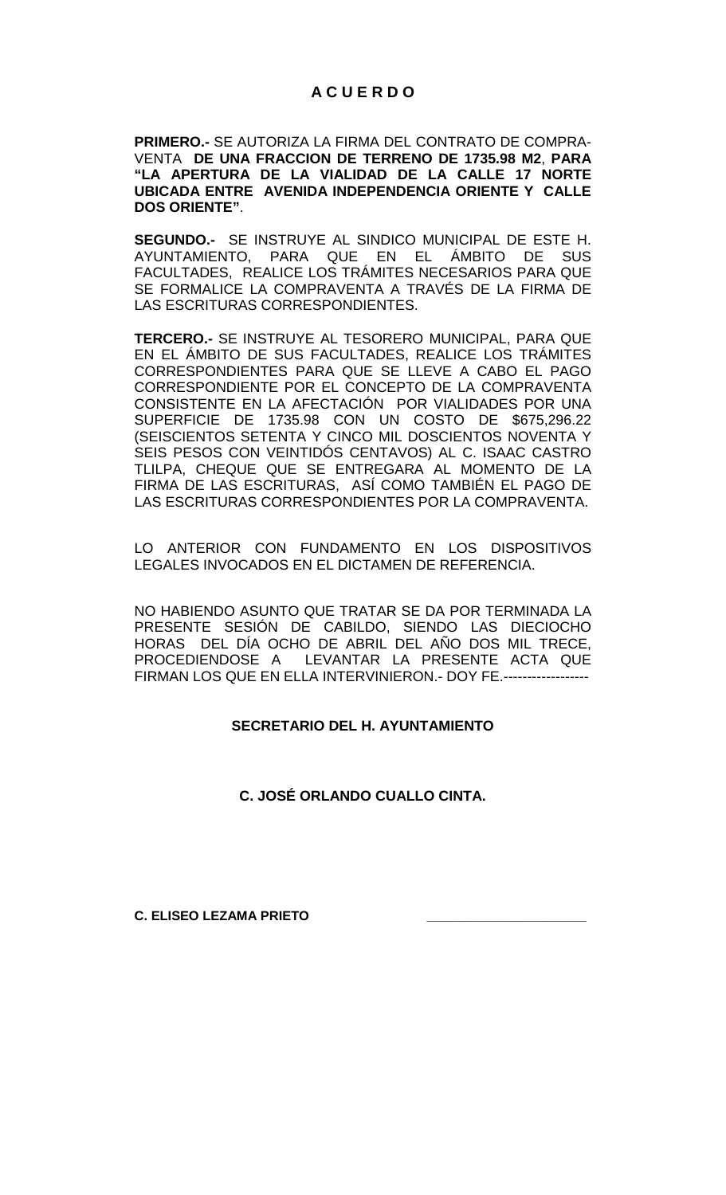# A C U E R D O

**PRIMERO.-** SE AUTORIZA LA FIRMA DEL CONTRATO DE COMPRA-VENTA **DE UNA FRACCION DE TERRENO DE 1735.98 M2**, **PARA "LA APERTURA DE LA VIALIDAD DE LA CALLE 17 NORTE UBICADA ENTRE AVENIDA INDEPENDENCIA ORIENTE Y CALLE DOS ORIENTE"**.

**SEGUNDO.-** SE INSTRUYE AL SINDICO MUNICIPAL DE ESTE H. AYUNTAMIENTO, PARA QUE EN EL ÁMBITO DE SUS FACULTADES, REALICE LOS TRÁMITES NECESARIOS PARA QUE SE FORMALICE LA COMPRAVENTA A TRAVÉS DE LA FIRMA DE LAS ESCRITURAS CORRESPONDIENTES.

**TERCERO.-** SE INSTRUYE AL TESORERO MUNICIPAL, PARA QUE EN EL ÁMBITO DE SUS FACULTADES, REALICE LOS TRÁMITES CORRESPONDIENTES PARA QUE SE LLEVE A CABO EL PAGO CORRESPONDIENTE POR EL CONCEPTO DE LA COMPRAVENTA CONSISTENTE EN LA AFECTACIÓN POR VIALIDADES POR UNA SUPERFICIE DE 1735.98 CON UN COSTO DE $675,296.22 (SEISCIENTOS SETENTA Y CINCO MIL DOSCIENTOS NOVENTA Y SEIS PESOS CON VEINTIDÓS CENTAVOS) AL C. ISAAC CASTRO TLILPA, CHEQUE QUE SE ENTREGARA AL MOMENTO DE LA FIRMA DE LAS ESCRITURAS, ASÍ COMO TAMBIÉN EL PAGO DE LAS ESCRITURAS CORRESPONDIENTES POR LA COMPRAVENTA.

LO ANTERIOR CON FUNDAMENTO EN LOS DISPOSITIVOS LEGALES INVOCADOS EN EL DICTAMEN DE REFERENCIA.

NO HABIENDO ASUNTO QUE TRATAR SE DA POR TERMINADA LA PRESENTE SESIÓN DE CABILDO, SIENDO LAS DIECIOCHO HORAS DEL DÍA OCHO DE ABRIL DEL AÑO DOS MIL TRECE, PROCEDIENDOSE A LEVANTAR LA PRESENTE ACTA QUE FIRMAN LOS QUE EN ELLA INTERVINIERON.- DOY FE.------------------

**SECRETARIO DEL H. AYUNTAMIENTO**

**C. JOSÉ ORLANDO CUALLO CINTA.**

**C. ELISEO LEZAMA PRIETO** ______________________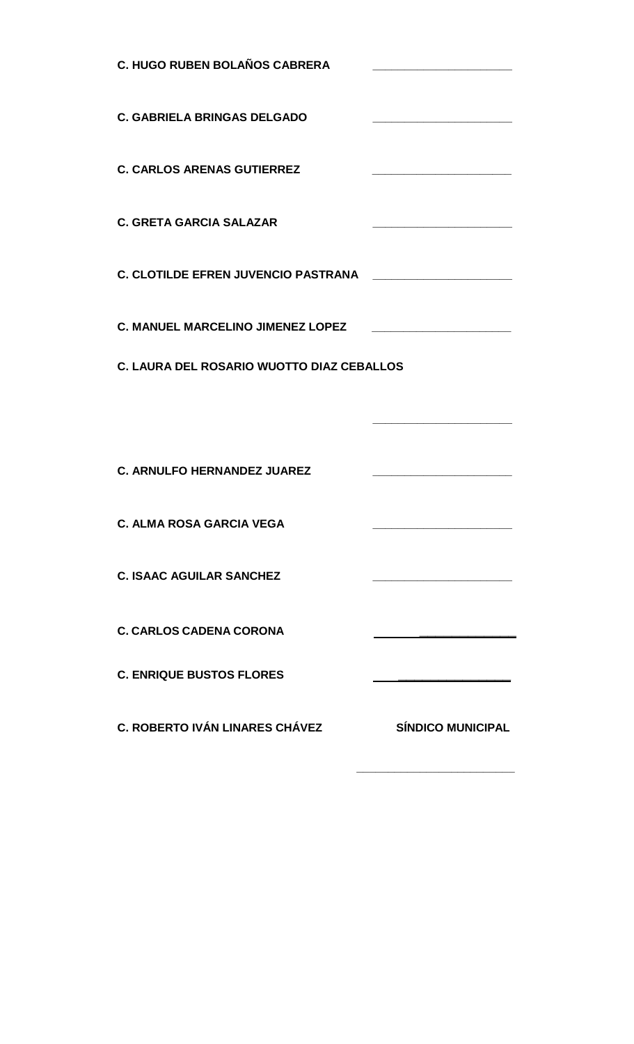**C. HUGO RUBEN BOLAÑOS CABRERA** \_\_\_\_\_\_\_\_\_\_\_\_\_\_\_\_\_\_\_\_\_\_

**C. GABRIELA BRINGAS DELGADO** \_\_\_\_\_\_\_\_\_\_\_\_\_\_\_\_\_\_\_\_\_\_

**C. CARLOS ARENAS GUTIERREZ** \_\_\_\_\_\_\_\_\_\_\_\_\_\_\_\_\_\_\_\_\_\_

**C. GRETA GARCIA SALAZAR** \_\_\_\_\_\_\_\_\_\_\_\_\_\_\_\_\_\_\_\_\_\_

**C. CLOTILDE EFREN JUVENCIO PASTRANA** \_\_\_\_\_\_\_\_\_\_\_\_\_\_\_\_\_\_\_\_\_\_

**C. MANUEL MARCELINO JIMENEZ LOPEZ** \_\_\_\_\_\_\_\_\_\_\_\_\_\_\_\_\_\_\_\_\_\_

**C. LAURA DEL ROSARIO WUOTTO DIAZ CEBALLOS**

\_\_\_\_\_\_\_\_\_\_\_\_\_\_\_\_\_\_\_\_\_\_

**C. ARNULFO HERNANDEZ JUAREZ** \_\_\_\_\_\_\_\_\_\_\_\_\_\_\_\_\_\_\_\_\_\_

**C. ALMA ROSA GARCIA VEGA** \_\_\_\_\_\_\_\_\_\_\_\_\_\_\_\_\_\_\_\_\_\_

**C. ISAAC AGUILAR SANCHEZ** \_\_\_\_\_\_\_\_\_\_\_\_\_\_\_\_\_\_\_\_\_\_

**C. CARLOS CADENA CORONA** \_\_\_\_\_\_\_\_\_\_\_\_\_\_\_\_\_\_\_\_\_\_

**C. ENRIQUE BUSTOS FLORES** \_\_\_\_\_\_\_\_\_\_\_\_\_\_\_\_\_\_\_\_\_\_

**C. ROBERTO IVÁN LINARES CHÁVEZ** **SÍNDICO MUNICIPAL**

\_\_\_\_\_\_\_\_\_\_\_\_\_\_\_\_\_\_\_\_\_\_\_\_\_\_